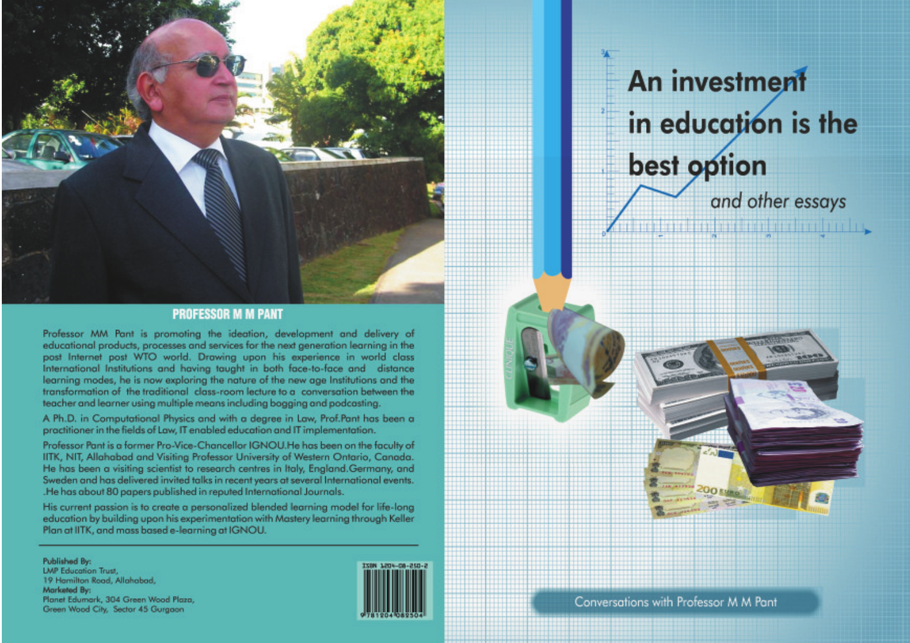# An investment in education is the best option

*and other essays*

Conversations with Professor M M Pant

## PROFESSOR M M PANT

Professor MM Pant is promoting the ideation, development and delivery of educational products, processes and services for the next generation learning in the post Internet post WTO world. Drawing upon his experience in world class International Institutions and having taught in both face-to-face and distance learning modes, he is now exploring the nature of the new age Institutions and the transformation of the traditional class-room lecture to a conversation between the teacher and learner using multiple means including bogging and podcasting.

A Ph.D. in Computational Physics and with a degree in Law, Prof.Pant has been a practitioner in the fields of Law, IT enabled education and IT implementation.

Professor Pant is a former Pro-Vice-Chancellor IGNOU.He has been on the faculty of IITK, NIT, Allahabad and Visiting Professor University of Western Ontario, Canada. He has been a visiting scientist to research centres in Italy, England.Germany, and Sweden and has delivered invited talks in recent years at several International events. .He has about 80 papers published in reputed International Journals.

His current passion is to create a personalized blended learning model for life-long education by building upon his experimentation with Mastery learning through Keller Plan at IITK, and mass based e-learning at IGNOU.

**Published By:**
LMP Education Trust,
19 Hamilton Road, Allahabad,
**Marketed By:**
Planet Edumark, 304 Green Wood Plaza,
Green Wood City, Sector 45 Gurgaon

ISBN 1204-08-250-2
9781204082504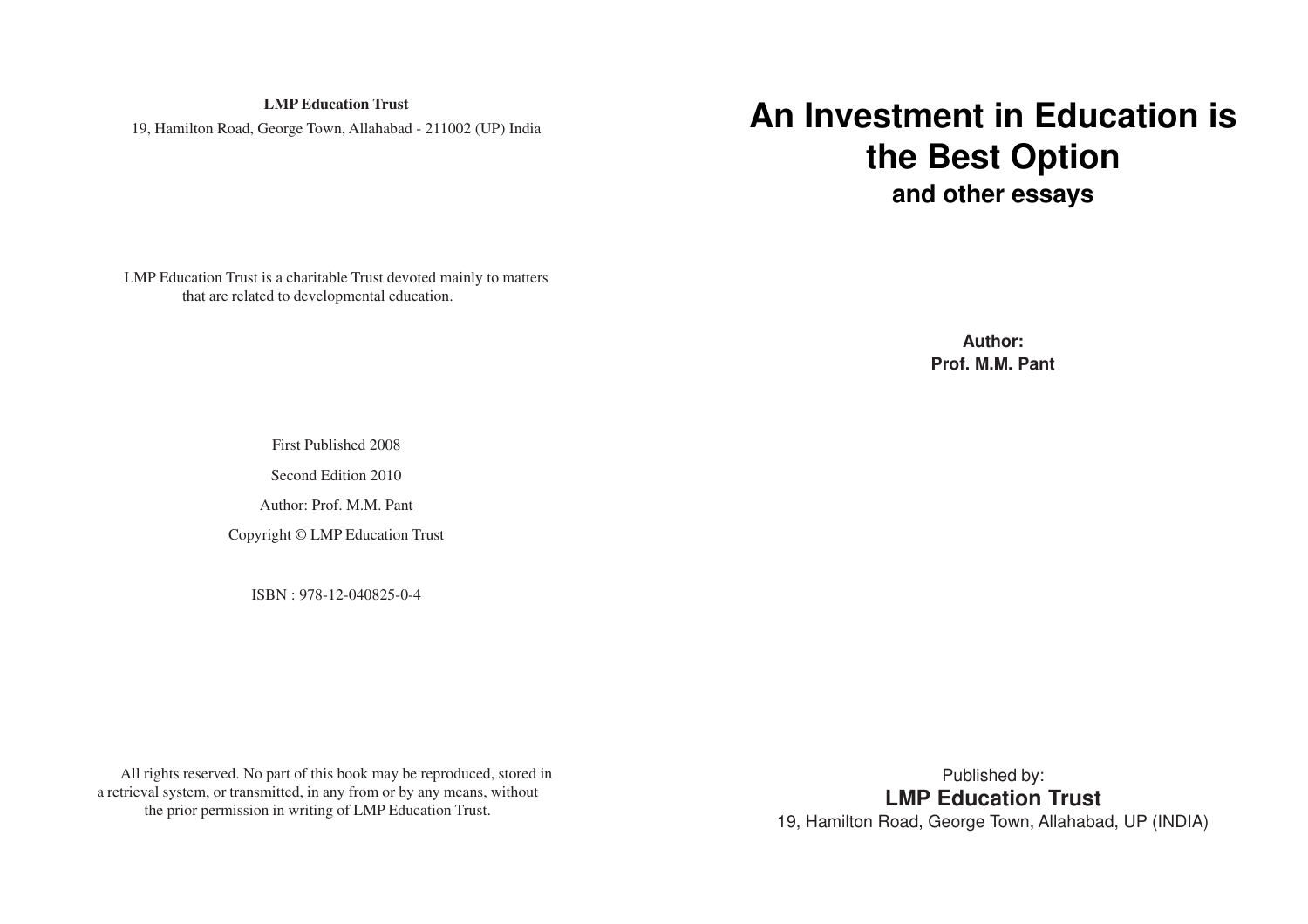**LMP Education Trust**

19, Hamilton Road, George Town, Allahabad - 211002 (UP) India

LMP Education Trust is a charitable Trust devoted mainly to matters that are related to developmental education.

First Published 2008

Second Edition 2010

Author: Prof. M.M. Pant

Copyright © LMP Education Trust

ISBN : 978-12-040825-0-4

All rights reserved. No part of this book may be reproduced, stored in a retrieval system, or transmitted, in any from or by any means, without the prior permission in writing of LMP Education Trust.

# An Investment in Education is the Best Option

## and other essays

**Author:**
**Prof. M.M. Pant**

Published by:
**LMP Education Trust**
19, Hamilton Road, George Town, Allahabad, UP (INDIA)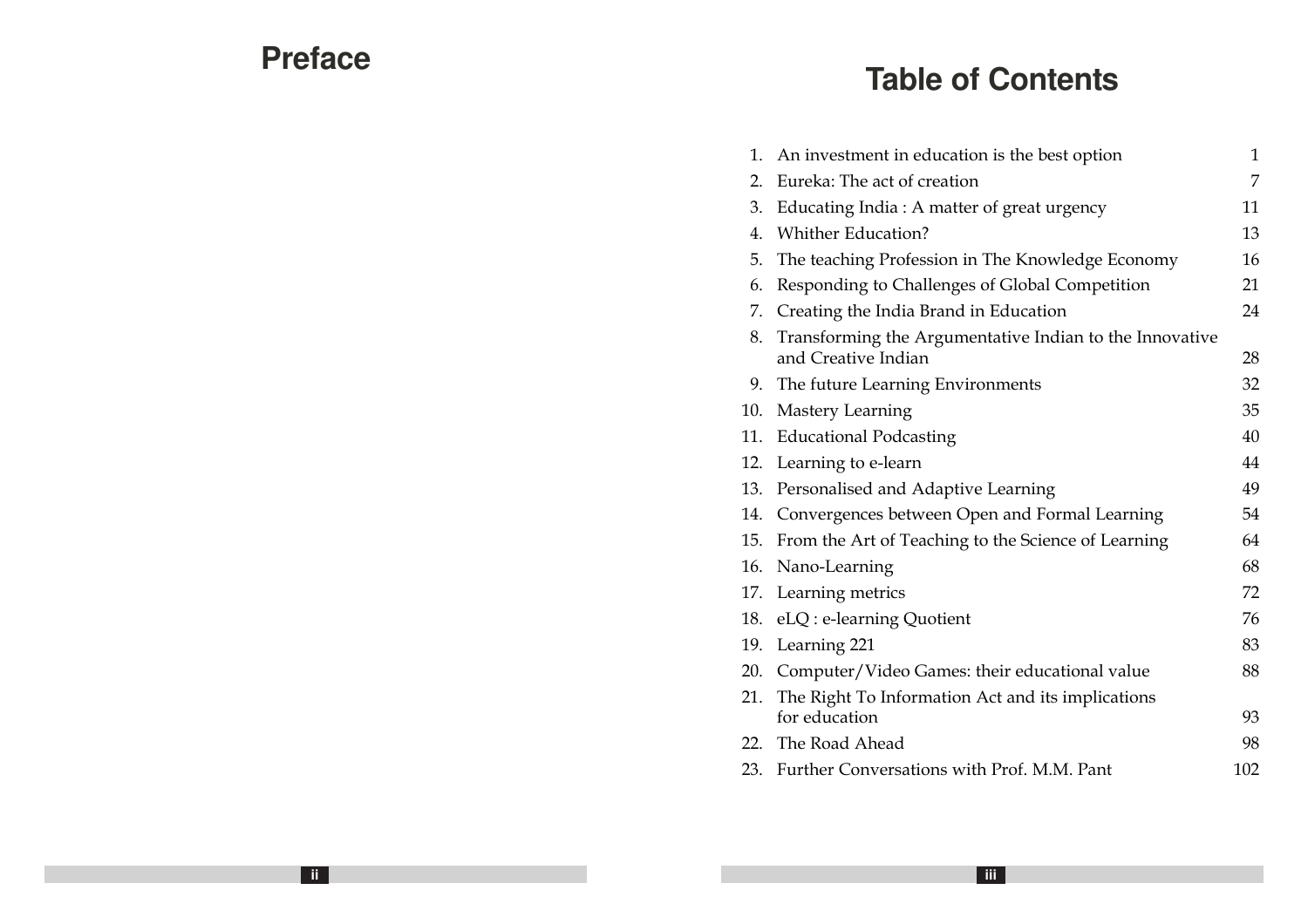# Preface

# Table of Contents

| | | |
|---|---|---|
| 1. | An investment in education is the best option | 1 |
| 2. | Eureka: The act of creation | 7 |
| 3. | Educating India : A matter of great urgency | 11 |
| 4. | Whither Education? | 13 |
| 5. | The teaching Profession in The Knowledge Economy | 16 |
| 6. | Responding to Challenges of Global Competition | 21 |
| 7. | Creating the India Brand in Education | 24 |
| 8. | Transforming the Argumentative Indian to the Innovative and Creative Indian | 28 |
| 9. | The future Learning Environments | 32 |
| 10. | Mastery Learning | 35 |
| 11. | Educational Podcasting | 40 |
| 12. | Learning to e-learn | 44 |
| 13. | Personalised and Adaptive Learning | 49 |
| 14. | Convergences between Open and Formal Learning | 54 |
| 15. | From the Art of Teaching to the Science of Learning | 64 |
| 16. | Nano-Learning | 68 |
| 17. | Learning metrics | 72 |
| 18. | eLQ : e-learning Quotient | 76 |
| 19. | Learning 221 | 83 |
| 20. | Computer/Video Games: their educational value | 88 |
| 21. | The Right To Information Act and its implications for education | 93 |
| 22. | The Road Ahead | 98 |
| 23. | Further Conversations with Prof. M.M. Pant | 102 |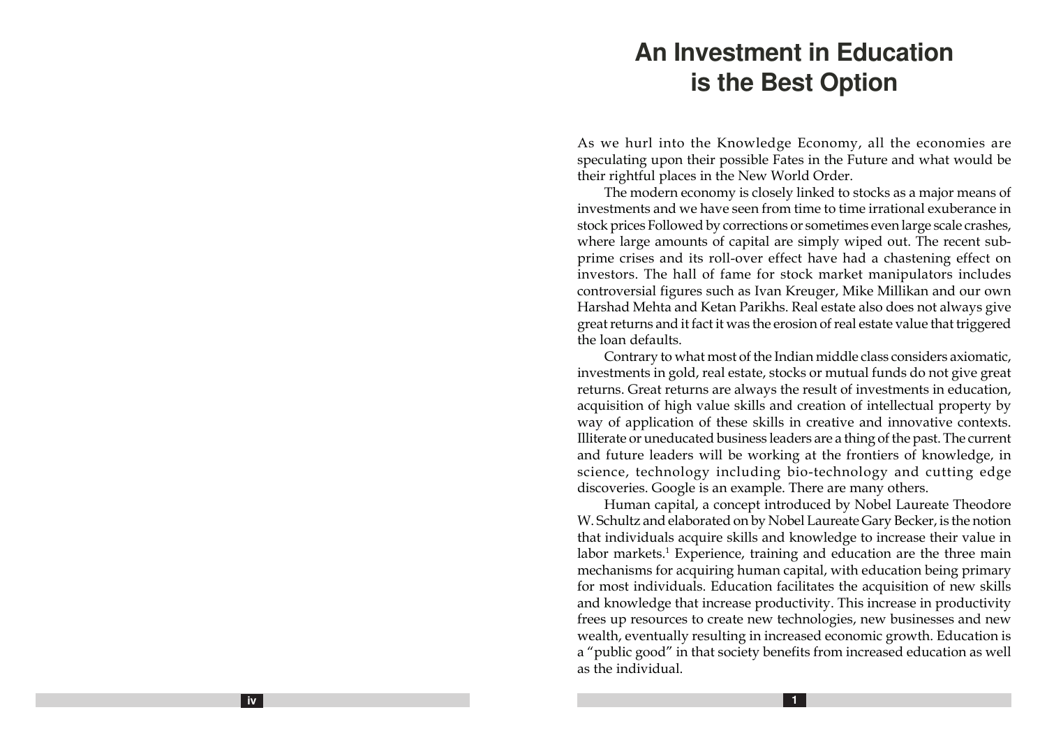# An Investment in Education is the Best Option

As we hurl into the Knowledge Economy, all the economies are speculating upon their possible Fates in the Future and what would be their rightful places in the New World Order.

The modern economy is closely linked to stocks as a major means of investments and we have seen from time to time irrational exuberance in stock prices Followed by corrections or sometimes even large scale crashes, where large amounts of capital are simply wiped out. The recent sub-prime crises and its roll-over effect have had a chastening effect on investors. The hall of fame for stock market manipulators includes controversial figures such as Ivan Kreuger, Mike Millikan and our own Harshad Mehta and Ketan Parikhs. Real estate also does not always give great returns and it fact it was the erosion of real estate value that triggered the loan defaults.

Contrary to what most of the Indian middle class considers axiomatic, investments in gold, real estate, stocks or mutual funds do not give great returns. Great returns are always the result of investments in education, acquisition of high value skills and creation of intellectual property by way of application of these skills in creative and innovative contexts. Illiterate or uneducated business leaders are a thing of the past. The current and future leaders will be working at the frontiers of knowledge, in science, technology including bio-technology and cutting edge discoveries. Google is an example. There are many others.

Human capital, a concept introduced by Nobel Laureate Theodore W. Schultz and elaborated on by Nobel Laureate Gary Becker, is the notion that individuals acquire skills and knowledge to increase their value in labor markets.[1] Experience, training and education are the three main mechanisms for acquiring human capital, with education being primary for most individuals. Education facilitates the acquisition of new skills and knowledge that increase productivity. This increase in productivity frees up resources to create new technologies, new businesses and new wealth, eventually resulting in increased economic growth. Education is a "public good" in that society benefits from increased education as well as the individual.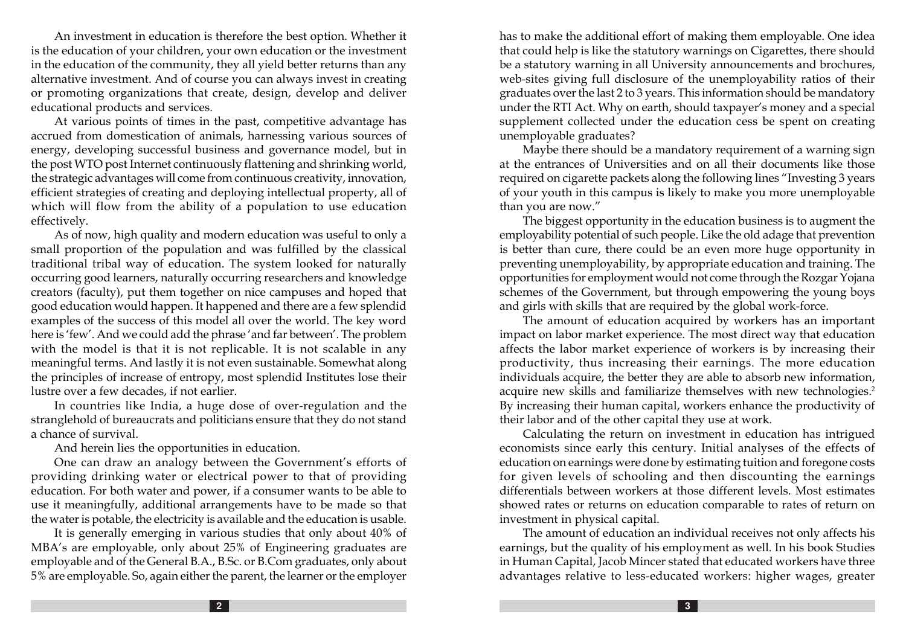An investment in education is therefore the best option. Whether it is the education of your children, your own education or the investment in the education of the community, they all yield better returns than any alternative investment. And of course you can always invest in creating or promoting organizations that create, design, develop and deliver educational products and services.

At various points of times in the past, competitive advantage has accrued from domestication of animals, harnessing various sources of energy, developing successful business and governance model, but in the post WTO post Internet continuously flattening and shrinking world, the strategic advantages will come from continuous creativity, innovation, efficient strategies of creating and deploying intellectual property, all of which will flow from the ability of a population to use education effectively.

As of now, high quality and modern education was useful to only a small proportion of the population and was fulfilled by the classical traditional tribal way of education. The system looked for naturally occurring good learners, naturally occurring researchers and knowledge creators (faculty), put them together on nice campuses and hoped that good education would happen. It happened and there are a few splendid examples of the success of this model all over the world. The key word here is 'few'. And we could add the phrase 'and far between'. The problem with the model is that it is not replicable. It is not scalable in any meaningful terms. And lastly it is not even sustainable. Somewhat along the principles of increase of entropy, most splendid Institutes lose their lustre over a few decades, if not earlier.

In countries like India, a huge dose of over-regulation and the stranglehold of bureaucrats and politicians ensure that they do not stand a chance of survival.

And herein lies the opportunities in education.

One can draw an analogy between the Government's efforts of providing drinking water or electrical power to that of providing education. For both water and power, if a consumer wants to be able to use it meaningfully, additional arrangements have to be made so that the water is potable, the electricity is available and the education is usable.

It is generally emerging in various studies that only about 40% of MBA's are employable, only about 25% of Engineering graduates are employable and of the General B.A., B.Sc. or B.Com graduates, only about 5% are employable. So, again either the parent, the learner or the employer has to make the additional effort of making them employable. One idea that could help is like the statutory warnings on Cigarettes, there should be a statutory warning in all University announcements and brochures, web-sites giving full disclosure of the unemployability ratios of their graduates over the last 2 to 3 years. This information should be mandatory under the RTI Act. Why on earth, should taxpayer's money and a special supplement collected under the education cess be spent on creating unemployable graduates?

Maybe there should be a mandatory requirement of a warning sign at the entrances of Universities and on all their documents like those required on cigarette packets along the following lines "Investing 3 years of your youth in this campus is likely to make you more unemployable than you are now."

The biggest opportunity in the education business is to augment the employability potential of such people. Like the old adage that prevention is better than cure, there could be an even more huge opportunity in preventing unemployability, by appropriate education and training. The opportunities for employment would not come through the Rozgar Yojana schemes of the Government, but through empowering the young boys and girls with skills that are required by the global work-force.

The amount of education acquired by workers has an important impact on labor market experience. The most direct way that education affects the labor market experience of workers is by increasing their productivity, thus increasing their earnings. The more education individuals acquire, the better they are able to absorb new information, acquire new skills and familiarize themselves with new technologies.[2] By increasing their human capital, workers enhance the productivity of their labor and of the other capital they use at work.

Calculating the return on investment in education has intrigued economists since early this century. Initial analyses of the effects of education on earnings were done by estimating tuition and foregone costs for given levels of schooling and then discounting the earnings differentials between workers at those different levels. Most estimates showed rates or returns on education comparable to rates of return on investment in physical capital.

The amount of education an individual receives not only affects his earnings, but the quality of his employment as well. In his book Studies in Human Capital, Jacob Mincer stated that educated workers have three advantages relative to less-educated workers: higher wages, greater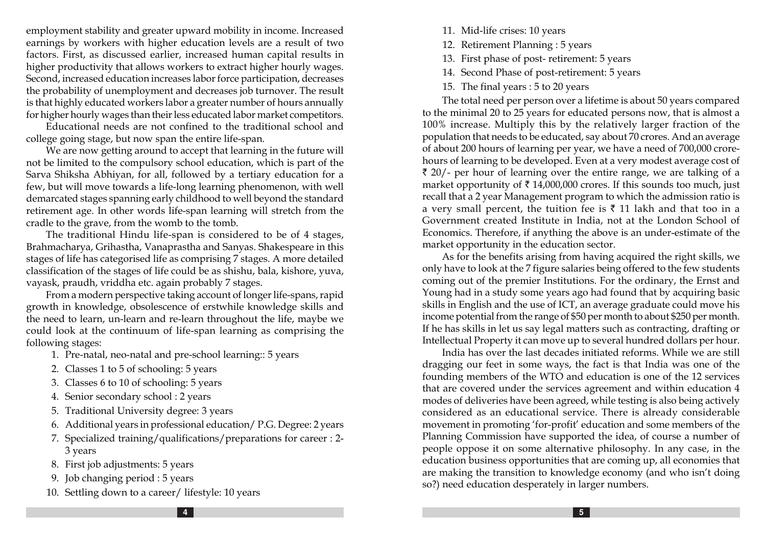employment stability and greater upward mobility in income. Increased earnings by workers with higher education levels are a result of two factors. First, as discussed earlier, increased human capital results in higher productivity that allows workers to extract higher hourly wages. Second, increased education increases labor force participation, decreases the probability of unemployment and decreases job turnover. The result is that highly educated workers labor a greater number of hours annually for higher hourly wages than their less educated labor market competitors.

Educational needs are not confined to the traditional school and college going stage, but now span the entire life-span.

We are now getting around to accept that learning in the future will not be limited to the compulsory school education, which is part of the Sarva Shiksha Abhiyan, for all, followed by a tertiary education for a few, but will move towards a life-long learning phenomenon, with well demarcated stages spanning early childhood to well beyond the standard retirement age. In other words life-span learning will stretch from the cradle to the grave, from the womb to the tomb.

The traditional Hindu life-span is considered to be of 4 stages, Brahmacharya, Grihastha, Vanaprastha and Sanyas. Shakespeare in this stages of life has categorised life as comprising 7 stages. A more detailed classification of the stages of life could be as shishu, bala, kishore, yuva, vayask, praudh, vriddha etc. again probably 7 stages.

From a modern perspective taking account of longer life-spans, rapid growth in knowledge, obsolescence of erstwhile knowledge skills and the need to learn, un-learn and re-learn throughout the life, maybe we could look at the continuum of life-span learning as comprising the following stages:

1. Pre-natal, neo-natal and pre-school learning:: 5 years
2. Classes 1 to 5 of schooling: 5 years
3. Classes 6 to 10 of schooling: 5 years
4. Senior secondary school : 2 years
5. Traditional University degree: 3 years
6. Additional years in professional education/ P.G. Degree: 2 years
7. Specialized training/qualifications/preparations for career : 2-3 years
8. First job adjustments: 5 years
9. Job changing period : 5 years
10. Settling down to a career/ lifestyle: 10 years
11. Mid-life crises: 10 years
12. Retirement Planning : 5 years
13. First phase of post- retirement: 5 years
14. Second Phase of post-retirement: 5 years
15. The final years : 5 to 20 years

The total need per person over a lifetime is about 50 years compared to the minimal 20 to 25 years for educated persons now, that is almost a 100% increase. Multiply this by the relatively larger fraction of the population that needs to be educated, say about 70 crores. And an average of about 200 hours of learning per year, we have a need of 700,000 crore-hours of learning to be developed. Even at a very modest average cost of ₹ 20/- per hour of learning over the entire range, we are talking of a market opportunity of ₹ 14,000,000 crores. If this sounds too much, just recall that a 2 year Management program to which the admission ratio is a very small percent, the tuition fee is ₹ 11 lakh and that too in a Government created Institute in India, not at the London School of Economics. Therefore, if anything the above is an under-estimate of the market opportunity in the education sector.

As for the benefits arising from having acquired the right skills, we only have to look at the 7 figure salaries being offered to the few students coming out of the premier Institutions. For the ordinary, the Ernst and Young had in a study some years ago had found that by acquiring basic skills in English and the use of ICT, an average graduate could move his income potential from the range of $50 per month to about $250 per month. If he has skills in let us say legal matters such as contracting, drafting or Intellectual Property it can move up to several hundred dollars per hour.

India has over the last decades initiated reforms. While we are still dragging our feet in some ways, the fact is that India was one of the founding members of the WTO and education is one of the 12 services that are covered under the services agreement and within education 4 modes of deliveries have been agreed, while testing is also being actively considered as an educational service. There is already considerable movement in promoting 'for-profit' education and some members of the Planning Commission have supported the idea, of course a number of people oppose it on some alternative philosophy. In any case, in the education business opportunities that are coming up, all economies that are making the transition to knowledge economy (and who isn't doing so?) need education desperately in larger numbers.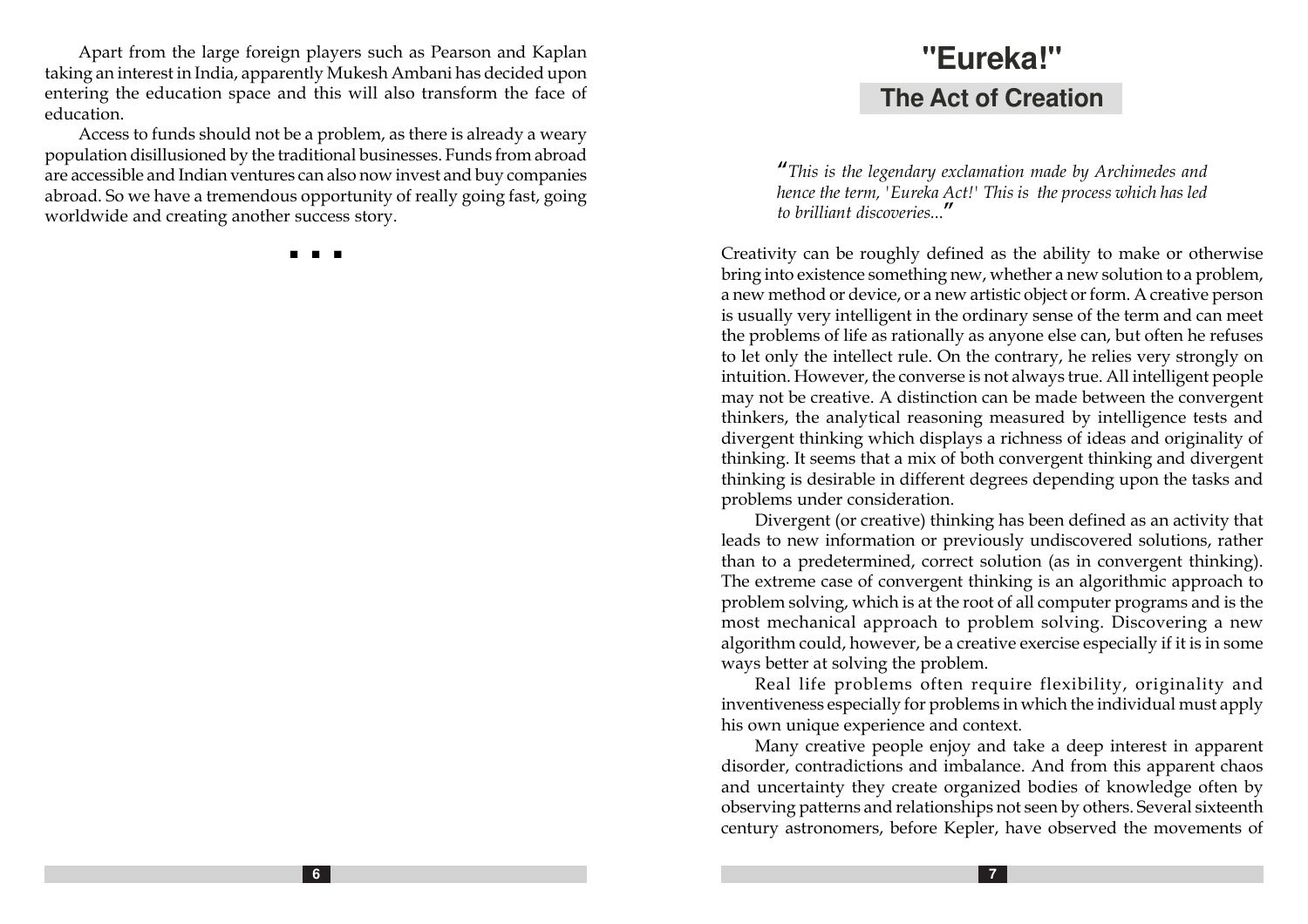Apart from the large foreign players such as Pearson and Kaplan taking an interest in India, apparently Mukesh Ambani has decided upon entering the education space and this will also transform the face of education.

Access to funds should not be a problem, as there is already a weary population disillusioned by the traditional businesses. Funds from abroad are accessible and Indian ventures can also now invest and buy companies abroad. So we have a tremendous opportunity of really going fast, going worldwide and creating another success story.

■ ■ ■

# "Eureka!"

## The Act of Creation

*"This is the legendary exclamation made by Archimedes and hence the term, 'Eureka Act!' This is the process which has led to brilliant discoveries..."*

Creativity can be roughly defined as the ability to make or otherwise bring into existence something new, whether a new solution to a problem, a new method or device, or a new artistic object or form. A creative person is usually very intelligent in the ordinary sense of the term and can meet the problems of life as rationally as anyone else can, but often he refuses to let only the intellect rule. On the contrary, he relies very strongly on intuition. However, the converse is not always true. All intelligent people may not be creative. A distinction can be made between the convergent thinkers, the analytical reasoning measured by intelligence tests and divergent thinking which displays a richness of ideas and originality of thinking. It seems that a mix of both convergent thinking and divergent thinking is desirable in different degrees depending upon the tasks and problems under consideration.

Divergent (or creative) thinking has been defined as an activity that leads to new information or previously undiscovered solutions, rather than to a predetermined, correct solution (as in convergent thinking). The extreme case of convergent thinking is an algorithmic approach to problem solving, which is at the root of all computer programs and is the most mechanical approach to problem solving. Discovering a new algorithm could, however, be a creative exercise especially if it is in some ways better at solving the problem.

Real life problems often require flexibility, originality and inventiveness especially for problems in which the individual must apply his own unique experience and context.

Many creative people enjoy and take a deep interest in apparent disorder, contradictions and imbalance. And from this apparent chaos and uncertainty they create organized bodies of knowledge often by observing patterns and relationships not seen by others. Several sixteenth century astronomers, before Kepler, have observed the movements of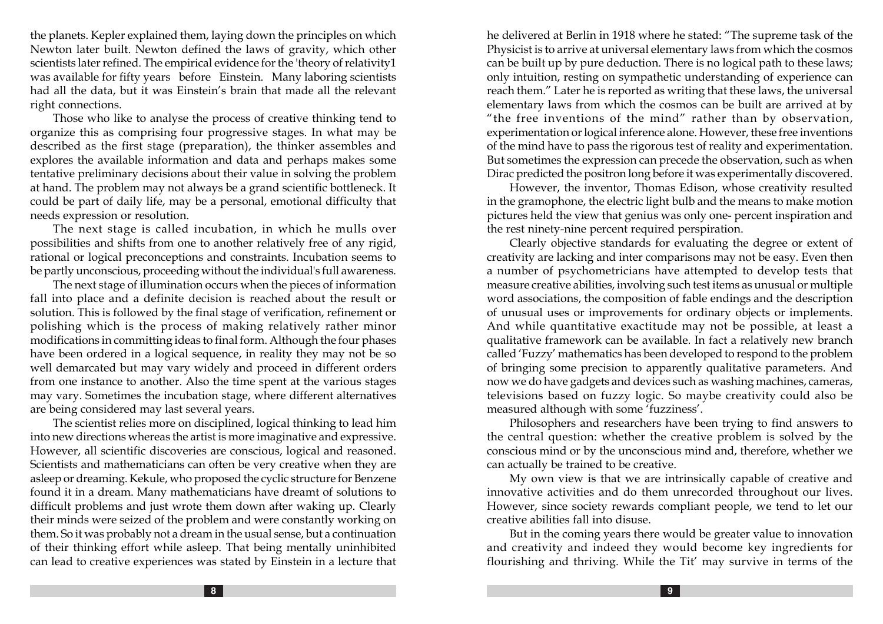the planets. Kepler explained them, laying down the principles on which Newton later built. Newton defined the laws of gravity, which other scientists later refined. The empirical evidence for the 'theory of relativity1 was available for fifty years before Einstein. Many laboring scientists had all the data, but it was Einstein's brain that made all the relevant right connections.

Those who like to analyse the process of creative thinking tend to organize this as comprising four progressive stages. In what may be described as the first stage (preparation), the thinker assembles and explores the available information and data and perhaps makes some tentative preliminary decisions about their value in solving the problem at hand. The problem may not always be a grand scientific bottleneck. It could be part of daily life, may be a personal, emotional difficulty that needs expression or resolution.

The next stage is called incubation, in which he mulls over possibilities and shifts from one to another relatively free of any rigid, rational or logical preconceptions and constraints. Incubation seems to be partly unconscious, proceeding without the individual's full awareness.

The next stage of illumination occurs when the pieces of information fall into place and a definite decision is reached about the result or solution. This is followed by the final stage of verification, refinement or polishing which is the process of making relatively rather minor modifications in committing ideas to final form. Although the four phases have been ordered in a logical sequence, in reality they may not be so well demarcated but may vary widely and proceed in different orders from one instance to another. Also the time spent at the various stages may vary. Sometimes the incubation stage, where different alternatives are being considered may last several years.

The scientist relies more on disciplined, logical thinking to lead him into new directions whereas the artist is more imaginative and expressive. However, all scientific discoveries are conscious, logical and reasoned. Scientists and mathematicians can often be very creative when they are asleep or dreaming. Kekule, who proposed the cyclic structure for Benzene found it in a dream. Many mathematicians have dreamt of solutions to difficult problems and just wrote them down after waking up. Clearly their minds were seized of the problem and were constantly working on them. So it was probably not a dream in the usual sense, but a continuation of their thinking effort while asleep. That being mentally uninhibited can lead to creative experiences was stated by Einstein in a lecture that he delivered at Berlin in 1918 where he stated: "The supreme task of the Physicist is to arrive at universal elementary laws from which the cosmos can be built up by pure deduction. There is no logical path to these laws; only intuition, resting on sympathetic understanding of experience can reach them." Later he is reported as writing that these laws, the universal elementary laws from which the cosmos can be built are arrived at by "the free inventions of the mind" rather than by observation, experimentation or logical inference alone. However, these free inventions of the mind have to pass the rigorous test of reality and experimentation. But sometimes the expression can precede the observation, such as when Dirac predicted the positron long before it was experimentally discovered.

However, the inventor, Thomas Edison, whose creativity resulted in the gramophone, the electric light bulb and the means to make motion pictures held the view that genius was only one- percent inspiration and the rest ninety-nine percent required perspiration.

Clearly objective standards for evaluating the degree or extent of creativity are lacking and inter comparisons may not be easy. Even then a number of psychometricians have attempted to develop tests that measure creative abilities, involving such test items as unusual or multiple word associations, the composition of fable endings and the description of unusual uses or improvements for ordinary objects or implements. And while quantitative exactitude may not be possible, at least a qualitative framework can be available. In fact a relatively new branch called 'Fuzzy' mathematics has been developed to respond to the problem of bringing some precision to apparently qualitative parameters. And now we do have gadgets and devices such as washing machines, cameras, televisions based on fuzzy logic. So maybe creativity could also be measured although with some 'fuzziness'.

Philosophers and researchers have been trying to find answers to the central question: whether the creative problem is solved by the conscious mind or by the unconscious mind and, therefore, whether we can actually be trained to be creative.

My own view is that we are intrinsically capable of creative and innovative activities and do them unrecorded throughout our lives. However, since society rewards compliant people, we tend to let our creative abilities fall into disuse.

But in the coming years there would be greater value to innovation and creativity and indeed they would become key ingredients for flourishing and thriving. While the Tit' may survive in terms of the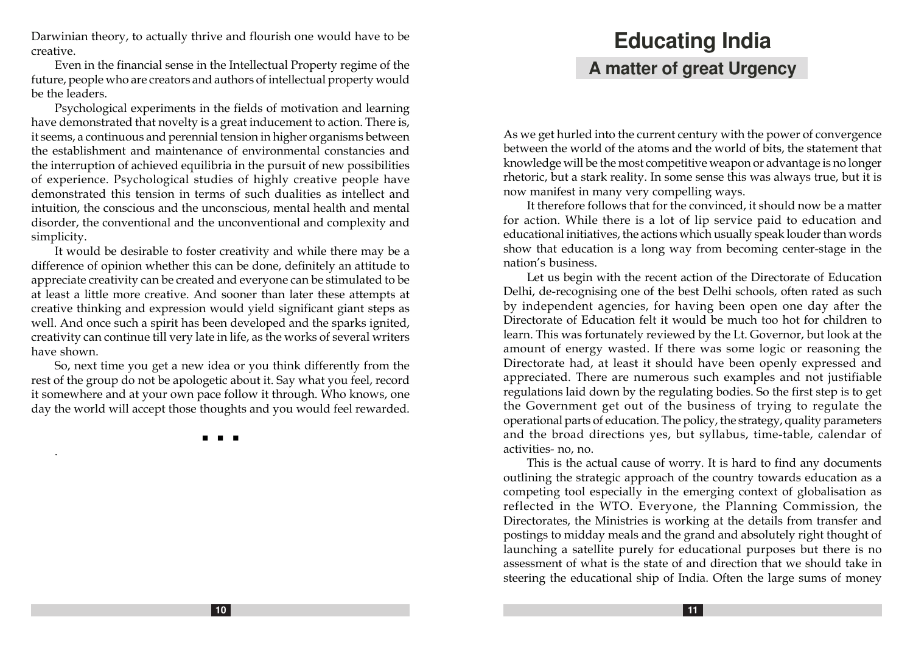Darwinian theory, to actually thrive and flourish one would have to be creative.

Even in the financial sense in the Intellectual Property regime of the future, people who are creators and authors of intellectual property would be the leaders.

Psychological experiments in the fields of motivation and learning have demonstrated that novelty is a great inducement to action. There is, it seems, a continuous and perennial tension in higher organisms between the establishment and maintenance of environmental constancies and the interruption of achieved equilibria in the pursuit of new possibilities of experience. Psychological studies of highly creative people have demonstrated this tension in terms of such dualities as intellect and intuition, the conscious and the unconscious, mental health and mental disorder, the conventional and the unconventional and complexity and simplicity.

It would be desirable to foster creativity and while there may be a difference of opinion whether this can be done, definitely an attitude to appreciate creativity can be created and everyone can be stimulated to be at least a little more creative. And sooner than later these attempts at creative thinking and expression would yield significant giant steps as well. And once such a spirit has been developed and the sparks ignited, creativity can continue till very late in life, as the works of several writers have shown.

So, next time you get a new idea or you think differently from the rest of the group do not be apologetic about it. Say what you feel, record it somewhere and at your own pace follow it through. Who knows, one day the world will accept those thoughts and you would feel rewarded.

■ ■ ■

# Educating India

## A matter of great Urgency

As we get hurled into the current century with the power of convergence between the world of the atoms and the world of bits, the statement that knowledge will be the most competitive weapon or advantage is no longer rhetoric, but a stark reality. In some sense this was always true, but it is now manifest in many very compelling ways.

It therefore follows that for the convinced, it should now be a matter for action. While there is a lot of lip service paid to education and educational initiatives, the actions which usually speak louder than words show that education is a long way from becoming center-stage in the nation's business.

Let us begin with the recent action of the Directorate of Education Delhi, de-recognising one of the best Delhi schools, often rated as such by independent agencies, for having been open one day after the Directorate of Education felt it would be much too hot for children to learn. This was fortunately reviewed by the Lt. Governor, but look at the amount of energy wasted. If there was some logic or reasoning the Directorate had, at least it should have been openly expressed and appreciated. There are numerous such examples and not justifiable regulations laid down by the regulating bodies. So the first step is to get the Government get out of the business of trying to regulate the operational parts of education. The policy, the strategy, quality parameters and the broad directions yes, but syllabus, time-table, calendar of activities- no, no.

This is the actual cause of worry. It is hard to find any documents outlining the strategic approach of the country towards education as a competing tool especially in the emerging context of globalisation as reflected in the WTO. Everyone, the Planning Commission, the Directorates, the Ministries is working at the details from transfer and postings to midday meals and the grand and absolutely right thought of launching a satellite purely for educational purposes but there is no assessment of what is the state of and direction that we should take in steering the educational ship of India. Often the large sums of money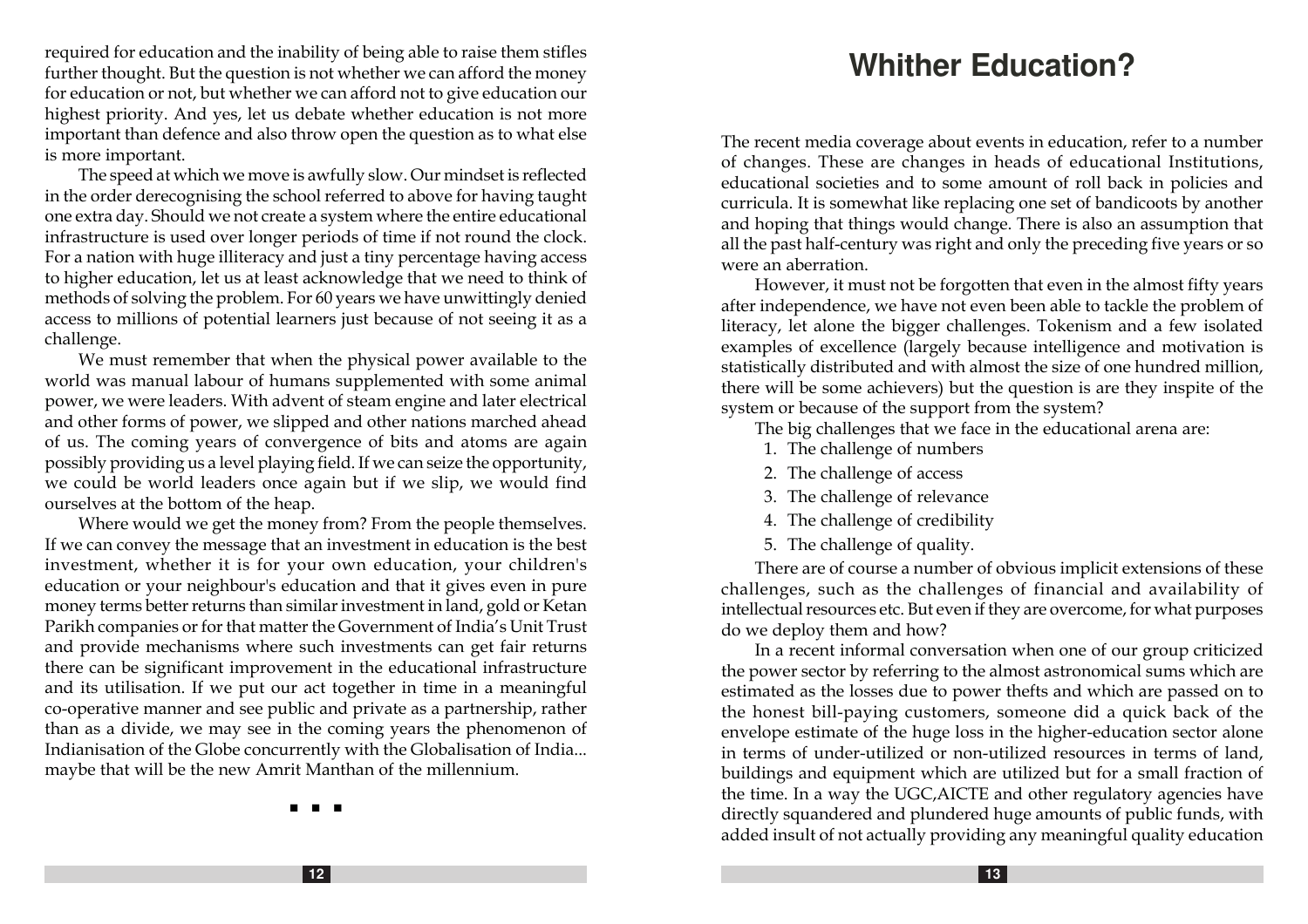required for education and the inability of being able to raise them stifles further thought. But the question is not whether we can afford the money for education or not, but whether we can afford not to give education our highest priority. And yes, let us debate whether education is not more important than defence and also throw open the question as to what else is more important.

The speed at which we move is awfully slow. Our mindset is reflected in the order derecognising the school referred to above for having taught one extra day. Should we not create a system where the entire educational infrastructure is used over longer periods of time if not round the clock. For a nation with huge illiteracy and just a tiny percentage having access to higher education, let us at least acknowledge that we need to think of methods of solving the problem. For 60 years we have unwittingly denied access to millions of potential learners just because of not seeing it as a challenge.

We must remember that when the physical power available to the world was manual labour of humans supplemented with some animal power, we were leaders. With advent of steam engine and later electrical and other forms of power, we slipped and other nations marched ahead of us. The coming years of convergence of bits and atoms are again possibly providing us a level playing field. If we can seize the opportunity, we could be world leaders once again but if we slip, we would find ourselves at the bottom of the heap.

Where would we get the money from? From the people themselves. If we can convey the message that an investment in education is the best investment, whether it is for your own education, your children's education or your neighbour's education and that it gives even in pure money terms better returns than similar investment in land, gold or Ketan Parikh companies or for that matter the Government of India's Unit Trust and provide mechanisms where such investments can get fair returns there can be significant improvement in the educational infrastructure and its utilisation. If we put our act together in time in a meaningful co-operative manner and see public and private as a partnership, rather than as a divide, we may see in the coming years the phenomenon of Indianisation of the Globe concurrently with the Globalisation of India... maybe that will be the new Amrit Manthan of the millennium.

▪ ▪ ▪

# Whither Education?

The recent media coverage about events in education, refer to a number of changes. These are changes in heads of educational Institutions, educational societies and to some amount of roll back in policies and curricula. It is somewhat like replacing one set of bandicoots by another and hoping that things would change. There is also an assumption that all the past half-century was right and only the preceding five years or so were an aberration.

However, it must not be forgotten that even in the almost fifty years after independence, we have not even been able to tackle the problem of literacy, let alone the bigger challenges. Tokenism and a few isolated examples of excellence (largely because intelligence and motivation is statistically distributed and with almost the size of one hundred million, there will be some achievers) but the question is are they inspite of the system or because of the support from the system?

The big challenges that we face in the educational arena are:

1. The challenge of numbers
2. The challenge of access
3. The challenge of relevance
4. The challenge of credibility
5. The challenge of quality.

There are of course a number of obvious implicit extensions of these challenges, such as the challenges of financial and availability of intellectual resources etc. But even if they are overcome, for what purposes do we deploy them and how?

In a recent informal conversation when one of our group criticized the power sector by referring to the almost astronomical sums which are estimated as the losses due to power thefts and which are passed on to the honest bill-paying customers, someone did a quick back of the envelope estimate of the huge loss in the higher-education sector alone in terms of under-utilized or non-utilized resources in terms of land, buildings and equipment which are utilized but for a small fraction of the time. In a way the UGC,AICTE and other regulatory agencies have directly squandered and plundered huge amounts of public funds, with added insult of not actually providing any meaningful quality education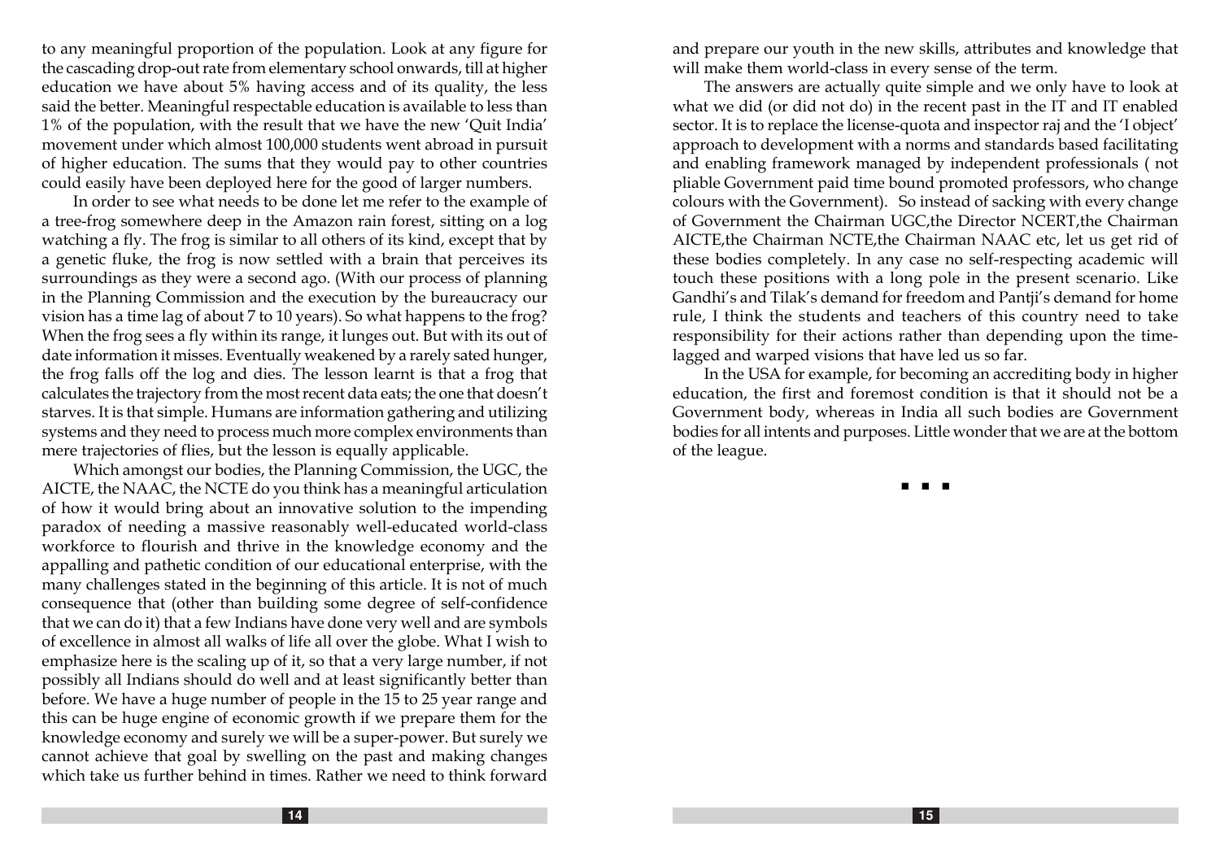to any meaningful proportion of the population. Look at any figure for the cascading drop-out rate from elementary school onwards, till at higher education we have about 5% having access and of its quality, the less said the better. Meaningful respectable education is available to less than 1% of the population, with the result that we have the new 'Quit India' movement under which almost 100,000 students went abroad in pursuit of higher education. The sums that they would pay to other countries could easily have been deployed here for the good of larger numbers.

In order to see what needs to be done let me refer to the example of a tree-frog somewhere deep in the Amazon rain forest, sitting on a log watching a fly. The frog is similar to all others of its kind, except that by a genetic fluke, the frog is now settled with a brain that perceives its surroundings as they were a second ago. (With our process of planning in the Planning Commission and the execution by the bureaucracy our vision has a time lag of about 7 to 10 years). So what happens to the frog? When the frog sees a fly within its range, it lunges out. But with its out of date information it misses. Eventually weakened by a rarely sated hunger, the frog falls off the log and dies. The lesson learnt is that a frog that calculates the trajectory from the most recent data eats; the one that doesn't starves. It is that simple. Humans are information gathering and utilizing systems and they need to process much more complex environments than mere trajectories of flies, but the lesson is equally applicable.

Which amongst our bodies, the Planning Commission, the UGC, the AICTE, the NAAC, the NCTE do you think has a meaningful articulation of how it would bring about an innovative solution to the impending paradox of needing a massive reasonably well-educated world-class workforce to flourish and thrive in the knowledge economy and the appalling and pathetic condition of our educational enterprise, with the many challenges stated in the beginning of this article. It is not of much consequence that (other than building some degree of self-confidence that we can do it) that a few Indians have done very well and are symbols of excellence in almost all walks of life all over the globe. What I wish to emphasize here is the scaling up of it, so that a very large number, if not possibly all Indians should do well and at least significantly better than before. We have a huge number of people in the 15 to 25 year range and this can be huge engine of economic growth if we prepare them for the knowledge economy and surely we will be a super-power. But surely we cannot achieve that goal by swelling on the past and making changes which take us further behind in times. Rather we need to think forward and prepare our youth in the new skills, attributes and knowledge that will make them world-class in every sense of the term.

The answers are actually quite simple and we only have to look at what we did (or did not do) in the recent past in the IT and IT enabled sector. It is to replace the license-quota and inspector raj and the 'I object' approach to development with a norms and standards based facilitating and enabling framework managed by independent professionals ( not pliable Government paid time bound promoted professors, who change colours with the Government). So instead of sacking with every change of Government the Chairman UGC,the Director NCERT,the Chairman AICTE,the Chairman NCTE,the Chairman NAAC etc, let us get rid of these bodies completely. In any case no self-respecting academic will touch these positions with a long pole in the present scenario. Like Gandhi's and Tilak's demand for freedom and Pantji's demand for home rule, I think the students and teachers of this country need to take responsibility for their actions rather than depending upon the time-lagged and warped visions that have led us so far.

In the USA for example, for becoming an accrediting body in higher education, the first and foremost condition is that it should not be a Government body, whereas in India all such bodies are Government bodies for all intents and purposes. Little wonder that we are at the bottom of the league.

■ ■ ■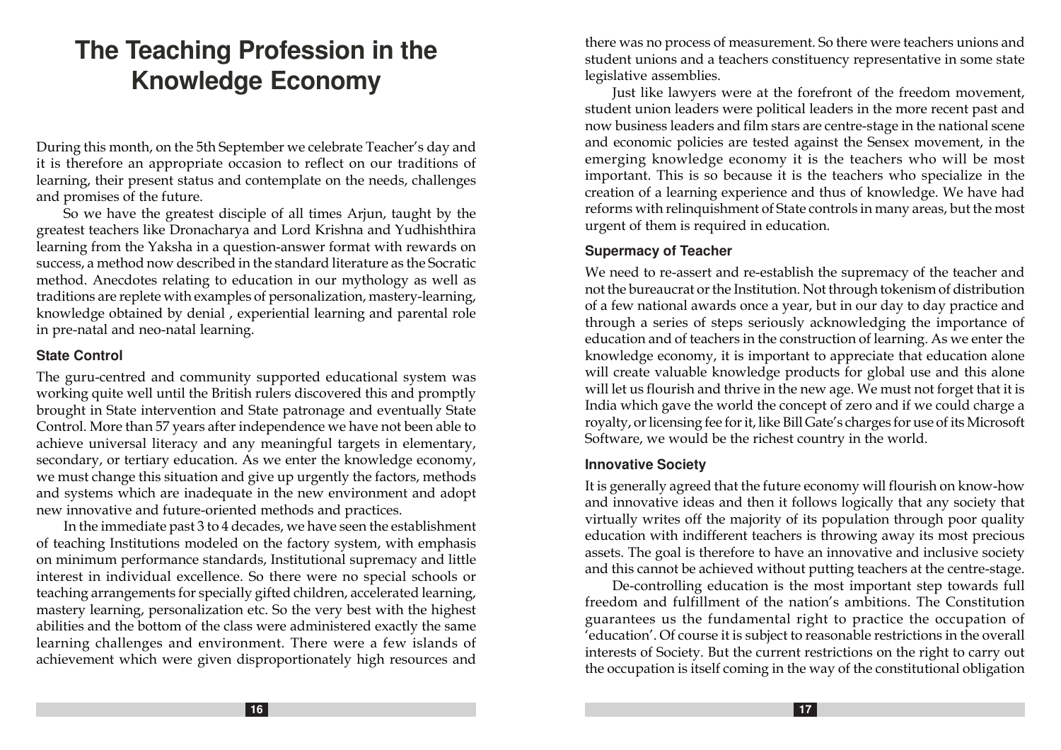# The Teaching Profession in the Knowledge Economy

During this month, on the 5th September we celebrate Teacher's day and it is therefore an appropriate occasion to reflect on our traditions of learning, their present status and contemplate on the needs, challenges and promises of the future.

So we have the greatest disciple of all times Arjun, taught by the greatest teachers like Dronacharya and Lord Krishna and Yudhishthira learning from the Yaksha in a question-answer format with rewards on success, a method now described in the standard literature as the Socratic method. Anecdotes relating to education in our mythology as well as traditions are replete with examples of personalization, mastery-learning, knowledge obtained by denial , experiential learning and parental role in pre-natal and neo-natal learning.

### State Control

The guru-centred and community supported educational system was working quite well until the British rulers discovered this and promptly brought in State intervention and State patronage and eventually State Control. More than 57 years after independence we have not been able to achieve universal literacy and any meaningful targets in elementary, secondary, or tertiary education. As we enter the knowledge economy, we must change this situation and give up urgently the factors, methods and systems which are inadequate in the new environment and adopt new innovative and future-oriented methods and practices.

In the immediate past 3 to 4 decades, we have seen the establishment of teaching Institutions modeled on the factory system, with emphasis on minimum performance standards, Institutional supremacy and little interest in individual excellence. So there were no special schools or teaching arrangements for specially gifted children, accelerated learning, mastery learning, personalization etc. So the very best with the highest abilities and the bottom of the class were administered exactly the same learning challenges and environment. There were a few islands of achievement which were given disproportionately high resources and there was no process of measurement. So there were teachers unions and student unions and a teachers constituency representative in some state legislative assemblies.

Just like lawyers were at the forefront of the freedom movement, student union leaders were political leaders in the more recent past and now business leaders and film stars are centre-stage in the national scene and economic policies are tested against the Sensex movement, in the emerging knowledge economy it is the teachers who will be most important. This is so because it is the teachers who specialize in the creation of a learning experience and thus of knowledge. We have had reforms with relinquishment of State controls in many areas, but the most urgent of them is required in education.

### Supermacy of Teacher

We need to re-assert and re-establish the supremacy of the teacher and not the bureaucrat or the Institution. Not through tokenism of distribution of a few national awards once a year, but in our day to day practice and through a series of steps seriously acknowledging the importance of education and of teachers in the construction of learning. As we enter the knowledge economy, it is important to appreciate that education alone will create valuable knowledge products for global use and this alone will let us flourish and thrive in the new age. We must not forget that it is India which gave the world the concept of zero and if we could charge a royalty, or licensing fee for it, like Bill Gate's charges for use of its Microsoft Software, we would be the richest country in the world.

### Innovative Society

It is generally agreed that the future economy will flourish on know-how and innovative ideas and then it follows logically that any society that virtually writes off the majority of its population through poor quality education with indifferent teachers is throwing away its most precious assets. The goal is therefore to have an innovative and inclusive society and this cannot be achieved without putting teachers at the centre-stage.

De-controlling education is the most important step towards full freedom and fulfillment of the nation's ambitions. The Constitution guarantees us the fundamental right to practice the occupation of 'education'. Of course it is subject to reasonable restrictions in the overall interests of Society. But the current restrictions on the right to carry out the occupation is itself coming in the way of the constitutional obligation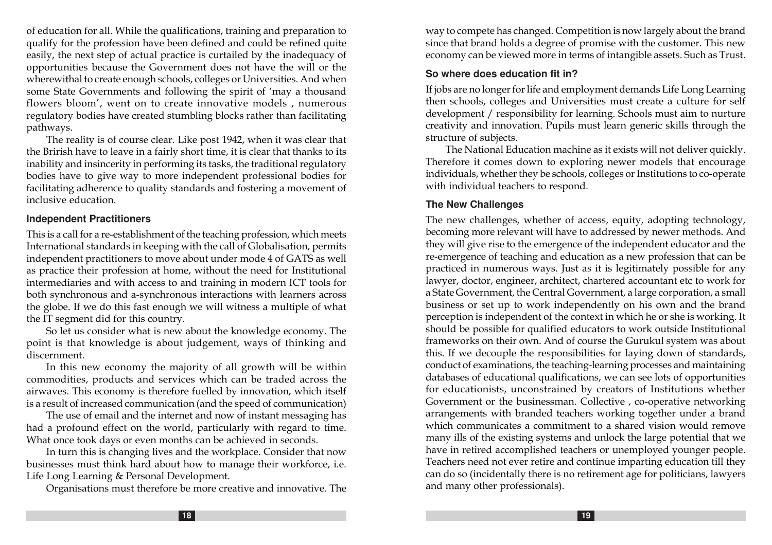of education for all. While the qualifications, training and preparation to qualify for the profession have been defined and could be refined quite easily, the next step of actual practice is curtailed by the inadequacy of opportunities because the Government does not have the will or the wherewithal to create enough schools, colleges or Universities. And when some State Governments and following the spirit of 'may a thousand flowers bloom', went on to create innovative models , numerous regulatory bodies have created stumbling blocks rather than facilitating pathways.

The reality is of course clear. Like post 1942, when it was clear that the Brirish have to leave in a fairly short time, it is clear that thanks to its inability and insincerity in performing its tasks, the traditional regulatory bodies have to give way to more independent professional bodies for facilitating adherence to quality standards and fostering a movement of inclusive education.

### Independent Practitioners

This is a call for a re-establishment of the teaching profession, which meets International standards in keeping with the call of Globalisation, permits independent practitioners to move about under mode 4 of GATS as well as practice their profession at home, without the need for Institutional intermediaries and with access to and training in modern ICT tools for both synchronous and a-synchronous interactions with learners across the globe. If we do this fast enough we will witness a multiple of what the IT segment did for this country.

So let us consider what is new about the knowledge economy. The point is that knowledge is about judgement, ways of thinking and discernment.

In this new economy the majority of all growth will be within commodities, products and services which can be traded across the airwaves. This economy is therefore fuelled by innovation, which itself is a result of increased communication (and the speed of communication)

The use of email and the internet and now of instant messaging has had a profound effect on the world, particularly with regard to time. What once took days or even months can be achieved in seconds.

In turn this is changing lives and the workplace. Consider that now businesses must think hard about how to manage their workforce, i.e. Life Long Learning & Personal Development.

Organisations must therefore be more creative and innovative. The way to compete has changed. Competition is now largely about the brand since that brand holds a degree of promise with the customer. This new economy can be viewed more in terms of intangible assets. Such as Trust.

### So where does education fit in?

If jobs are no longer for life and employment demands Life Long Learning then schools, colleges and Universities must create a culture for self development / responsibility for learning. Schools must aim to nurture creativity and innovation. Pupils must learn generic skills through the structure of subjects.

The National Education machine as it exists will not deliver quickly. Therefore it comes down to exploring newer models that encourage individuals, whether they be schools, colleges or Institutions to co-operate with individual teachers to respond.

### The New Challenges

The new challenges, whether of access, equity, adopting technology, becoming more relevant will have to addressed by newer methods. And they will give rise to the emergence of the independent educator and the re-emergence of teaching and education as a new profession that can be practiced in numerous ways. Just as it is legitimately possible for any lawyer, doctor, engineer, architect, chartered accountant etc to work for a State Government, the Central Government, a large corporation, a small business or set up to work independently on his own and the brand perception is independent of the context in which he or she is working. It should be possible for qualified educators to work outside Institutional frameworks on their own. And of course the Gurukul system was about this. If we decouple the responsibilities for laying down of standards, conduct of examinations, the teaching-learning processes and maintaining databases of educational qualifications, we can see lots of opportunities for educationists, unconstrained by creators of Institutions whether Government or the businessman. Collective , co-operative networking arrangements with branded teachers working together under a brand which communicates a commitment to a shared vision would remove many ills of the existing systems and unlock the large potential that we have in retired accomplished teachers or unemployed younger people. Teachers need not ever retire and continue imparting education till they can do so (incidentally there is no retirement age for politicians, lawyers and many other professionals).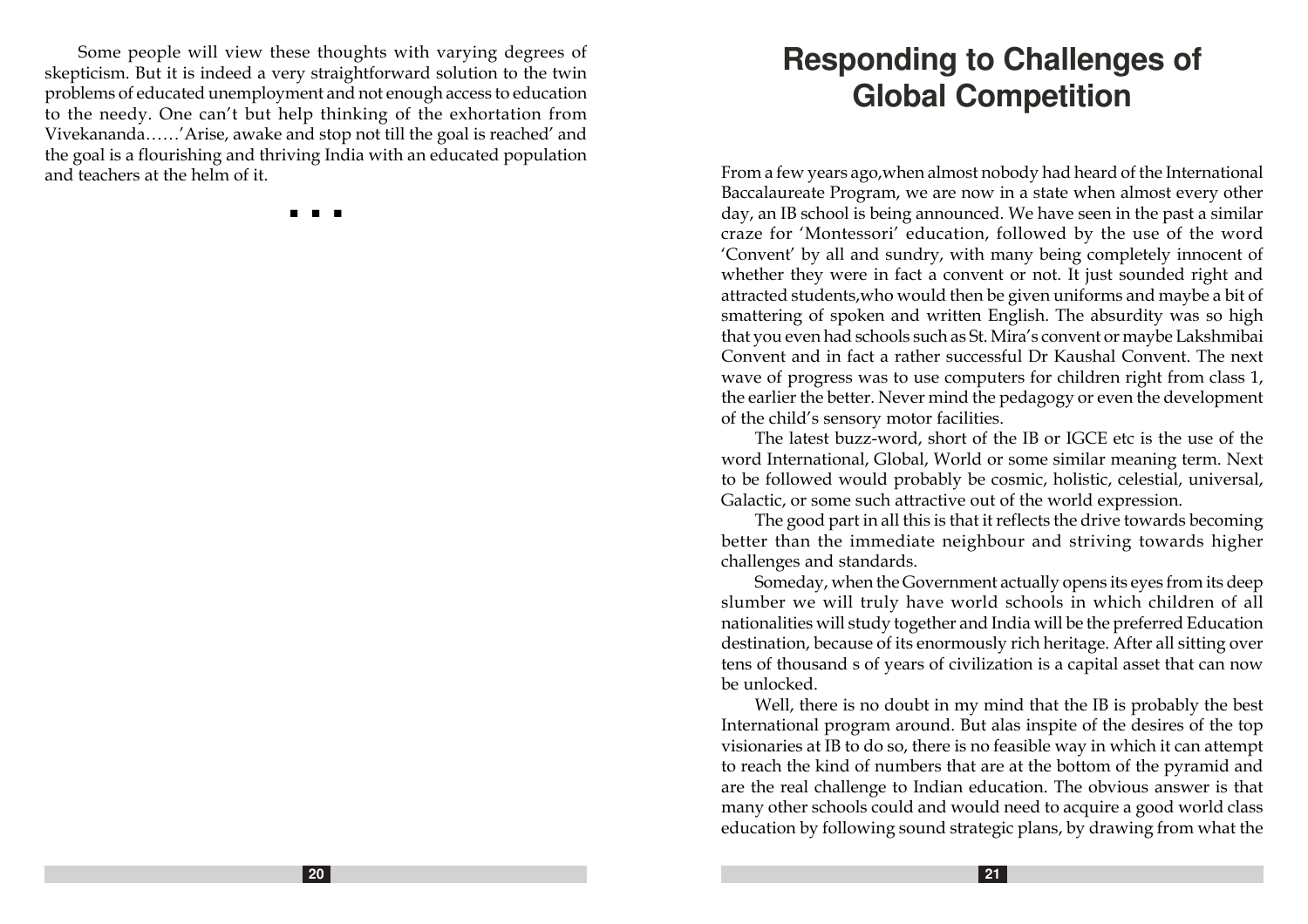Some people will view these thoughts with varying degrees of skepticism. But it is indeed a very straightforward solution to the twin problems of educated unemployment and not enough access to education to the needy. One can't but help thinking of the exhortation from Vivekananda……'Arise, awake and stop not till the goal is reached' and the goal is a flourishing and thriving India with an educated population and teachers at the helm of it.

▪ ▪ ▪

# Responding to Challenges of Global Competition

From a few years ago,when almost nobody had heard of the International Baccalaureate Program, we are now in a state when almost every other day, an IB school is being announced. We have seen in the past a similar craze for 'Montessori' education, followed by the use of the word 'Convent' by all and sundry, with many being completely innocent of whether they were in fact a convent or not. It just sounded right and attracted students,who would then be given uniforms and maybe a bit of smattering of spoken and written English. The absurdity was so high that you even had schools such as St. Mira's convent or maybe Lakshmibai Convent and in fact a rather successful Dr Kaushal Convent. The next wave of progress was to use computers for children right from class 1, the earlier the better. Never mind the pedagogy or even the development of the child's sensory motor facilities.

The latest buzz-word, short of the IB or IGCE etc is the use of the word International, Global, World or some similar meaning term. Next to be followed would probably be cosmic, holistic, celestial, universal, Galactic, or some such attractive out of the world expression.

The good part in all this is that it reflects the drive towards becoming better than the immediate neighbour and striving towards higher challenges and standards.

Someday, when the Government actually opens its eyes from its deep slumber we will truly have world schools in which children of all nationalities will study together and India will be the preferred Education destination, because of its enormously rich heritage. After all sitting over tens of thousand s of years of civilization is a capital asset that can now be unlocked.

Well, there is no doubt in my mind that the IB is probably the best International program around. But alas inspite of the desires of the top visionaries at IB to do so, there is no feasible way in which it can attempt to reach the kind of numbers that are at the bottom of the pyramid and are the real challenge to Indian education. The obvious answer is that many other schools could and would need to acquire a good world class education by following sound strategic plans, by drawing from what the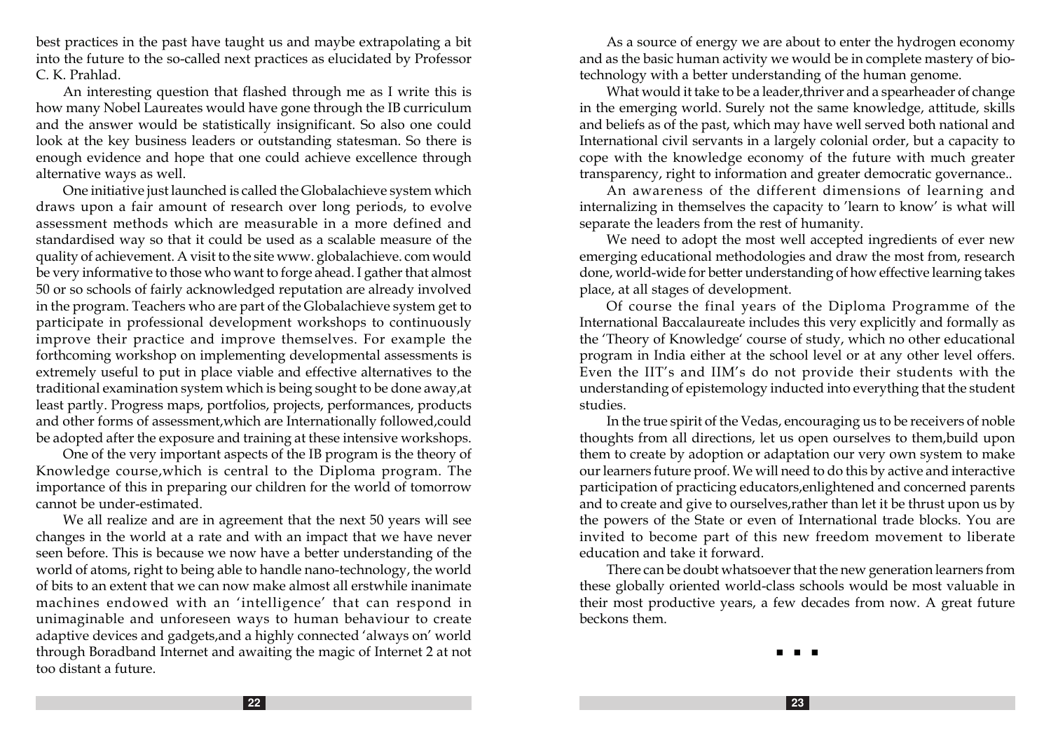best practices in the past have taught us and maybe extrapolating a bit into the future to the so-called next practices as elucidated by Professor C. K. Prahlad.

An interesting question that flashed through me as I write this is how many Nobel Laureates would have gone through the IB curriculum and the answer would be statistically insignificant. So also one could look at the key business leaders or outstanding statesman. So there is enough evidence and hope that one could achieve excellence through alternative ways as well.

One initiative just launched is called the Globalachieve system which draws upon a fair amount of research over long periods, to evolve assessment methods which are measurable in a more defined and standardised way so that it could be used as a scalable measure of the quality of achievement. A visit to the site www. globalachieve. com would be very informative to those who want to forge ahead. I gather that almost 50 or so schools of fairly acknowledged reputation are already involved in the program. Teachers who are part of the Globalachieve system get to participate in professional development workshops to continuously improve their practice and improve themselves. For example the forthcoming workshop on implementing developmental assessments is extremely useful to put in place viable and effective alternatives to the traditional examination system which is being sought to be done away,at least partly. Progress maps, portfolios, projects, performances, products and other forms of assessment,which are Internationally followed,could be adopted after the exposure and training at these intensive workshops.

One of the very important aspects of the IB program is the theory of Knowledge course,which is central to the Diploma program. The importance of this in preparing our children for the world of tomorrow cannot be under-estimated.

We all realize and are in agreement that the next 50 years will see changes in the world at a rate and with an impact that we have never seen before. This is because we now have a better understanding of the world of atoms, right to being able to handle nano-technology, the world of bits to an extent that we can now make almost all erstwhile inanimate machines endowed with an 'intelligence' that can respond in unimaginable and unforeseen ways to human behaviour to create adaptive devices and gadgets,and a highly connected 'always on' world through Boradband Internet and awaiting the magic of Internet 2 at not too distant a future.

As a source of energy we are about to enter the hydrogen economy and as the basic human activity we would be in complete mastery of bio-technology with a better understanding of the human genome.

What would it take to be a leader,thriver and a spearheader of change in the emerging world. Surely not the same knowledge, attitude, skills and beliefs as of the past, which may have well served both national and International civil servants in a largely colonial order, but a capacity to cope with the knowledge economy of the future with much greater transparency, right to information and greater democratic governance..

An awareness of the different dimensions of learning and internalizing in themselves the capacity to 'learn to know' is what will separate the leaders from the rest of humanity.

We need to adopt the most well accepted ingredients of ever new emerging educational methodologies and draw the most from, research done, world-wide for better understanding of how effective learning takes place, at all stages of development.

Of course the final years of the Diploma Programme of the International Baccalaureate includes this very explicitly and formally as the 'Theory of Knowledge' course of study, which no other educational program in India either at the school level or at any other level offers. Even the IIT's and IIM's do not provide their students with the understanding of epistemology inducted into everything that the student studies.

In the true spirit of the Vedas, encouraging us to be receivers of noble thoughts from all directions, let us open ourselves to them,build upon them to create by adoption or adaptation our very own system to make our learners future proof. We will need to do this by active and interactive participation of practicing educators,enlightened and concerned parents and to create and give to ourselves,rather than let it be thrust upon us by the powers of the State or even of International trade blocks. You are invited to become part of this new freedom movement to liberate education and take it forward.

There can be doubt whatsoever that the new generation learners from these globally oriented world-class schools would be most valuable in their most productive years, a few decades from now. A great future beckons them.

■ ■ ■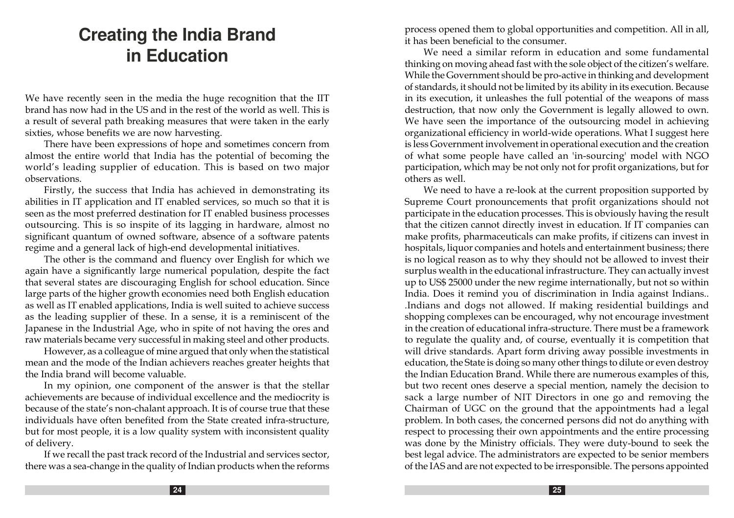# Creating the India Brand in Education

We have recently seen in the media the huge recognition that the IIT brand has now had in the US and in the rest of the world as well. This is a result of several path breaking measures that were taken in the early sixties, whose benefits we are now harvesting.

There have been expressions of hope and sometimes concern from almost the entire world that India has the potential of becoming the world's leading supplier of education. This is based on two major observations.

Firstly, the success that India has achieved in demonstrating its abilities in IT application and IT enabled services, so much so that it is seen as the most preferred destination for IT enabled business processes outsourcing. This is so inspite of its lagging in hardware, almost no significant quantum of owned software, absence of a software patents regime and a general lack of high-end developmental initiatives.

The other is the command and fluency over English for which we again have a significantly large numerical population, despite the fact that several states are discouraging English for school education. Since large parts of the higher growth economies need both English education as well as IT enabled applications, India is well suited to achieve success as the leading supplier of these. In a sense, it is a reminiscent of the Japanese in the Industrial Age, who in spite of not having the ores and raw materials became very successful in making steel and other products.

However, as a colleague of mine argued that only when the statistical mean and the mode of the Indian achievers reaches greater heights that the India brand will become valuable.

In my opinion, one component of the answer is that the stellar achievements are because of individual excellence and the mediocrity is because of the state's non-chalant approach. It is of course true that these individuals have often benefited from the State created infra-structure, but for most people, it is a low quality system with inconsistent quality of delivery.

If we recall the past track record of the Industrial and services sector, there was a sea-change in the quality of Indian products when the reforms process opened them to global opportunities and competition. All in all, it has been beneficial to the consumer.

We need a similar reform in education and some fundamental thinking on moving ahead fast with the sole object of the citizen's welfare. While the Government should be pro-active in thinking and development of standards, it should not be limited by its ability in its execution. Because in its execution, it unleashes the full potential of the weapons of mass destruction, that now only the Government is legally allowed to own. We have seen the importance of the outsourcing model in achieving organizational efficiency in world-wide operations. What I suggest here is less Government involvement in operational execution and the creation of what some people have called an 'in-sourcing' model with NGO participation, which may be not only not for profit organizations, but for others as well.

We need to have a re-look at the current proposition supported by Supreme Court pronouncements that profit organizations should not participate in the education processes. This is obviously having the result that the citizen cannot directly invest in education. If IT companies can make profits, pharmaceuticals can make profits, if citizens can invest in hospitals, liquor companies and hotels and entertainment business; there is no logical reason as to why they should not be allowed to invest their surplus wealth in the educational infrastructure. They can actually invest up to US$ 25000 under the new regime internationally, but not so within India. Does it remind you of discrimination in India against Indians.. .Indians and dogs not allowed. If making residential buildings and shopping complexes can be encouraged, why not encourage investment in the creation of educational infra-structure. There must be a framework to regulate the quality and, of course, eventually it is competition that will drive standards. Apart form driving away possible investments in education, the State is doing so many other things to dilute or even destroy the Indian Education Brand. While there are numerous examples of this, but two recent ones deserve a special mention, namely the decision to sack a large number of NIT Directors in one go and removing the Chairman of UGC on the ground that the appointments had a legal problem. In both cases, the concerned persons did not do anything with respect to processing their own appointments and the entire processing was done by the Ministry officials. They were duty-bound to seek the best legal advice. The administrators are expected to be senior members of the IAS and are not expected to be irresponsible. The persons appointed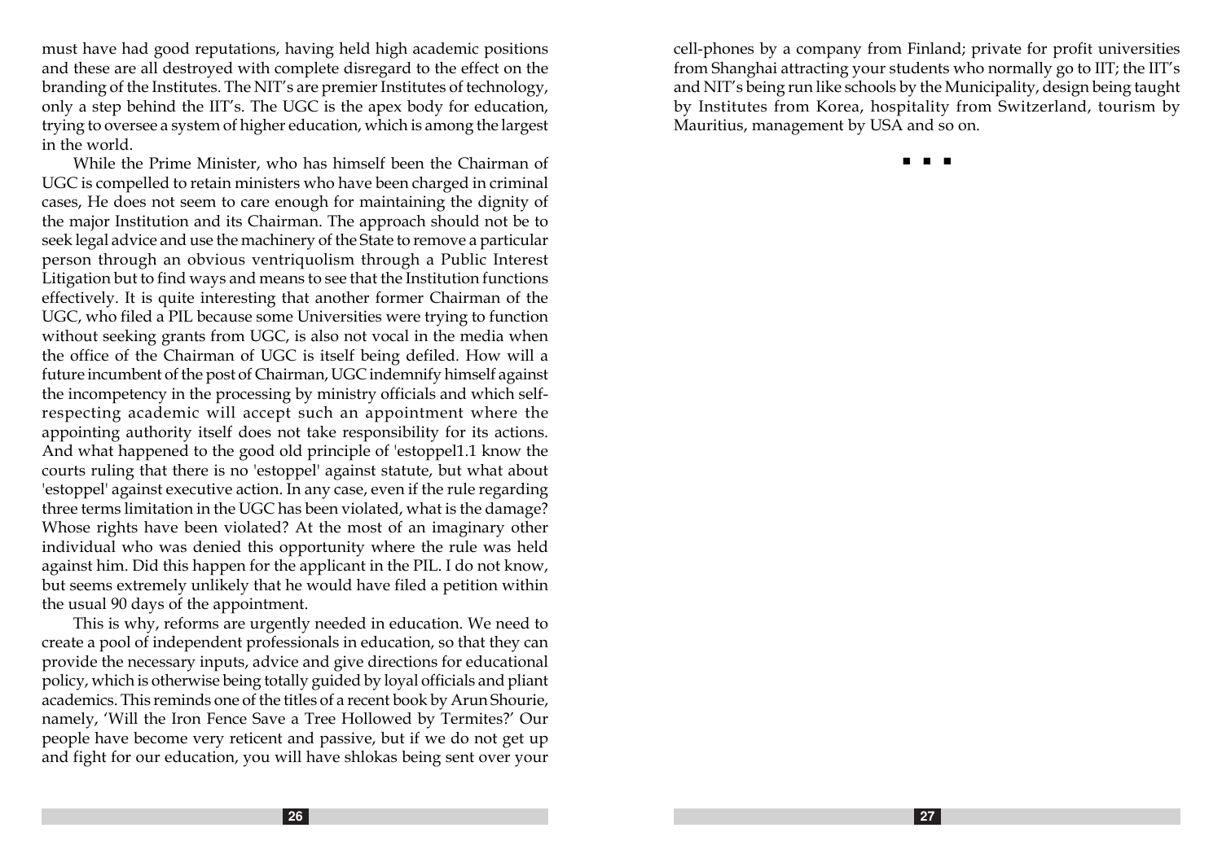must have had good reputations, having held high academic positions and these are all destroyed with complete disregard to the effect on the branding of the Institutes. The NIT's are premier Institutes of technology, only a step behind the IIT's. The UGC is the apex body for education, trying to oversee a system of higher education, which is among the largest in the world.

While the Prime Minister, who has himself been the Chairman of UGC is compelled to retain ministers who have been charged in criminal cases, He does not seem to care enough for maintaining the dignity of the major Institution and its Chairman. The approach should not be to seek legal advice and use the machinery of the State to remove a particular person through an obvious ventriquolism through a Public Interest Litigation but to find ways and means to see that the Institution functions effectively. It is quite interesting that another former Chairman of the UGC, who filed a PIL because some Universities were trying to function without seeking grants from UGC, is also not vocal in the media when the office of the Chairman of UGC is itself being defiled. How will a future incumbent of the post of Chairman, UGC indemnify himself against the incompetency in the processing by ministry officials and which self-respecting academic will accept such an appointment where the appointing authority itself does not take responsibility for its actions. And what happened to the good old principle of 'estoppel1.1 know the courts ruling that there is no 'estoppel' against statute, but what about 'estoppel' against executive action. In any case, even if the rule regarding three terms limitation in the UGC has been violated, what is the damage? Whose rights have been violated? At the most of an imaginary other individual who was denied this opportunity where the rule was held against him. Did this happen for the applicant in the PIL. I do not know, but seems extremely unlikely that he would have filed a petition within the usual 90 days of the appointment.

This is why, reforms are urgently needed in education. We need to create a pool of independent professionals in education, so that they can provide the necessary inputs, advice and give directions for educational policy, which is otherwise being totally guided by loyal officials and pliant academics. This reminds one of the titles of a recent book by Arun Shourie, namely, 'Will the Iron Fence Save a Tree Hollowed by Termites?' Our people have become very reticent and passive, but if we do not get up and fight for our education, you will have shlokas being sent over your cell-phones by a company from Finland; private for profit universities from Shanghai attracting your students who normally go to IIT; the IIT's and NIT's being run like schools by the Municipality, design being taught by Institutes from Korea, hospitality from Switzerland, tourism by Mauritius, management by USA and so on.

■ ■ ■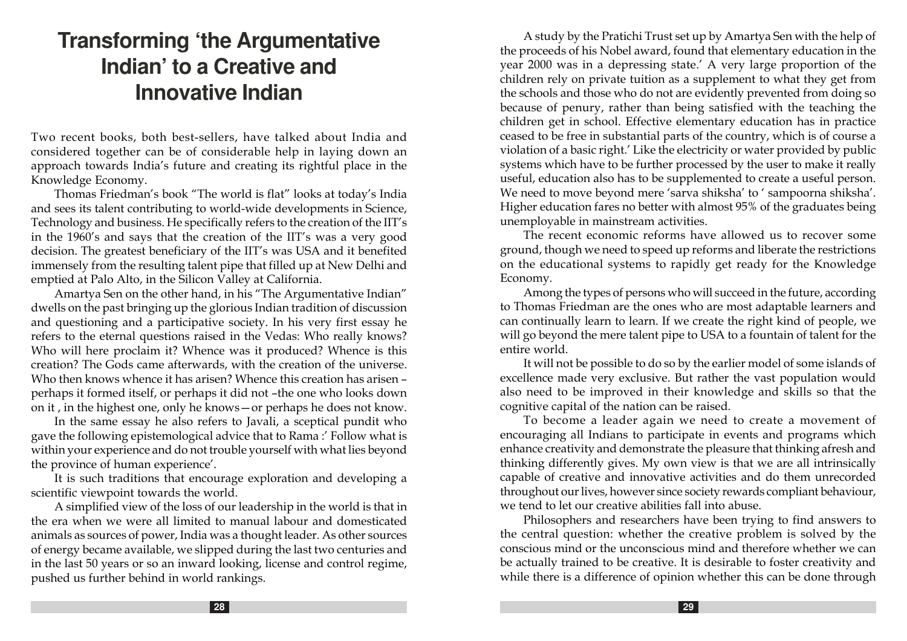# Transforming 'the Argumentative Indian' to a Creative and Innovative Indian

Two recent books, both best-sellers, have talked about India and considered together can be of considerable help in laying down an approach towards India's future and creating its rightful place in the Knowledge Economy.

Thomas Friedman's book "The world is flat" looks at today's India and sees its talent contributing to world-wide developments in Science, Technology and business. He specifically refers to the creation of the IIT's in the 1960's and says that the creation of the IIT's was a very good decision. The greatest beneficiary of the IIT's was USA and it benefited immensely from the resulting talent pipe that filled up at New Delhi and emptied at Palo Alto, in the Silicon Valley at California.

Amartya Sen on the other hand, in his "The Argumentative Indian" dwells on the past bringing up the glorious Indian tradition of discussion and questioning and a participative society. In his very first essay he refers to the eternal questions raised in the Vedas: Who really knows? Who will here proclaim it? Whence was it produced? Whence is this creation? The Gods came afterwards, with the creation of the universe. Who then knows whence it has arisen? Whence this creation has arisen – perhaps it formed itself, or perhaps it did not –the one who looks down on it , in the highest one, only he knows—or perhaps he does not know.

In the same essay he also refers to Javali, a sceptical pundit who gave the following epistemological advice that to Rama :' Follow what is within your experience and do not trouble yourself with what lies beyond the province of human experience'.

It is such traditions that encourage exploration and developing a scientific viewpoint towards the world.

A simplified view of the loss of our leadership in the world is that in the era when we were all limited to manual labour and domesticated animals as sources of power, India was a thought leader. As other sources of energy became available, we slipped during the last two centuries and in the last 50 years or so an inward looking, license and control regime, pushed us further behind in world rankings.

A study by the Pratichi Trust set up by Amartya Sen with the help of the proceeds of his Nobel award, found that elementary education in the year 2000 was in a depressing state.' A very large proportion of the children rely on private tuition as a supplement to what they get from the schools and those who do not are evidently prevented from doing so because of penury, rather than being satisfied with the teaching the children get in school. Effective elementary education has in practice ceased to be free in substantial parts of the country, which is of course a violation of a basic right.' Like the electricity or water provided by public systems which have to be further processed by the user to make it really useful, education also has to be supplemented to create a useful person. We need to move beyond mere 'sarva shiksha' to ' sampoorna shiksha'. Higher education fares no better with almost 95% of the graduates being unemployable in mainstream activities.

The recent economic reforms have allowed us to recover some ground, though we need to speed up reforms and liberate the restrictions on the educational systems to rapidly get ready for the Knowledge Economy.

Among the types of persons who will succeed in the future, according to Thomas Friedman are the ones who are most adaptable learners and can continually learn to learn. If we create the right kind of people, we will go beyond the mere talent pipe to USA to a fountain of talent for the entire world.

It will not be possible to do so by the earlier model of some islands of excellence made very exclusive. But rather the vast population would also need to be improved in their knowledge and skills so that the cognitive capital of the nation can be raised.

To become a leader again we need to create a movement of encouraging all Indians to participate in events and programs which enhance creativity and demonstrate the pleasure that thinking afresh and thinking differently gives. My own view is that we are all intrinsically capable of creative and innovative activities and do them unrecorded throughout our lives, however since society rewards compliant behaviour, we tend to let our creative abilities fall into abuse.

Philosophers and researchers have been trying to find answers to the central question: whether the creative problem is solved by the conscious mind or the unconscious mind and therefore whether we can be actually trained to be creative. It is desirable to foster creativity and while there is a difference of opinion whether this can be done through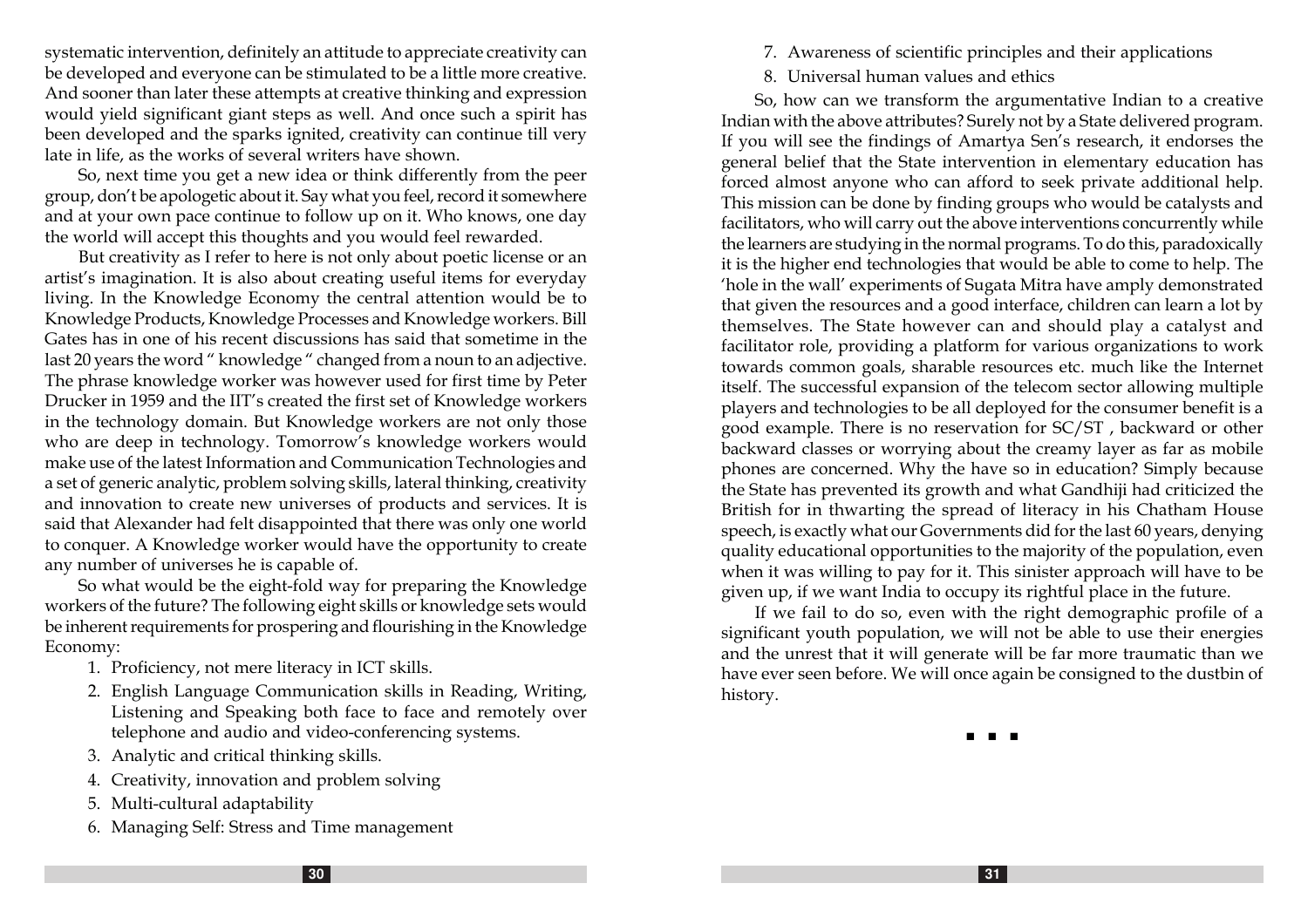systematic intervention, definitely an attitude to appreciate creativity can be developed and everyone can be stimulated to be a little more creative. And sooner than later these attempts at creative thinking and expression would yield significant giant steps as well. And once such a spirit has been developed and the sparks ignited, creativity can continue till very late in life, as the works of several writers have shown.

So, next time you get a new idea or think differently from the peer group, don't be apologetic about it. Say what you feel, record it somewhere and at your own pace continue to follow up on it. Who knows, one day the world will accept this thoughts and you would feel rewarded.

But creativity as I refer to here is not only about poetic license or an artist's imagination. It is also about creating useful items for everyday living. In the Knowledge Economy the central attention would be to Knowledge Products, Knowledge Processes and Knowledge workers. Bill Gates has in one of his recent discussions has said that sometime in the last 20 years the word " knowledge " changed from a noun to an adjective. The phrase knowledge worker was however used for first time by Peter Drucker in 1959 and the IIT's created the first set of Knowledge workers in the technology domain. But Knowledge workers are not only those who are deep in technology. Tomorrow's knowledge workers would make use of the latest Information and Communication Technologies and a set of generic analytic, problem solving skills, lateral thinking, creativity and innovation to create new universes of products and services. It is said that Alexander had felt disappointed that there was only one world to conquer. A Knowledge worker would have the opportunity to create any number of universes he is capable of.

So what would be the eight-fold way for preparing the Knowledge workers of the future? The following eight skills or knowledge sets would be inherent requirements for prospering and flourishing in the Knowledge Economy:

1. Proficiency, not mere literacy in ICT skills.
2. English Language Communication skills in Reading, Writing, Listening and Speaking both face to face and remotely over telephone and audio and video-conferencing systems.
3. Analytic and critical thinking skills.
4. Creativity, innovation and problem solving
5. Multi-cultural adaptability
6. Managing Self: Stress and Time management
7. Awareness of scientific principles and their applications
8. Universal human values and ethics

So, how can we transform the argumentative Indian to a creative Indian with the above attributes? Surely not by a State delivered program. If you will see the findings of Amartya Sen's research, it endorses the general belief that the State intervention in elementary education has forced almost anyone who can afford to seek private additional help. This mission can be done by finding groups who would be catalysts and facilitators, who will carry out the above interventions concurrently while the learners are studying in the normal programs. To do this, paradoxically it is the higher end technologies that would be able to come to help. The 'hole in the wall' experiments of Sugata Mitra have amply demonstrated that given the resources and a good interface, children can learn a lot by themselves. The State however can and should play a catalyst and facilitator role, providing a platform for various organizations to work towards common goals, sharable resources etc. much like the Internet itself. The successful expansion of the telecom sector allowing multiple players and technologies to be all deployed for the consumer benefit is a good example. There is no reservation for SC/ST , backward or other backward classes or worrying about the creamy layer as far as mobile phones are concerned. Why the have so in education? Simply because the State has prevented its growth and what Gandhiji had criticized the British for in thwarting the spread of literacy in his Chatham House speech, is exactly what our Governments did for the last 60 years, denying quality educational opportunities to the majority of the population, even when it was willing to pay for it. This sinister approach will have to be given up, if we want India to occupy its rightful place in the future.

If we fail to do so, even with the right demographic profile of a significant youth population, we will not be able to use their energies and the unrest that it will generate will be far more traumatic than we have ever seen before. We will once again be consigned to the dustbin of history.

■ ■ ■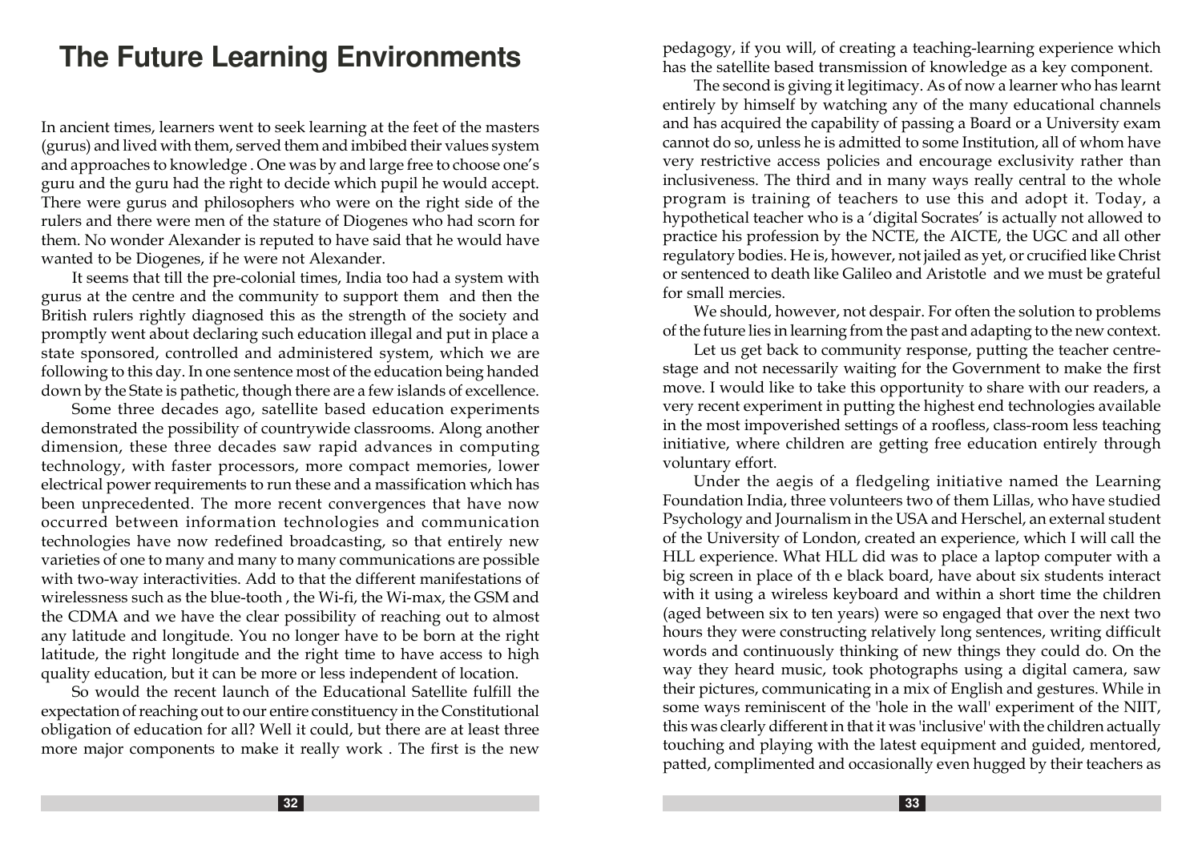# The Future Learning Environments

In ancient times, learners went to seek learning at the feet of the masters (gurus) and lived with them, served them and imbibed their values system and approaches to knowledge . One was by and large free to choose one's guru and the guru had the right to decide which pupil he would accept. There were gurus and philosophers who were on the right side of the rulers and there were men of the stature of Diogenes who had scorn for them. No wonder Alexander is reputed to have said that he would have wanted to be Diogenes, if he were not Alexander.

It seems that till the pre-colonial times, India too had a system with gurus at the centre and the community to support them and then the British rulers rightly diagnosed this as the strength of the society and promptly went about declaring such education illegal and put in place a state sponsored, controlled and administered system, which we are following to this day. In one sentence most of the education being handed down by the State is pathetic, though there are a few islands of excellence.

Some three decades ago, satellite based education experiments demonstrated the possibility of countrywide classrooms. Along another dimension, these three decades saw rapid advances in computing technology, with faster processors, more compact memories, lower electrical power requirements to run these and a massification which has been unprecedented. The more recent convergences that have now occurred between information technologies and communication technologies have now redefined broadcasting, so that entirely new varieties of one to many and many to many communications are possible with two-way interactivities. Add to that the different manifestations of wirelessness such as the blue-tooth , the Wi-fi, the Wi-max, the GSM and the CDMA and we have the clear possibility of reaching out to almost any latitude and longitude. You no longer have to be born at the right latitude, the right longitude and the right time to have access to high quality education, but it can be more or less independent of location.

So would the recent launch of the Educational Satellite fulfill the expectation of reaching out to our entire constituency in the Constitutional obligation of education for all? Well it could, but there are at least three more major components to make it really work . The first is the new pedagogy, if you will, of creating a teaching-learning experience which has the satellite based transmission of knowledge as a key component.

The second is giving it legitimacy. As of now a learner who has learnt entirely by himself by watching any of the many educational channels and has acquired the capability of passing a Board or a University exam cannot do so, unless he is admitted to some Institution, all of whom have very restrictive access policies and encourage exclusivity rather than inclusiveness. The third and in many ways really central to the whole program is training of teachers to use this and adopt it. Today, a hypothetical teacher who is a 'digital Socrates' is actually not allowed to practice his profession by the NCTE, the AICTE, the UGC and all other regulatory bodies. He is, however, not jailed as yet, or crucified like Christ or sentenced to death like Galileo and Aristotle and we must be grateful for small mercies.

We should, however, not despair. For often the solution to problems of the future lies in learning from the past and adapting to the new context.

Let us get back to community response, putting the teacher centre-stage and not necessarily waiting for the Government to make the first move. I would like to take this opportunity to share with our readers, a very recent experiment in putting the highest end technologies available in the most impoverished settings of a roofless, class-room less teaching initiative, where children are getting free education entirely through voluntary effort.

Under the aegis of a fledgeling initiative named the Learning Foundation India, three volunteers two of them Lillas, who have studied Psychology and Journalism in the USA and Herschel, an external student of the University of London, created an experience, which I will call the HLL experience. What HLL did was to place a laptop computer with a big screen in place of th e black board, have about six students interact with it using a wireless keyboard and within a short time the children (aged between six to ten years) were so engaged that over the next two hours they were constructing relatively long sentences, writing difficult words and continuously thinking of new things they could do. On the way they heard music, took photographs using a digital camera, saw their pictures, communicating in a mix of English and gestures. While in some ways reminiscent of the 'hole in the wall' experiment of the NIIT, this was clearly different in that it was 'inclusive' with the children actually touching and playing with the latest equipment and guided, mentored, patted, complimented and occasionally even hugged by their teachers as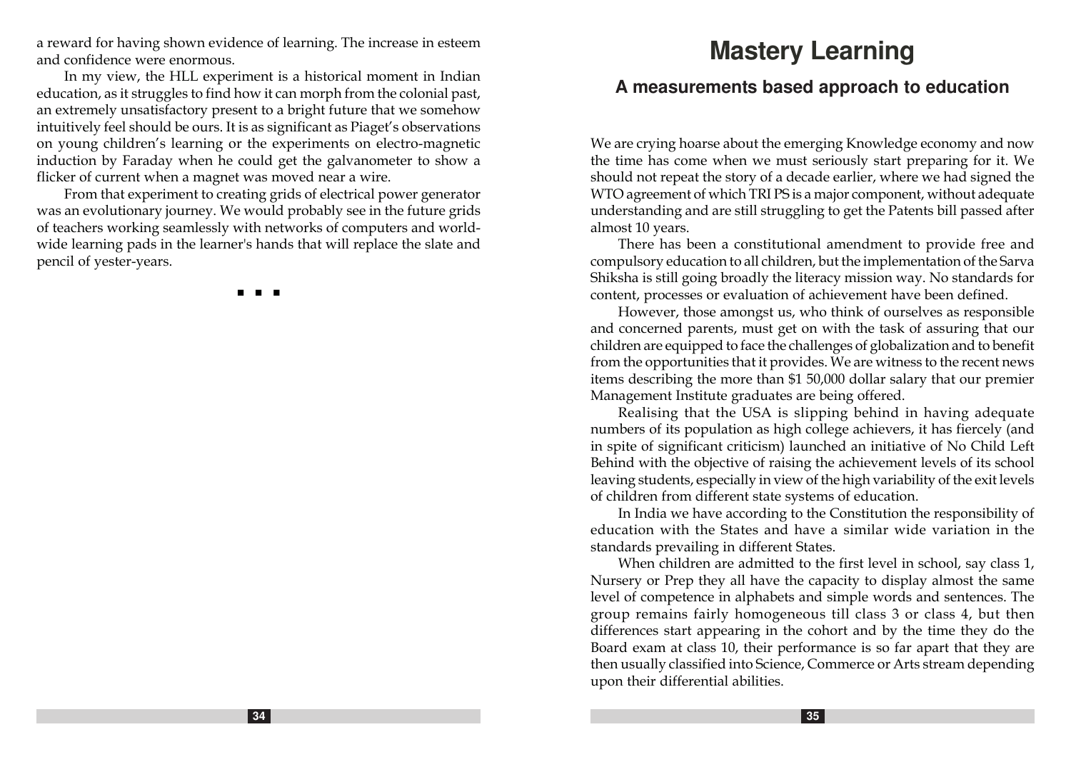a reward for having shown evidence of learning. The increase in esteem and confidence were enormous.

In my view, the HLL experiment is a historical moment in Indian education, as it struggles to find how it can morph from the colonial past, an extremely unsatisfactory present to a bright future that we somehow intuitively feel should be ours. It is as significant as Piaget's observations on young children's learning or the experiments on electro-magnetic induction by Faraday when he could get the galvanometer to show a flicker of current when a magnet was moved near a wire.

From that experiment to creating grids of electrical power generator was an evolutionary journey. We would probably see in the future grids of teachers working seamlessly with networks of computers and world-wide learning pads in the learner's hands that will replace the slate and pencil of yester-years.

▪ ▪ ▪

# Mastery Learning

## A measurements based approach to education

We are crying hoarse about the emerging Knowledge economy and now the time has come when we must seriously start preparing for it. We should not repeat the story of a decade earlier, where we had signed the WTO agreement of which TRI PS is a major component, without adequate understanding and are still struggling to get the Patents bill passed after almost 10 years.

There has been a constitutional amendment to provide free and compulsory education to all children, but the implementation of the Sarva Shiksha is still going broadly the literacy mission way. No standards for content, processes or evaluation of achievement have been defined.

However, those amongst us, who think of ourselves as responsible and concerned parents, must get on with the task of assuring that our children are equipped to face the challenges of globalization and to benefit from the opportunities that it provides. We are witness to the recent news items describing the more than $1 50,000 dollar salary that our premier Management Institute graduates are being offered.

Realising that the USA is slipping behind in having adequate numbers of its population as high college achievers, it has fiercely (and in spite of significant criticism) launched an initiative of No Child Left Behind with the objective of raising the achievement levels of its school leaving students, especially in view of the high variability of the exit levels of children from different state systems of education.

In India we have according to the Constitution the responsibility of education with the States and have a similar wide variation in the standards prevailing in different States.

When children are admitted to the first level in school, say class 1, Nursery or Prep they all have the capacity to display almost the same level of competence in alphabets and simple words and sentences. The group remains fairly homogeneous till class 3 or class 4, but then differences start appearing in the cohort and by the time they do the Board exam at class 10, their performance is so far apart that they are then usually classified into Science, Commerce or Arts stream depending upon their differential abilities.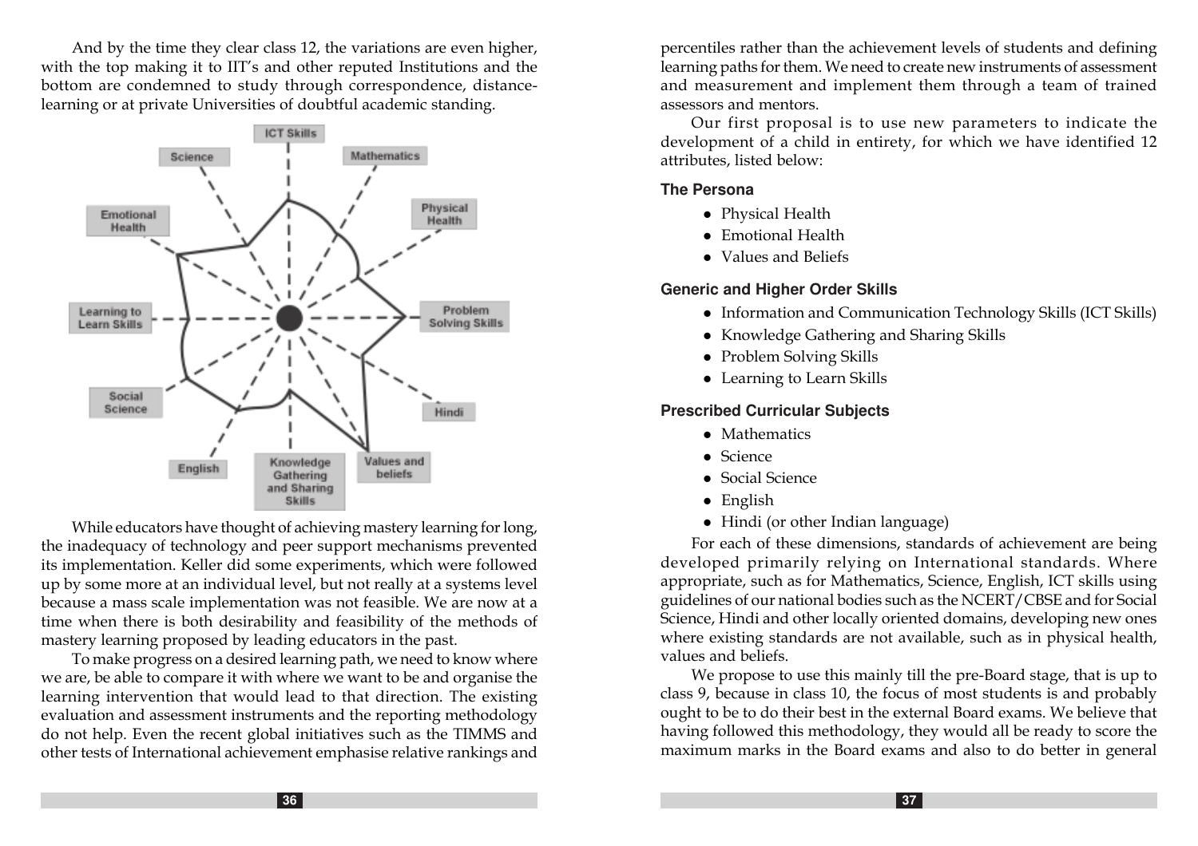And by the time they clear class 12, the variations are even higher, with the top making it to IIT's and other reputed Institutions and the bottom are condemned to study through correspondence, distance-learning or at private Universities of doubtful academic standing.

While educators have thought of achieving mastery learning for long, the inadequacy of technology and peer support mechanisms prevented its implementation. Keller did some experiments, which were followed up by some more at an individual level, but not really at a systems level because a mass scale implementation was not feasible. We are now at a time when there is both desirability and feasibility of the methods of mastery learning proposed by leading educators in the past.

To make progress on a desired learning path, we need to know where we are, be able to compare it with where we want to be and organise the learning intervention that would lead to that direction. The existing evaluation and assessment instruments and the reporting methodology do not help. Even the recent global initiatives such as the TIMMS and other tests of International achievement emphasise relative rankings and percentiles rather than the achievement levels of students and defining learning paths for them. We need to create new instruments of assessment and measurement and implement them through a team of trained assessors and mentors.

Our first proposal is to use new parameters to indicate the development of a child in entirety, for which we have identified 12 attributes, listed below:

**The Persona**

- Physical Health
- Emotional Health
- Values and Beliefs

**Generic and Higher Order Skills**

- Information and Communication Technology Skills (ICT Skills)
- Knowledge Gathering and Sharing Skills
- Problem Solving Skills
- Learning to Learn Skills

**Prescribed Curricular Subjects**

- Mathematics
- Science
- Social Science
- English
- Hindi (or other Indian language)

For each of these dimensions, standards of achievement are being developed primarily relying on International standards. Where appropriate, such as for Mathematics, Science, English, ICT skills using guidelines of our national bodies such as the NCERT/CBSE and for Social Science, Hindi and other locally oriented domains, developing new ones where existing standards are not available, such as in physical health, values and beliefs.

We propose to use this mainly till the pre-Board stage, that is up to class 9, because in class 10, the focus of most students is and probably ought to be to do their best in the external Board exams. We believe that having followed this methodology, they would all be ready to score the maximum marks in the Board exams and also to do better in general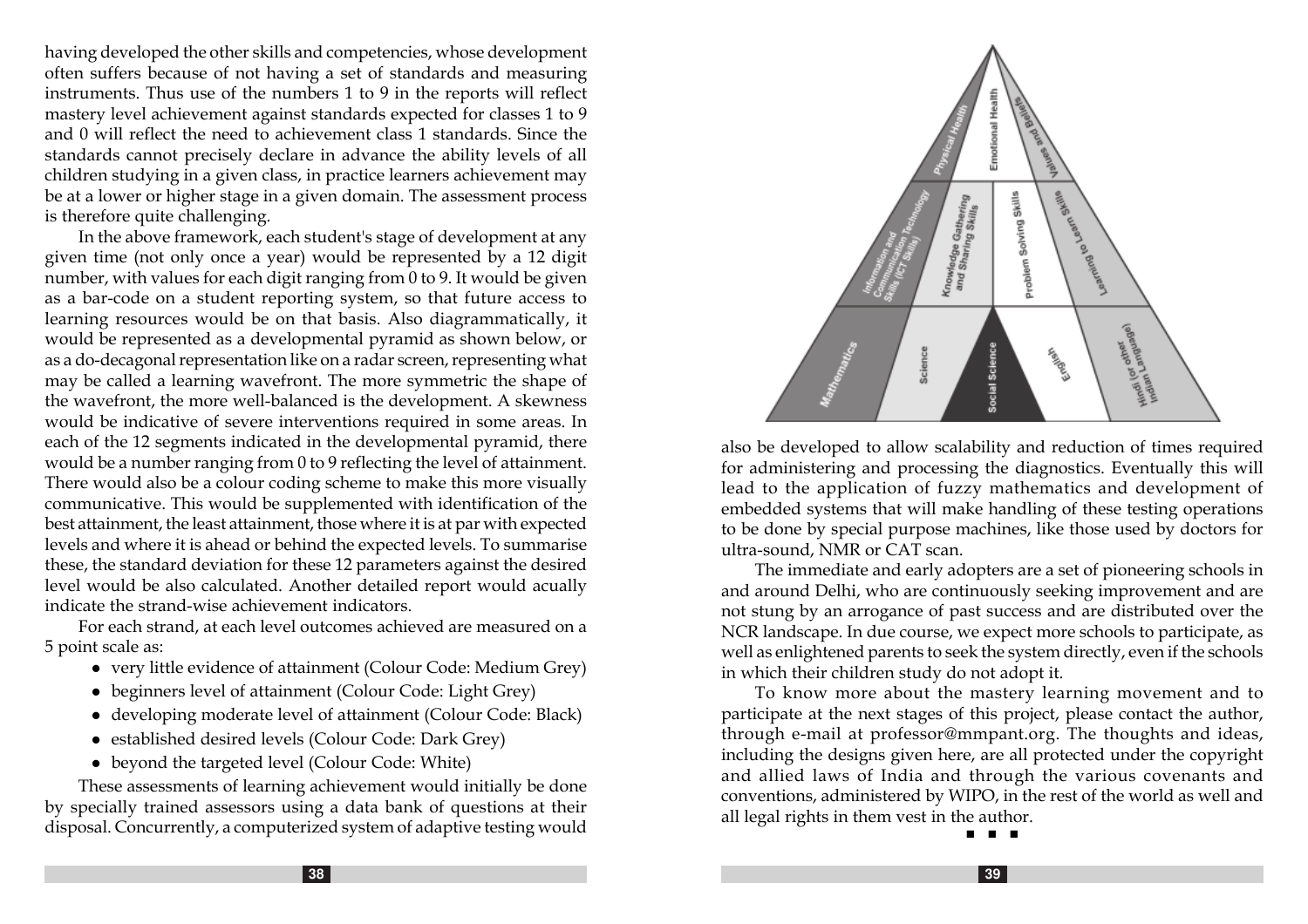having developed the other skills and competencies, whose development often suffers because of not having a set of standards and measuring instruments. Thus use of the numbers 1 to 9 in the reports will reflect mastery level achievement against standards expected for classes 1 to 9 and 0 will reflect the need to achievement class 1 standards. Since the standards cannot precisely declare in advance the ability levels of all children studying in a given class, in practice learners achievement may be at a lower or higher stage in a given domain. The assessment process is therefore quite challenging.

In the above framework, each student's stage of development at any given time (not only once a year) would be represented by a 12 digit number, with values for each digit ranging from 0 to 9. It would be given as a bar-code on a student reporting system, so that future access to learning resources would be on that basis. Also diagrammatically, it would be represented as a developmental pyramid as shown below, or as a do-decagonal representation like on a radar screen, representing what may be called a learning wavefront. The more symmetric the shape of the wavefront, the more well-balanced is the development. A skewness would be indicative of severe interventions required in some areas. In each of the 12 segments indicated in the developmental pyramid, there would be a number ranging from 0 to 9 reflecting the level of attainment. There would also be a colour coding scheme to make this more visually communicative. This would be supplemented with identification of the best attainment, the least attainment, those where it is at par with expected levels and where it is ahead or behind the expected levels. To summarise these, the standard deviation for these 12 parameters against the desired level would be also calculated. Another detailed report would acually indicate the strand-wise achievement indicators.

For each strand, at each level outcomes achieved are measured on a 5 point scale as:

- very little evidence of attainment (Colour Code: Medium Grey)
- beginners level of attainment (Colour Code: Light Grey)
- developing moderate level of attainment (Colour Code: Black)
- established desired levels (Colour Code: Dark Grey)
- beyond the targeted level (Colour Code: White)

These assessments of learning achievement would initially be done by specially trained assessors using a data bank of questions at their disposal. Concurrently, a computerized system of adaptive testing would also be developed to allow scalability and reduction of times required for administering and processing the diagnostics. Eventually this will lead to the application of fuzzy mathematics and development of embedded systems that will make handling of these testing operations to be done by special purpose machines, like those used by doctors for ultra-sound, NMR or CAT scan.

The immediate and early adopters are a set of pioneering schools in and around Delhi, who are continuously seeking improvement and are not stung by an arrogance of past success and are distributed over the NCR landscape. In due course, we expect more schools to participate, as well as enlightened parents to seek the system directly, even if the schools in which their children study do not adopt it.

To know more about the mastery learning movement and to participate at the next stages of this project, please contact the author, through e-mail at professor@mmpant.org. The thoughts and ideas, including the designs given here, are all protected under the copyright and allied laws of India and through the various covenants and conventions, administered by WIPO, in the rest of the world as well and all legal rights in them vest in the author.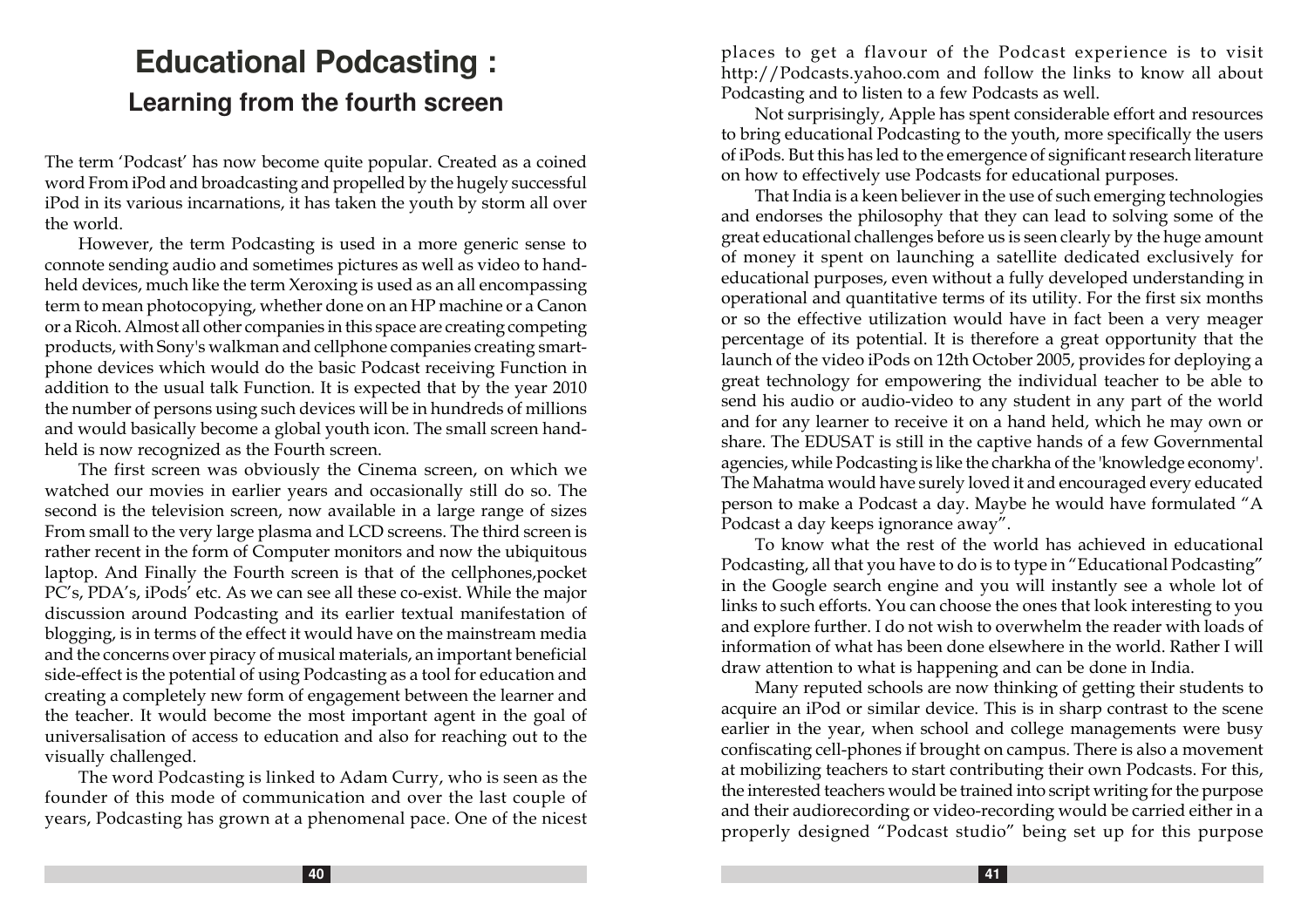# Educational Podcasting :

## Learning from the fourth screen

The term 'Podcast' has now become quite popular. Created as a coined word From iPod and broadcasting and propelled by the hugely successful iPod in its various incarnations, it has taken the youth by storm all over the world.

However, the term Podcasting is used in a more generic sense to connote sending audio and sometimes pictures as well as video to hand-held devices, much like the term Xeroxing is used as an all encompassing term to mean photocopying, whether done on an HP machine or a Canon or a Ricoh. Almost all other companies in this space are creating competing products, with Sony's walkman and cellphone companies creating smart-phone devices which would do the basic Podcast receiving Function in addition to the usual talk Function. It is expected that by the year 2010 the number of persons using such devices will be in hundreds of millions and would basically become a global youth icon. The small screen hand-held is now recognized as the Fourth screen.

The first screen was obviously the Cinema screen, on which we watched our movies in earlier years and occasionally still do so. The second is the television screen, now available in a large range of sizes From small to the very large plasma and LCD screens. The third screen is rather recent in the form of Computer monitors and now the ubiquitous laptop. And Finally the Fourth screen is that of the cellphones,pocket PC's, PDA's, iPods' etc. As we can see all these co-exist. While the major discussion around Podcasting and its earlier textual manifestation of blogging, is in terms of the effect it would have on the mainstream media and the concerns over piracy of musical materials, an important beneficial side-effect is the potential of using Podcasting as a tool for education and creating a completely new form of engagement between the learner and the teacher. It would become the most important agent in the goal of universalisation of access to education and also for reaching out to the visually challenged.

The word Podcasting is linked to Adam Curry, who is seen as the founder of this mode of communication and over the last couple of years, Podcasting has grown at a phenomenal pace. One of the nicest places to get a flavour of the Podcast experience is to visit http://Podcasts.yahoo.com and follow the links to know all about Podcasting and to listen to a few Podcasts as well.

Not surprisingly, Apple has spent considerable effort and resources to bring educational Podcasting to the youth, more specifically the users of iPods. But this has led to the emergence of significant research literature on how to effectively use Podcasts for educational purposes.

That India is a keen believer in the use of such emerging technologies and endorses the philosophy that they can lead to solving some of the great educational challenges before us is seen clearly by the huge amount of money it spent on launching a satellite dedicated exclusively for educational purposes, even without a fully developed understanding in operational and quantitative terms of its utility. For the first six months or so the effective utilization would have in fact been a very meager percentage of its potential. It is therefore a great opportunity that the launch of the video iPods on 12th October 2005, provides for deploying a great technology for empowering the individual teacher to be able to send his audio or audio-video to any student in any part of the world and for any learner to receive it on a hand held, which he may own or share. The EDUSAT is still in the captive hands of a few Governmental agencies, while Podcasting is like the charkha of the 'knowledge economy'. The Mahatma would have surely loved it and encouraged every educated person to make a Podcast a day. Maybe he would have formulated "A Podcast a day keeps ignorance away".

To know what the rest of the world has achieved in educational Podcasting, all that you have to do is to type in "Educational Podcasting" in the Google search engine and you will instantly see a whole lot of links to such efforts. You can choose the ones that look interesting to you and explore further. I do not wish to overwhelm the reader with loads of information of what has been done elsewhere in the world. Rather I will draw attention to what is happening and can be done in India.

Many reputed schools are now thinking of getting their students to acquire an iPod or similar device. This is in sharp contrast to the scene earlier in the year, when school and college managements were busy confiscating cell-phones if brought on campus. There is also a movement at mobilizing teachers to start contributing their own Podcasts. For this, the interested teachers would be trained into script writing for the purpose and their audiorecording or video-recording would be carried either in a properly designed "Podcast studio" being set up for this purpose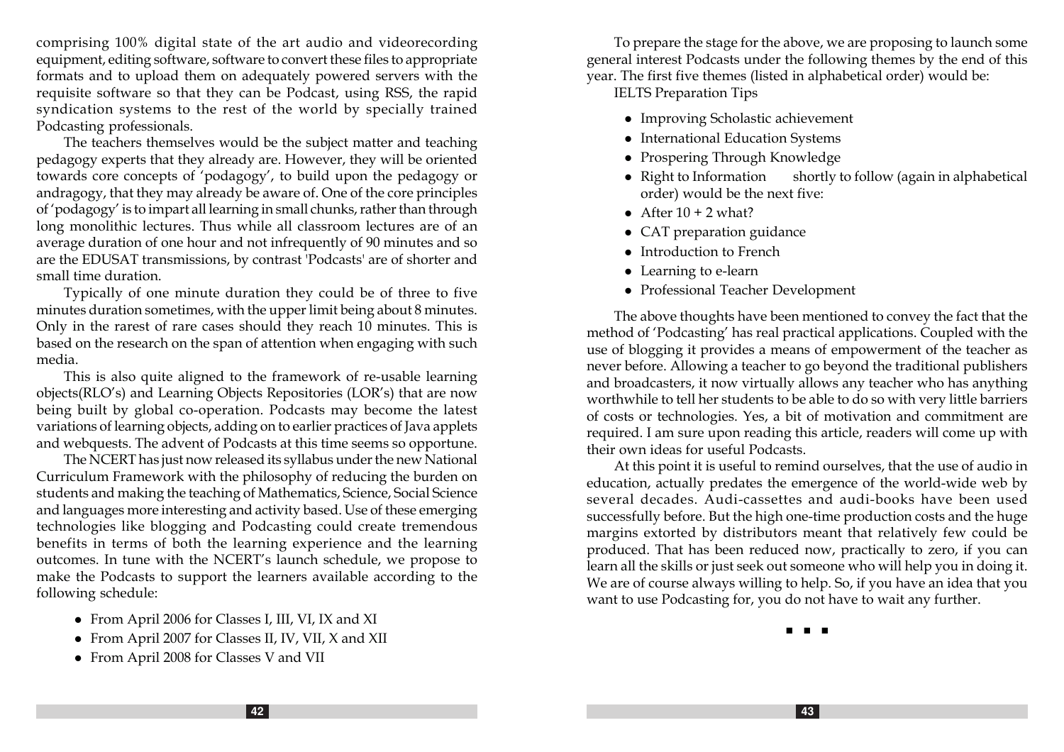comprising 100% digital state of the art audio and videorecording equipment, editing software, software to convert these files to appropriate formats and to upload them on adequately powered servers with the requisite software so that they can be Podcast, using RSS, the rapid syndication systems to the rest of the world by specially trained Podcasting professionals.

The teachers themselves would be the subject matter and teaching pedagogy experts that they already are. However, they will be oriented towards core concepts of 'podagogy', to build upon the pedagogy or andragogy, that they may already be aware of. One of the core principles of 'podagogy' is to impart all learning in small chunks, rather than through long monolithic lectures. Thus while all classroom lectures are of an average duration of one hour and not infrequently of 90 minutes and so are the EDUSAT transmissions, by contrast 'Podcasts' are of shorter and small time duration.

Typically of one minute duration they could be of three to five minutes duration sometimes, with the upper limit being about 8 minutes. Only in the rarest of rare cases should they reach 10 minutes. This is based on the research on the span of attention when engaging with such media.

This is also quite aligned to the framework of re-usable learning objects(RLO's) and Learning Objects Repositories (LOR's) that are now being built by global co-operation. Podcasts may become the latest variations of learning objects, adding on to earlier practices of Java applets and webquests. The advent of Podcasts at this time seems so opportune.

The NCERT has just now released its syllabus under the new National Curriculum Framework with the philosophy of reducing the burden on students and making the teaching of Mathematics, Science, Social Science and languages more interesting and activity based. Use of these emerging technologies like blogging and Podcasting could create tremendous benefits in terms of both the learning experience and the learning outcomes. In tune with the NCERT's launch schedule, we propose to make the Podcasts to support the learners available according to the following schedule:

- From April 2006 for Classes I, III, VI, IX and XI
- From April 2007 for Classes II, IV, VII, X and XII
- From April 2008 for Classes V and VII

To prepare the stage for the above, we are proposing to launch some general interest Podcasts under the following themes by the end of this year. The first five themes (listed in alphabetical order) would be:

IELTS Preparation Tips

- Improving Scholastic achievement
- International Education Systems
- Prospering Through Knowledge
- Right to Information shortly to follow (again in alphabetical order) would be the next five:
- After 10 + 2 what?
- CAT preparation guidance
- Introduction to French
- Learning to e-learn
- Professional Teacher Development

The above thoughts have been mentioned to convey the fact that the method of 'Podcasting' has real practical applications. Coupled with the use of blogging it provides a means of empowerment of the teacher as never before. Allowing a teacher to go beyond the traditional publishers and broadcasters, it now virtually allows any teacher who has anything worthwhile to tell her students to be able to do so with very little barriers of costs or technologies. Yes, a bit of motivation and commitment are required. I am sure upon reading this article, readers will come up with their own ideas for useful Podcasts.

At this point it is useful to remind ourselves, that the use of audio in education, actually predates the emergence of the world-wide web by several decades. Audi-cassettes and audi-books have been used successfully before. But the high one-time production costs and the huge margins extorted by distributors meant that relatively few could be produced. That has been reduced now, practically to zero, if you can learn all the skills or just seek out someone who will help you in doing it. We are of course always willing to help. So, if you have an idea that you want to use Podcasting for, you do not have to wait any further.

■ ■ ■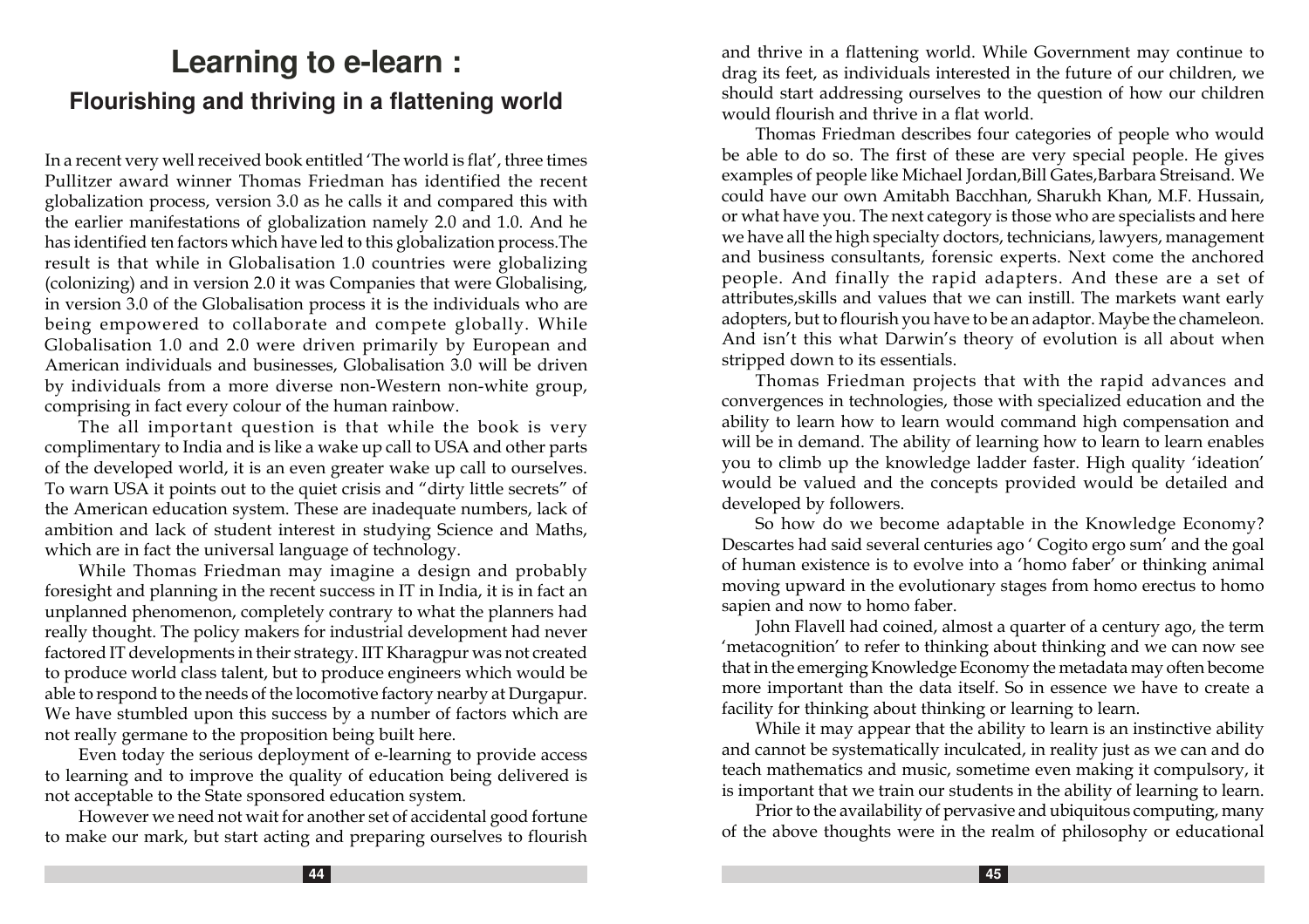# Learning to e-learn :

## Flourishing and thriving in a flattening world

In a recent very well received book entitled 'The world is flat', three times Pullitzer award winner Thomas Friedman has identified the recent globalization process, version 3.0 as he calls it and compared this with the earlier manifestations of globalization namely 2.0 and 1.0. And he has identified ten factors which have led to this globalization process.The result is that while in Globalisation 1.0 countries were globalizing (colonizing) and in version 2.0 it was Companies that were Globalising, in version 3.0 of the Globalisation process it is the individuals who are being empowered to collaborate and compete globally. While Globalisation 1.0 and 2.0 were driven primarily by European and American individuals and businesses, Globalisation 3.0 will be driven by individuals from a more diverse non-Western non-white group, comprising in fact every colour of the human rainbow.

The all important question is that while the book is very complimentary to India and is like a wake up call to USA and other parts of the developed world, it is an even greater wake up call to ourselves. To warn USA it points out to the quiet crisis and "dirty little secrets" of the American education system. These are inadequate numbers, lack of ambition and lack of student interest in studying Science and Maths, which are in fact the universal language of technology.

While Thomas Friedman may imagine a design and probably foresight and planning in the recent success in IT in India, it is in fact an unplanned phenomenon, completely contrary to what the planners had really thought. The policy makers for industrial development had never factored IT developments in their strategy. IIT Kharagpur was not created to produce world class talent, but to produce engineers which would be able to respond to the needs of the locomotive factory nearby at Durgapur. We have stumbled upon this success by a number of factors which are not really germane to the proposition being built here.

Even today the serious deployment of e-learning to provide access to learning and to improve the quality of education being delivered is not acceptable to the State sponsored education system.

However we need not wait for another set of accidental good fortune to make our mark, but start acting and preparing ourselves to flourish and thrive in a flattening world. While Government may continue to drag its feet, as individuals interested in the future of our children, we should start addressing ourselves to the question of how our children would flourish and thrive in a flat world.

Thomas Friedman describes four categories of people who would be able to do so. The first of these are very special people. He gives examples of people like Michael Jordan,Bill Gates,Barbara Streisand. We could have our own Amitabh Bacchhan, Sharukh Khan, M.F. Hussain, or what have you. The next category is those who are specialists and here we have all the high specialty doctors, technicians, lawyers, management and business consultants, forensic experts. Next come the anchored people. And finally the rapid adapters. And these are a set of attributes,skills and values that we can instill. The markets want early adopters, but to flourish you have to be an adaptor. Maybe the chameleon. And isn't this what Darwin's theory of evolution is all about when stripped down to its essentials.

Thomas Friedman projects that with the rapid advances and convergences in technologies, those with specialized education and the ability to learn how to learn would command high compensation and will be in demand. The ability of learning how to learn to learn enables you to climb up the knowledge ladder faster. High quality 'ideation' would be valued and the concepts provided would be detailed and developed by followers.

So how do we become adaptable in the Knowledge Economy? Descartes had said several centuries ago ' Cogito ergo sum' and the goal of human existence is to evolve into a 'homo faber' or thinking animal moving upward in the evolutionary stages from homo erectus to homo sapien and now to homo faber.

John Flavell had coined, almost a quarter of a century ago, the term 'metacognition' to refer to thinking about thinking and we can now see that in the emerging Knowledge Economy the metadata may often become more important than the data itself. So in essence we have to create a facility for thinking about thinking or learning to learn.

While it may appear that the ability to learn is an instinctive ability and cannot be systematically inculcated, in reality just as we can and do teach mathematics and music, sometime even making it compulsory, it is important that we train our students in the ability of learning to learn.

Prior to the availability of pervasive and ubiquitous computing, many of the above thoughts were in the realm of philosophy or educational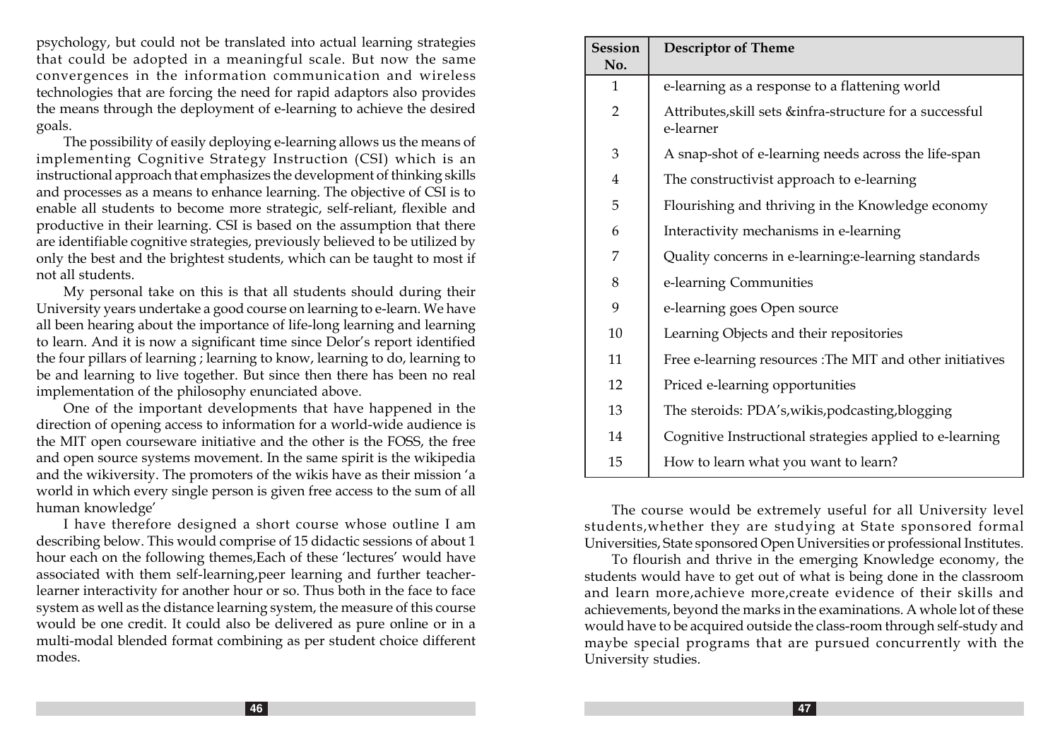psychology, but could not be translated into actual learning strategies that could be adopted in a meaningful scale. But now the same convergences in the information communication and wireless technologies that are forcing the need for rapid adaptors also provides the means through the deployment of e-learning to achieve the desired goals.

The possibility of easily deploying e-learning allows us the means of implementing Cognitive Strategy Instruction (CSI) which is an instructional approach that emphasizes the development of thinking skills and processes as a means to enhance learning. The objective of CSI is to enable all students to become more strategic, self-reliant, flexible and productive in their learning. CSI is based on the assumption that there are identifiable cognitive strategies, previously believed to be utilized by only the best and the brightest students, which can be taught to most if not all students.

My personal take on this is that all students should during their University years undertake a good course on learning to e-learn. We have all been hearing about the importance of life-long learning and learning to learn. And it is now a significant time since Delor's report identified the four pillars of learning ; learning to know, learning to do, learning to be and learning to live together. But since then there has been no real implementation of the philosophy enunciated above.

One of the important developments that have happened in the direction of opening access to information for a world-wide audience is the MIT open courseware initiative and the other is the FOSS, the free and open source systems movement. In the same spirit is the wikipedia and the wikiversity. The promoters of the wikis have as their mission 'a world in which every single person is given free access to the sum of all human knowledge'

I have therefore designed a short course whose outline I am describing below. This would comprise of 15 didactic sessions of about 1 hour each on the following themes,Each of these 'lectures' would have associated with them self-learning,peer learning and further teacher-learner interactivity for another hour or so. Thus both in the face to face system as well as the distance learning system, the measure of this course would be one credit. It could also be delivered as pure online or in a multi-modal blended format combining as per student choice different modes.

| Session No. | Descriptor of Theme |
|---|---|
| 1 | e-learning as a response to a flattening world |
| 2 | Attributes,skill sets &infra-structure for a successful e-learner |
| 3 | A snap-shot of e-learning needs across the life-span |
| 4 | The constructivist approach to e-learning |
| 5 | Flourishing and thriving in the Knowledge economy |
| 6 | Interactivity mechanisms in e-learning |
| 7 | Quality concerns in e-learning:e-learning standards |
| 8 | e-learning Communities |
| 9 | e-learning goes Open source |
| 10 | Learning Objects and their repositories |
| 11 | Free e-learning resources :The MIT and other initiatives |
| 12 | Priced e-learning opportunities |
| 13 | The steroids: PDA's,wikis,podcasting,blogging |
| 14 | Cognitive Instructional strategies applied to e-learning |
| 15 | How to learn what you want to learn? |

The course would be extremely useful for all University level students,whether they are studying at State sponsored formal Universities, State sponsored Open Universities or professional Institutes.

To flourish and thrive in the emerging Knowledge economy, the students would have to get out of what is being done in the classroom and learn more,achieve more,create evidence of their skills and achievements, beyond the marks in the examinations. A whole lot of these would have to be acquired outside the class-room through self-study and maybe special programs that are pursued concurrently with the University studies.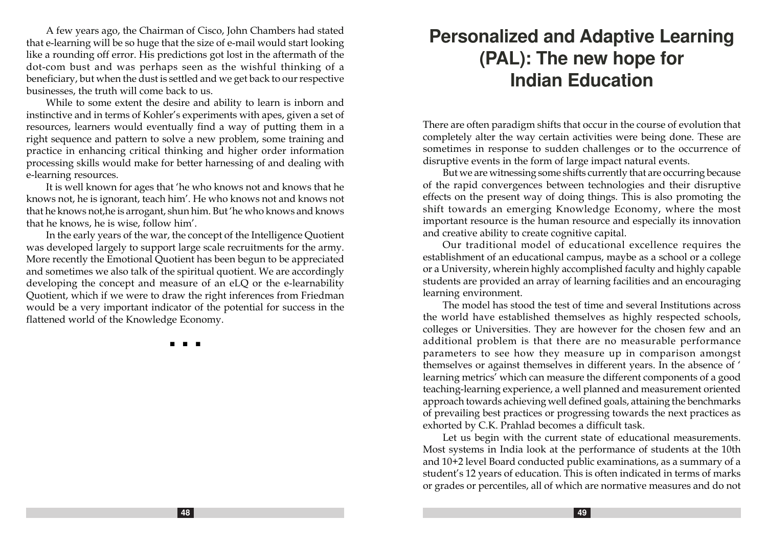A few years ago, the Chairman of Cisco, John Chambers had stated that e-learning will be so huge that the size of e-mail would start looking like a rounding off error. His predictions got lost in the aftermath of the dot-com bust and was perhaps seen as the wishful thinking of a beneficiary, but when the dust is settled and we get back to our respective businesses, the truth will come back to us.

While to some extent the desire and ability to learn is inborn and instinctive and in terms of Kohler's experiments with apes, given a set of resources, learners would eventually find a way of putting them in a right sequence and pattern to solve a new problem, some training and practice in enhancing critical thinking and higher order information processing skills would make for better harnessing of and dealing with e-learning resources.

It is well known for ages that 'he who knows not and knows that he knows not, he is ignorant, teach him'. He who knows not and knows not that he knows not,he is arrogant, shun him. But 'he who knows and knows that he knows, he is wise, follow him'.

In the early years of the war, the concept of the Intelligence Quotient was developed largely to support large scale recruitments for the army. More recently the Emotional Quotient has been begun to be appreciated and sometimes we also talk of the spiritual quotient. We are accordingly developing the concept and measure of an eLQ or the e-learnability Quotient, which if we were to draw the right inferences from Friedman would be a very important indicator of the potential for success in the flattened world of the Knowledge Economy.

■ ■ ■

# Personalized and Adaptive Learning (PAL): The new hope for Indian Education

There are often paradigm shifts that occur in the course of evolution that completely alter the way certain activities were being done. These are sometimes in response to sudden challenges or to the occurrence of disruptive events in the form of large impact natural events.

But we are witnessing some shifts currently that are occurring because of the rapid convergences between technologies and their disruptive effects on the present way of doing things. This is also promoting the shift towards an emerging Knowledge Economy, where the most important resource is the human resource and especially its innovation and creative ability to create cognitive capital.

Our traditional model of educational excellence requires the establishment of an educational campus, maybe as a school or a college or a University, wherein highly accomplished faculty and highly capable students are provided an array of learning facilities and an encouraging learning environment.

The model has stood the test of time and several Institutions across the world have established themselves as highly respected schools, colleges or Universities. They are however for the chosen few and an additional problem is that there are no measurable performance parameters to see how they measure up in comparison amongst themselves or against themselves in different years. In the absence of ' learning metrics' which can measure the different components of a good teaching-learning experience, a well planned and measurement oriented approach towards achieving well defined goals, attaining the benchmarks of prevailing best practices or progressing towards the next practices as exhorted by C.K. Prahlad becomes a difficult task.

Let us begin with the current state of educational measurements. Most systems in India look at the performance of students at the 10th and 10+2 level Board conducted public examinations, as a summary of a student's 12 years of education. This is often indicated in terms of marks or grades or percentiles, all of which are normative measures and do not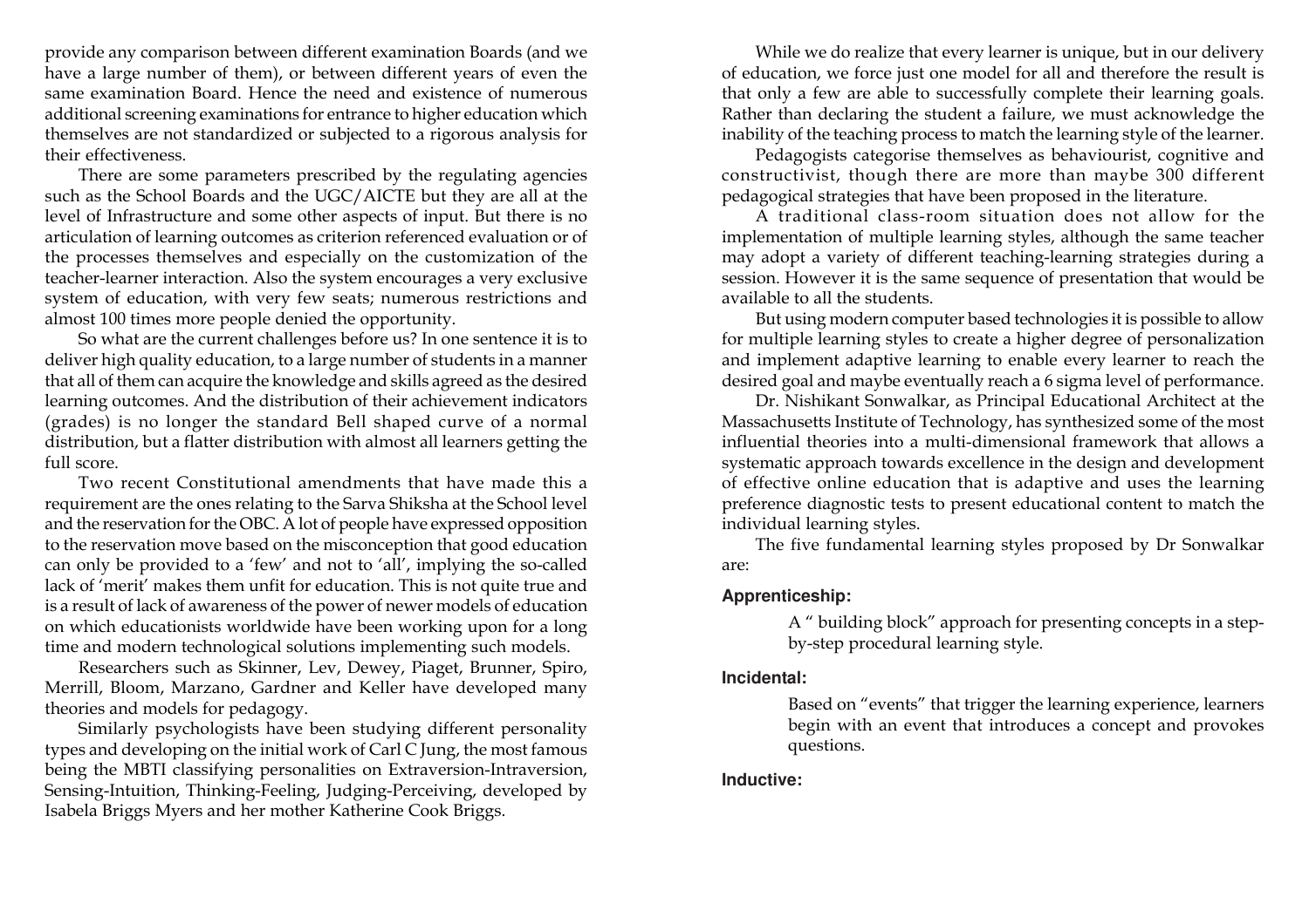provide any comparison between different examination Boards (and we have a large number of them), or between different years of even the same examination Board. Hence the need and existence of numerous additional screening examinations for entrance to higher education which themselves are not standardized or subjected to a rigorous analysis for their effectiveness.

There are some parameters prescribed by the regulating agencies such as the School Boards and the UGC/AICTE but they are all at the level of Infrastructure and some other aspects of input. But there is no articulation of learning outcomes as criterion referenced evaluation or of the processes themselves and especially on the customization of the teacher-learner interaction. Also the system encourages a very exclusive system of education, with very few seats; numerous restrictions and almost 100 times more people denied the opportunity.

So what are the current challenges before us? In one sentence it is to deliver high quality education, to a large number of students in a manner that all of them can acquire the knowledge and skills agreed as the desired learning outcomes. And the distribution of their achievement indicators (grades) is no longer the standard Bell shaped curve of a normal distribution, but a flatter distribution with almost all learners getting the full score.

Two recent Constitutional amendments that have made this a requirement are the ones relating to the Sarva Shiksha at the School level and the reservation for the OBC. A lot of people have expressed opposition to the reservation move based on the misconception that good education can only be provided to a 'few' and not to 'all', implying the so-called lack of 'merit' makes them unfit for education. This is not quite true and is a result of lack of awareness of the power of newer models of education on which educationists worldwide have been working upon for a long time and modern technological solutions implementing such models.

Researchers such as Skinner, Lev, Dewey, Piaget, Brunner, Spiro, Merrill, Bloom, Marzano, Gardner and Keller have developed many theories and models for pedagogy.

Similarly psychologists have been studying different personality types and developing on the initial work of Carl C Jung, the most famous being the MBTI classifying personalities on Extraversion-Intraversion, Sensing-Intuition, Thinking-Feeling, Judging-Perceiving, developed by Isabela Briggs Myers and her mother Katherine Cook Briggs.

While we do realize that every learner is unique, but in our delivery of education, we force just one model for all and therefore the result is that only a few are able to successfully complete their learning goals. Rather than declaring the student a failure, we must acknowledge the inability of the teaching process to match the learning style of the learner.

Pedagogists categorise themselves as behaviourist, cognitive and constructivist, though there are more than maybe 300 different pedagogical strategies that have been proposed in the literature.

A traditional class-room situation does not allow for the implementation of multiple learning styles, although the same teacher may adopt a variety of different teaching-learning strategies during a session. However it is the same sequence of presentation that would be available to all the students.

But using modern computer based technologies it is possible to allow for multiple learning styles to create a higher degree of personalization and implement adaptive learning to enable every learner to reach the desired goal and maybe eventually reach a 6 sigma level of performance.

Dr. Nishikant Sonwalkar, as Principal Educational Architect at the Massachusetts Institute of Technology, has synthesized some of the most influential theories into a multi-dimensional framework that allows a systematic approach towards excellence in the design and development of effective online education that is adaptive and uses the learning preference diagnostic tests to present educational content to match the individual learning styles.

The five fundamental learning styles proposed by Dr Sonwalkar are:

**Apprenticeship:**

A " building block" approach for presenting concepts in a step-by-step procedural learning style.

**Incidental:**

Based on "events" that trigger the learning experience, learners begin with an event that introduces a concept and provokes questions.

**Inductive:**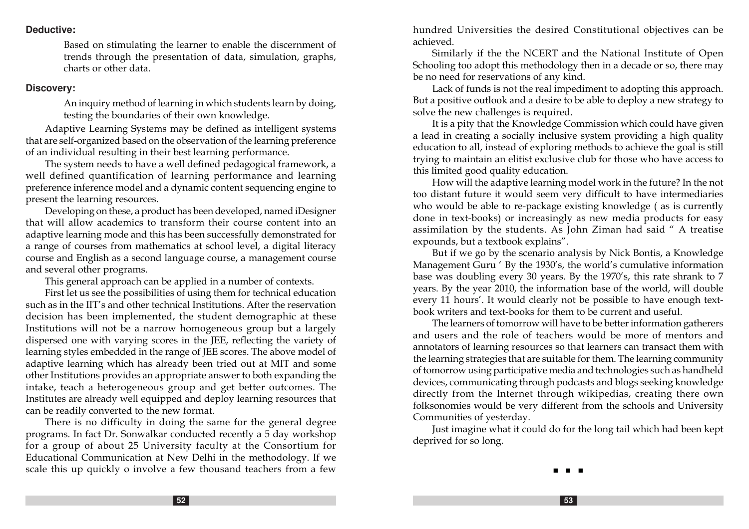**Deductive:**

> Based on stimulating the learner to enable the discernment of trends through the presentation of data, simulation, graphs, charts or other data.

**Discovery:**

> An inquiry method of learning in which students learn by doing, testing the boundaries of their own knowledge.

Adaptive Learning Systems may be defined as intelligent systems that are self-organized based on the observation of the learning preference of an individual resulting in their best learning performance.

The system needs to have a well defined pedagogical framework, a well defined quantification of learning performance and learning preference inference model and a dynamic content sequencing engine to present the learning resources.

Developing on these, a product has been developed, named iDesigner that will allow academics to transform their course content into an adaptive learning mode and this has been successfully demonstrated for a range of courses from mathematics at school level, a digital literacy course and English as a second language course, a management course and several other programs.

This general approach can be applied in a number of contexts.

First let us see the possibilities of using them for technical education such as in the IIT's and other technical Institutions. After the reservation decision has been implemented, the student demographic at these Institutions will not be a narrow homogeneous group but a largely dispersed one with varying scores in the JEE, reflecting the variety of learning styles embedded in the range of JEE scores. The above model of adaptive learning which has already been tried out at MIT and some other Institutions provides an appropriate answer to both expanding the intake, teach a heterogeneous group and get better outcomes. The Institutes are already well equipped and deploy learning resources that can be readily converted to the new format.

There is no difficulty in doing the same for the general degree programs. In fact Dr. Sonwalkar conducted recently a 5 day workshop for a group of about 25 University faculty at the Consortium for Educational Communication at New Delhi in the methodology. If we scale this up quickly o involve a few thousand teachers from a few hundred Universities the desired Constitutional objectives can be achieved.

Similarly if the the NCERT and the National Institute of Open Schooling too adopt this methodology then in a decade or so, there may be no need for reservations of any kind.

Lack of funds is not the real impediment to adopting this approach. But a positive outlook and a desire to be able to deploy a new strategy to solve the new challenges is required.

It is a pity that the Knowledge Commission which could have given a lead in creating a socially inclusive system providing a high quality education to all, instead of exploring methods to achieve the goal is still trying to maintain an elitist exclusive club for those who have access to this limited good quality education.

How will the adaptive learning model work in the future? In the not too distant future it would seem very difficult to have intermediaries who would be able to re-package existing knowledge ( as is currently done in text-books) or increasingly as new media products for easy assimilation by the students. As John Ziman had said " A treatise expounds, but a textbook explains".

But if we go by the scenario analysis by Nick Bontis, a Knowledge Management Guru ' By the 1930's, the world's cumulative information base was doubling every 30 years. By the 1970's, this rate shrank to 7 years. By the year 2010, the information base of the world, will double every 11 hours'. It would clearly not be possible to have enough text-book writers and text-books for them to be current and useful.

The learners of tomorrow will have to be better information gatherers and users and the role of teachers would be more of mentors and annotators of learning resources so that learners can transact them with the learning strategies that are suitable for them. The learning community of tomorrow using participative media and technologies such as handheld devices, communicating through podcasts and blogs seeking knowledge directly from the Internet through wikipedias, creating there own folksonomies would be very different from the schools and University Communities of yesterday.

Just imagine what it could do for the long tail which had been kept deprived for so long.

■ ■ ■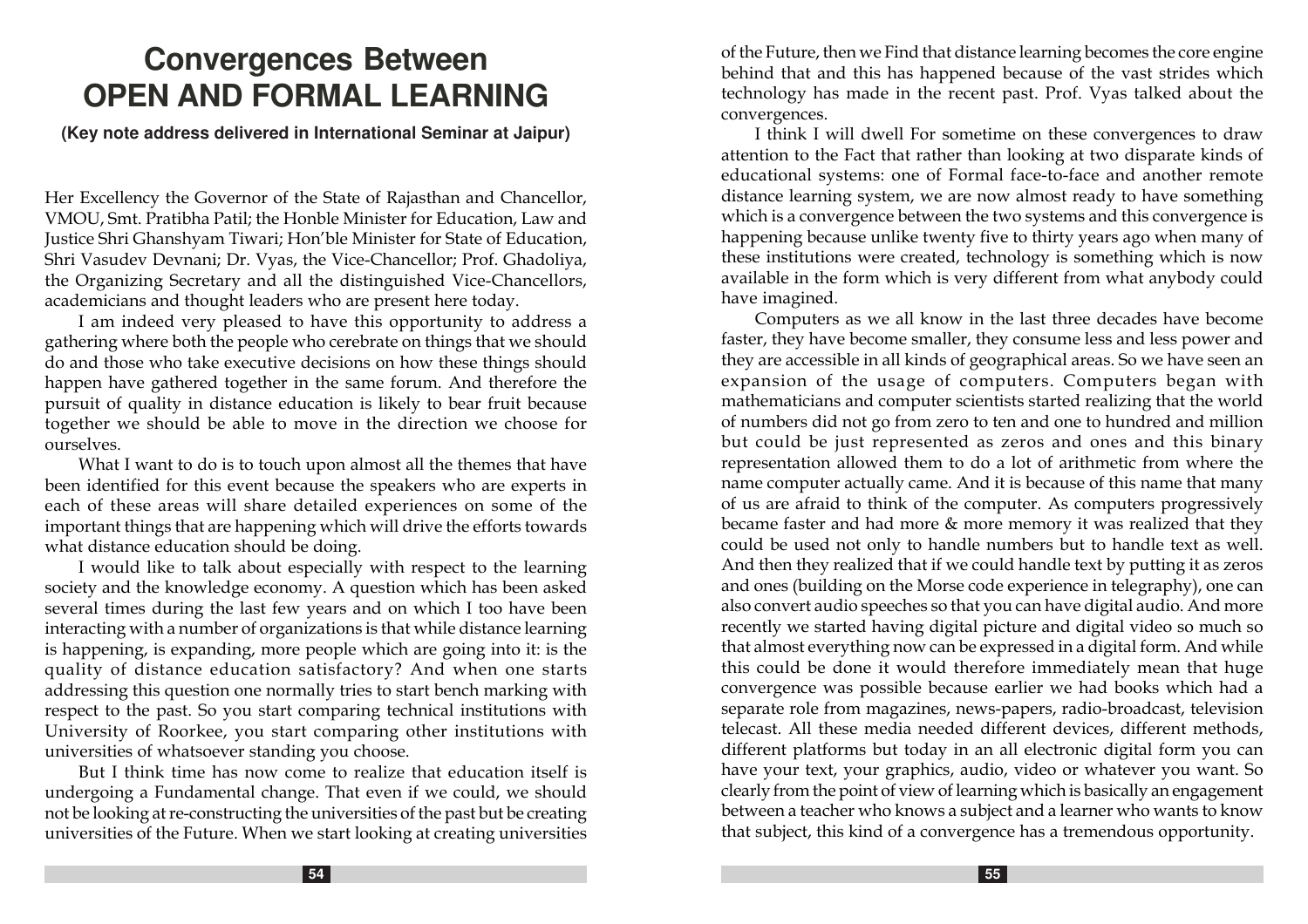# Convergences Between OPEN AND FORMAL LEARNING

**(Key note address delivered in International Seminar at Jaipur)**

Her Excellency the Governor of the State of Rajasthan and Chancellor, VMOU, Smt. Pratibha Patil; the Honble Minister for Education, Law and Justice Shri Ghanshyam Tiwari; Hon'ble Minister for State of Education, Shri Vasudev Devnani; Dr. Vyas, the Vice-Chancellor; Prof. Ghadoliya, the Organizing Secretary and all the distinguished Vice-Chancellors, academicians and thought leaders who are present here today.

I am indeed very pleased to have this opportunity to address a gathering where both the people who cerebrate on things that we should do and those who take executive decisions on how these things should happen have gathered together in the same forum. And therefore the pursuit of quality in distance education is likely to bear fruit because together we should be able to move in the direction we choose for ourselves.

What I want to do is to touch upon almost all the themes that have been identified for this event because the speakers who are experts in each of these areas will share detailed experiences on some of the important things that are happening which will drive the efforts towards what distance education should be doing.

I would like to talk about especially with respect to the learning society and the knowledge economy. A question which has been asked several times during the last few years and on which I too have been interacting with a number of organizations is that while distance learning is happening, is expanding, more people which are going into it: is the quality of distance education satisfactory? And when one starts addressing this question one normally tries to start bench marking with respect to the past. So you start comparing technical institutions with University of Roorkee, you start comparing other institutions with universities of whatsoever standing you choose.

But I think time has now come to realize that education itself is undergoing a Fundamental change. That even if we could, we should not be looking at re-constructing the universities of the past but be creating universities of the Future. When we start looking at creating universities of the Future, then we Find that distance learning becomes the core engine behind that and this has happened because of the vast strides which technology has made in the recent past. Prof. Vyas talked about the convergences.

I think I will dwell For sometime on these convergences to draw attention to the Fact that rather than looking at two disparate kinds of educational systems: one of Formal face-to-face and another remote distance learning system, we are now almost ready to have something which is a convergence between the two systems and this convergence is happening because unlike twenty five to thirty years ago when many of these institutions were created, technology is something which is now available in the form which is very different from what anybody could have imagined.

Computers as we all know in the last three decades have become faster, they have become smaller, they consume less and less power and they are accessible in all kinds of geographical areas. So we have seen an expansion of the usage of computers. Computers began with mathematicians and computer scientists started realizing that the world of numbers did not go from zero to ten and one to hundred and million but could be just represented as zeros and ones and this binary representation allowed them to do a lot of arithmetic from where the name computer actually came. And it is because of this name that many of us are afraid to think of the computer. As computers progressively became faster and had more & more memory it was realized that they could be used not only to handle numbers but to handle text as well. And then they realized that if we could handle text by putting it as zeros and ones (building on the Morse code experience in telegraphy), one can also convert audio speeches so that you can have digital audio. And more recently we started having digital picture and digital video so much so that almost everything now can be expressed in a digital form. And while this could be done it would therefore immediately mean that huge convergence was possible because earlier we had books which had a separate role from magazines, news-papers, radio-broadcast, television telecast. All these media needed different devices, different methods, different platforms but today in an all electronic digital form you can have your text, your graphics, audio, video or whatever you want. So clearly from the point of view of learning which is basically an engagement between a teacher who knows a subject and a learner who wants to know that subject, this kind of a convergence has a tremendous opportunity.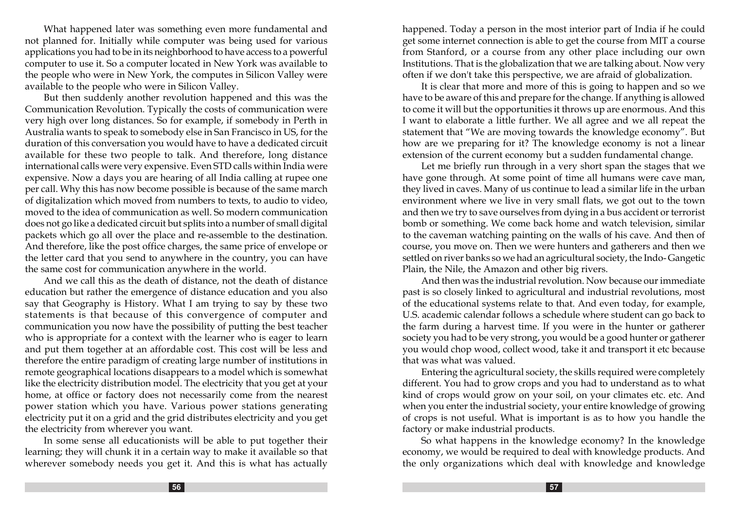What happened later was something even more fundamental and not planned for. Initially while computer was being used for various applications you had to be in its neighborhood to have access to a powerful computer to use it. So a computer located in New York was available to the people who were in New York, the computes in Silicon Valley were available to the people who were in Silicon Valley.

But then suddenly another revolution happened and this was the Communication Revolution. Typically the costs of communication were very high over long distances. So for example, if somebody in Perth in Australia wants to speak to somebody else in San Francisco in US, for the duration of this conversation you would have to have a dedicated circuit available for these two people to talk. And therefore, long distance international calls were very expensive. Even STD calls within India were expensive. Now a days you are hearing of all India calling at rupee one per call. Why this has now become possible is because of the same march of digitalization which moved from numbers to texts, to audio to video, moved to the idea of communication as well. So modern communication does not go like a dedicated circuit but splits into a number of small digital packets which go all over the place and re-assemble to the destination. And therefore, like the post office charges, the same price of envelope or the letter card that you send to anywhere in the country, you can have the same cost for communication anywhere in the world.

And we call this as the death of distance, not the death of distance education but rather the emergence of distance education and you also say that Geography is History. What I am trying to say by these two statements is that because of this convergence of computer and communication you now have the possibility of putting the best teacher who is appropriate for a context with the learner who is eager to learn and put them together at an affordable cost. This cost will be less and therefore the entire paradigm of creating large number of institutions in remote geographical locations disappears to a model which is somewhat like the electricity distribution model. The electricity that you get at your home, at office or factory does not necessarily come from the nearest power station which you have. Various power stations generating electricity put it on a grid and the grid distributes electricity and you get the electricity from wherever you want.

In some sense all educationists will be able to put together their learning; they will chunk it in a certain way to make it available so that wherever somebody needs you get it. And this is what has actually happened. Today a person in the most interior part of India if he could get some internet connection is able to get the course from MIT a course from Stanford, or a course from any other place including our own Institutions. That is the globalization that we are talking about. Now very often if we don't take this perspective, we are afraid of globalization.

It is clear that more and more of this is going to happen and so we have to be aware of this and prepare for the change. If anything is allowed to come it will but the opportunities it throws up are enormous. And this I want to elaborate a little further. We all agree and we all repeat the statement that "We are moving towards the knowledge economy". But how are we preparing for it? The knowledge economy is not a linear extension of the current economy but a sudden fundamental change.

Let me briefly run through in a very short span the stages that we have gone through. At some point of time all humans were cave man, they lived in caves. Many of us continue to lead a similar life in the urban environment where we live in very small flats, we got out to the town and then we try to save ourselves from dying in a bus accident or terrorist bomb or something. We come back home and watch television, similar to the caveman watching painting on the walls of his cave. And then of course, you move on. Then we were hunters and gatherers and then we settled on river banks so we had an agricultural society, the Indo-Gangetic Plain, the Nile, the Amazon and other big rivers.

And then was the industrial revolution. Now because our immediate past is so closely linked to agricultural and industrial revolutions, most of the educational systems relate to that. And even today, for example, U.S. academic calendar follows a schedule where student can go back to the farm during a harvest time. If you were in the hunter or gatherer society you had to be very strong, you would be a good hunter or gatherer you would chop wood, collect wood, take it and transport it etc because that was what was valued.

Entering the agricultural society, the skills required were completely different. You had to grow crops and you had to understand as to what kind of crops would grow on your soil, on your climates etc. etc. And when you enter the industrial society, your entire knowledge of growing of crops is not useful. What is important is as to how you handle the factory or make industrial products.

So what happens in the knowledge economy? In the knowledge economy, we would be required to deal with knowledge products. And the only organizations which deal with knowledge and knowledge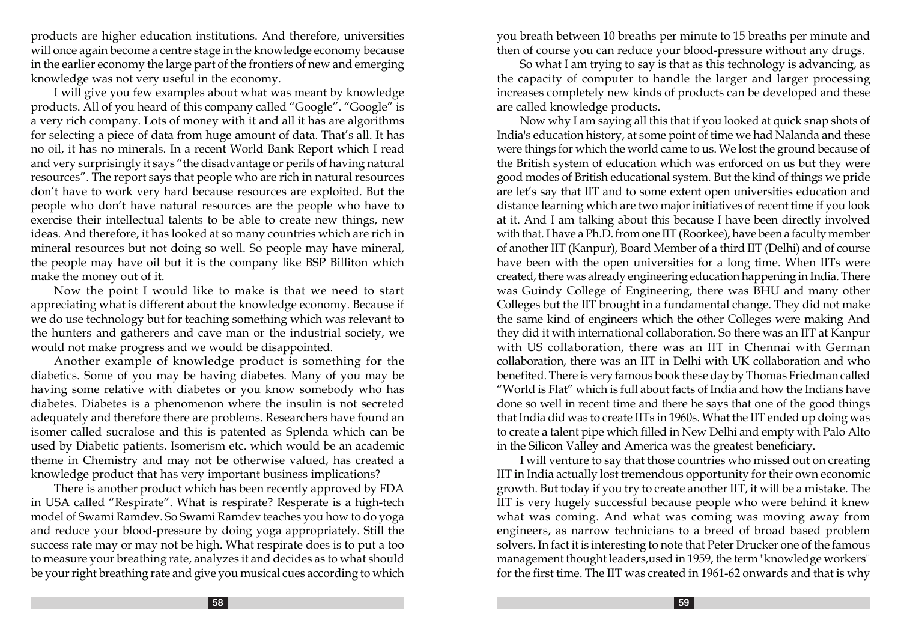products are higher education institutions. And therefore, universities will once again become a centre stage in the knowledge economy because in the earlier economy the large part of the frontiers of new and emerging knowledge was not very useful in the economy.

I will give you few examples about what was meant by knowledge products. All of you heard of this company called "Google". "Google" is a very rich company. Lots of money with it and all it has are algorithms for selecting a piece of data from huge amount of data. That's all. It has no oil, it has no minerals. In a recent World Bank Report which I read and very surprisingly it says "the disadvantage or perils of having natural resources". The report says that people who are rich in natural resources don't have to work very hard because resources are exploited. But the people who don't have natural resources are the people who have to exercise their intellectual talents to be able to create new things, new ideas. And therefore, it has looked at so many countries which are rich in mineral resources but not doing so well. So people may have mineral, the people may have oil but it is the company like BSP Billiton which make the money out of it.

Now the point I would like to make is that we need to start appreciating what is different about the knowledge economy. Because if we do use technology but for teaching something which was relevant to the hunters and gatherers and cave man or the industrial society, we would not make progress and we would be disappointed.

Another example of knowledge product is something for the diabetics. Some of you may be having diabetes. Many of you may be having some relative with diabetes or you know somebody who has diabetes. Diabetes is a phenomenon where the insulin is not secreted adequately and therefore there are problems. Researchers have found an isomer called sucralose and this is patented as Splenda which can be used by Diabetic patients. Isomerism etc. which would be an academic theme in Chemistry and may not be otherwise valued, has created a knowledge product that has very important business implications?

There is another product which has been recently approved by FDA in USA called "Respirate". What is respirate? Resperate is a high-tech model of Swami Ramdev. So Swami Ramdev teaches you how to do yoga and reduce your blood-pressure by doing yoga appropriately. Still the success rate may or may not be high. What respirate does is to put a too to measure your breathing rate, analyzes it and decides as to what should be your right breathing rate and give you musical cues according to which you breath between 10 breaths per minute to 15 breaths per minute and then of course you can reduce your blood-pressure without any drugs.

So what I am trying to say is that as this technology is advancing, as the capacity of computer to handle the larger and larger processing increases completely new kinds of products can be developed and these are called knowledge products.

Now why I am saying all this that if you looked at quick snap shots of India's education history, at some point of time we had Nalanda and these were things for which the world came to us. We lost the ground because of the British system of education which was enforced on us but they were good modes of British educational system. But the kind of things we pride are let's say that IIT and to some extent open universities education and distance learning which are two major initiatives of recent time if you look at it. And I am talking about this because I have been directly involved with that. I have a Ph.D. from one IIT (Roorkee), have been a faculty member of another IIT (Kanpur), Board Member of a third IIT (Delhi) and of course have been with the open universities for a long time. When IITs were created, there was already engineering education happening in India. There was Guindy College of Engineering, there was BHU and many other Colleges but the IIT brought in a fundamental change. They did not make the same kind of engineers which the other Colleges were making And they did it with international collaboration. So there was an IIT at Kanpur with US collaboration, there was an IIT in Chennai with German collaboration, there was an IIT in Delhi with UK collaboration and who benefited. There is very famous book these day by Thomas Friedman called "World is Flat" which is full about facts of India and how the Indians have done so well in recent time and there he says that one of the good things that India did was to create IITs in 1960s. What the IIT ended up doing was to create a talent pipe which filled in New Delhi and empty with Palo Alto in the Silicon Valley and America was the greatest beneficiary.

I will venture to say that those countries who missed out on creating IIT in India actually lost tremendous opportunity for their own economic growth. But today if you try to create another IIT, it will be a mistake. The IIT is very hugely successful because people who were behind it knew what was coming. And what was coming was moving away from engineers, as narrow technicians to a breed of broad based problem solvers. In fact it is interesting to note that Peter Drucker one of the famous management thought leaders,used in 1959, the term "knowledge workers" for the first time. The IIT was created in 1961-62 onwards and that is why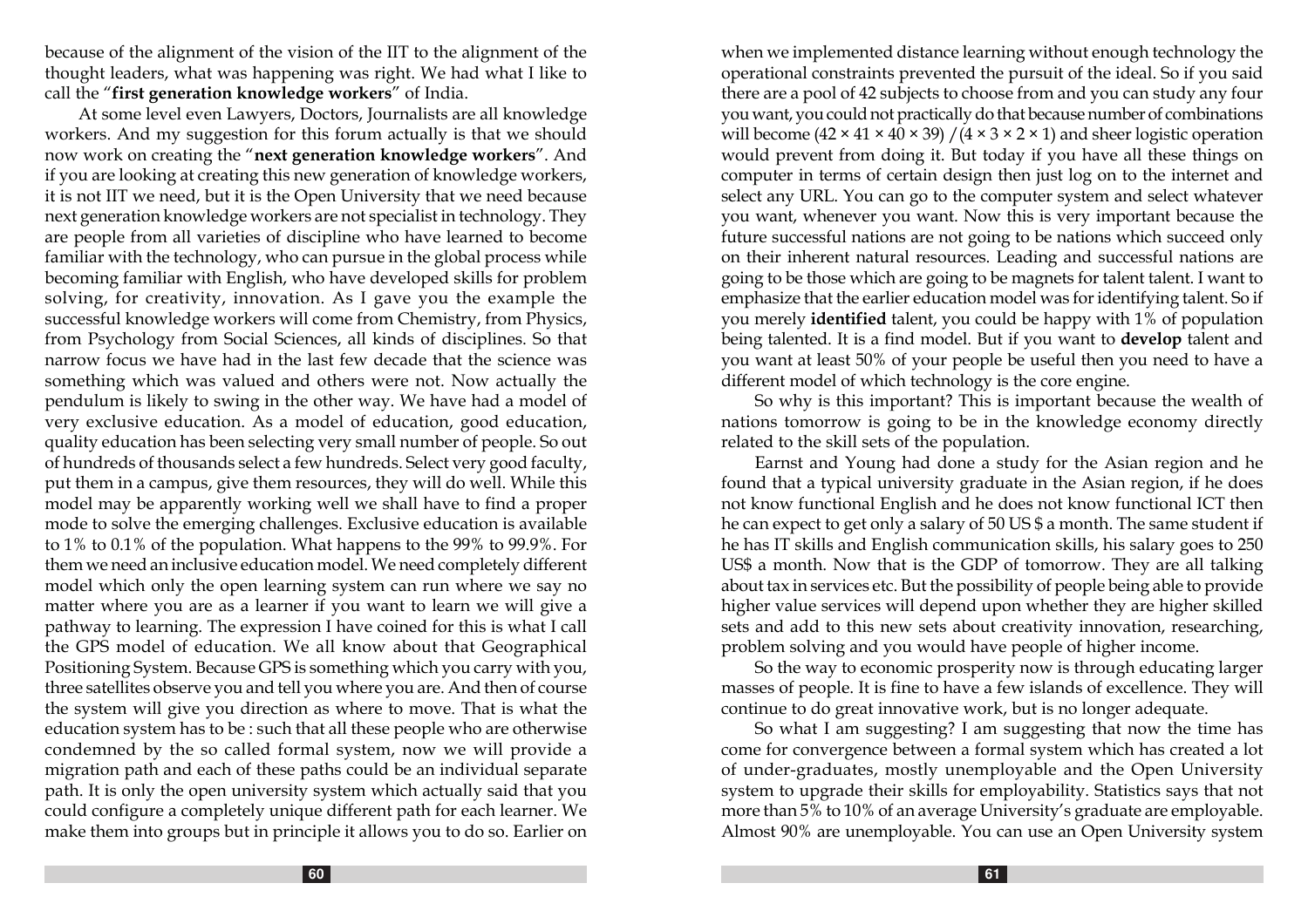because of the alignment of the vision of the IIT to the alignment of the thought leaders, what was happening was right. We had what I like to call the "**first generation knowledge workers**" of India.

At some level even Lawyers, Doctors, Journalists are all knowledge workers. And my suggestion for this forum actually is that we should now work on creating the "**next generation knowledge workers**". And if you are looking at creating this new generation of knowledge workers, it is not IIT we need, but it is the Open University that we need because next generation knowledge workers are not specialist in technology. They are people from all varieties of discipline who have learned to become familiar with the technology, who can pursue in the global process while becoming familiar with English, who have developed skills for problem solving, for creativity, innovation. As I gave you the example the successful knowledge workers will come from Chemistry, from Physics, from Psychology from Social Sciences, all kinds of disciplines. So that narrow focus we have had in the last few decade that the science was something which was valued and others were not. Now actually the pendulum is likely to swing in the other way. We have had a model of very exclusive education. As a model of education, good education, quality education has been selecting very small number of people. So out of hundreds of thousands select a few hundreds. Select very good faculty, put them in a campus, give them resources, they will do well. While this model may be apparently working well we shall have to find a proper mode to solve the emerging challenges. Exclusive education is available to 1% to 0.1% of the population. What happens to the 99% to 99.9%. For them we need an inclusive education model. We need completely different model which only the open learning system can run where we say no matter where you are as a learner if you want to learn we will give a pathway to learning. The expression I have coined for this is what I call the GPS model of education. We all know about that Geographical Positioning System. Because GPS is something which you carry with you, three satellites observe you and tell you where you are. And then of course the system will give you direction as where to move. That is what the education system has to be : such that all these people who are otherwise condemned by the so called formal system, now we will provide a migration path and each of these paths could be an individual separate path. It is only the open university system which actually said that you could configure a completely unique different path for each learner. We make them into groups but in principle it allows you to do so. Earlier on when we implemented distance learning without enough technology the operational constraints prevented the pursuit of the ideal. So if you said there are a pool of 42 subjects to choose from and you can study any four you want, you could not practically do that because number of combinations will become $(42 \times 41 \times 40 \times 39) / (4 \times 3 \times 2 \times 1)$ and sheer logistic operation would prevent from doing it. But today if you have all these things on computer in terms of certain design then just log on to the internet and select any URL. You can go to the computer system and select whatever you want, whenever you want. Now this is very important because the future successful nations are not going to be nations which succeed only on their inherent natural resources. Leading and successful nations are going to be those which are going to be magnets for talent talent. I want to emphasize that the earlier education model was for identifying talent. So if you merely **identified** talent, you could be happy with 1% of population being talented. It is a find model. But if you want to **develop** talent and you want at least 50% of your people be useful then you need to have a different model of which technology is the core engine.

So why is this important? This is important because the wealth of nations tomorrow is going to be in the knowledge economy directly related to the skill sets of the population.

Earnst and Young had done a study for the Asian region and he found that a typical university graduate in the Asian region, if he does not know functional English and he does not know functional ICT then he can expect to get only a salary of 50 US $ a month. The same student if he has IT skills and English communication skills, his salary goes to 250 US$ a month. Now that is the GDP of tomorrow. They are all talking about tax in services etc. But the possibility of people being able to provide higher value services will depend upon whether they are higher skilled sets and add to this new sets about creativity innovation, researching, problem solving and you would have people of higher income.

So the way to economic prosperity now is through educating larger masses of people. It is fine to have a few islands of excellence. They will continue to do great innovative work, but is no longer adequate.

So what I am suggesting? I am suggesting that now the time has come for convergence between a formal system which has created a lot of under-graduates, mostly unemployable and the Open University system to upgrade their skills for employability. Statistics says that not more than 5% to 10% of an average University's graduate are employable. Almost 90% are unemployable. You can use an Open University system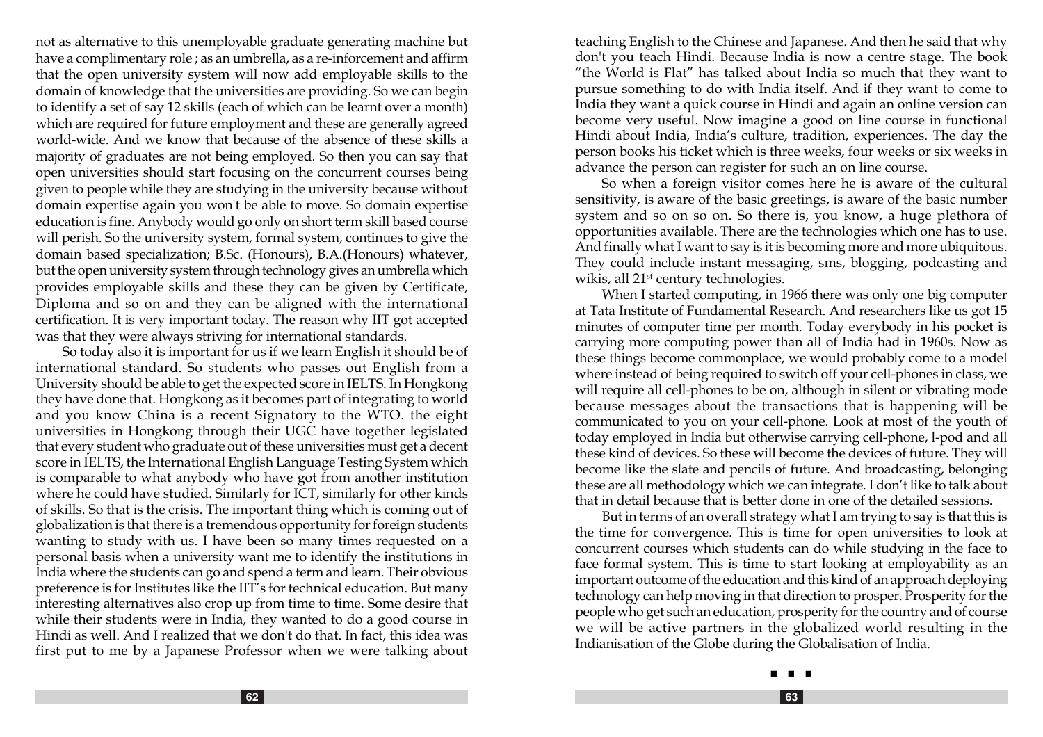not as alternative to this unemployable graduate generating machine but have a complimentary role ; as an umbrella, as a re-inforcement and affirm that the open university system will now add employable skills to the domain of knowledge that the universities are providing. So we can begin to identify a set of say 12 skills (each of which can be learnt over a month) which are required for future employment and these are generally agreed world-wide. And we know that because of the absence of these skills a majority of graduates are not being employed. So then you can say that open universities should start focusing on the concurrent courses being given to people while they are studying in the university because without domain expertise again you won't be able to move. So domain expertise education is fine. Anybody would go only on short term skill based course will perish. So the university system, formal system, continues to give the domain based specialization; B.Sc. (Honours), B.A.(Honours) whatever, but the open university system through technology gives an umbrella which provides employable skills and these they can be given by Certificate, Diploma and so on and they can be aligned with the international certification. It is very important today. The reason why IIT got accepted was that they were always striving for international standards.

So today also it is important for us if we learn English it should be of international standard. So students who passes out English from a University should be able to get the expected score in IELTS. In Hongkong they have done that. Hongkong as it becomes part of integrating to world and you know China is a recent Signatory to the WTO. the eight universities in Hongkong through their UGC have together legislated that every student who graduate out of these universities must get a decent score in IELTS, the International English Language Testing System which is comparable to what anybody who have got from another institution where he could have studied. Similarly for ICT, similarly for other kinds of skills. So that is the crisis. The important thing which is coming out of globalization is that there is a tremendous opportunity for foreign students wanting to study with us. I have been so many times requested on a personal basis when a university want me to identify the institutions in India where the students can go and spend a term and learn. Their obvious preference is for Institutes like the IIT's for technical education. But many interesting alternatives also crop up from time to time. Some desire that while their students were in India, they wanted to do a good course in Hindi as well. And I realized that we don't do that. In fact, this idea was first put to me by a Japanese Professor when we were talking about teaching English to the Chinese and Japanese. And then he said that why don't you teach Hindi. Because India is now a centre stage. The book "the World is Flat" has talked about India so much that they want to pursue something to do with India itself. And if they want to come to India they want a quick course in Hindi and again an online version can become very useful. Now imagine a good on line course in functional Hindi about India, India's culture, tradition, experiences. The day the person books his ticket which is three weeks, four weeks or six weeks in advance the person can register for such an on line course.

So when a foreign visitor comes here he is aware of the cultural sensitivity, is aware of the basic greetings, is aware of the basic number system and so on so on. So there is, you know, a huge plethora of opportunities available. There are the technologies which one has to use. And finally what I want to say is it is becoming more and more ubiquitous. They could include instant messaging, sms, blogging, podcasting and wikis, all 21st century technologies.

When I started computing, in 1966 there was only one big computer at Tata Institute of Fundamental Research. And researchers like us got 15 minutes of computer time per month. Today everybody in his pocket is carrying more computing power than all of India had in 1960s. Now as these things become commonplace, we would probably come to a model where instead of being required to switch off your cell-phones in class, we will require all cell-phones to be on, although in silent or vibrating mode because messages about the transactions that is happening will be communicated to you on your cell-phone. Look at most of the youth of today employed in India but otherwise carrying cell-phone, I-pod and all these kind of devices. So these will become the devices of future. They will become like the slate and pencils of future. And broadcasting, belonging these are all methodology which we can integrate. I don't like to talk about that in detail because that is better done in one of the detailed sessions.

But in terms of an overall strategy what I am trying to say is that this is the time for convergence. This is time for open universities to look at concurrent courses which students can do while studying in the face to face formal system. This is time to start looking at employability as an important outcome of the education and this kind of an approach deploying technology can help moving in that direction to prosper. Prosperity for the people who get such an education, prosperity for the country and of course we will be active partners in the globalized world resulting in the Indianisation of the Globe during the Globalisation of India.

■ ■ ■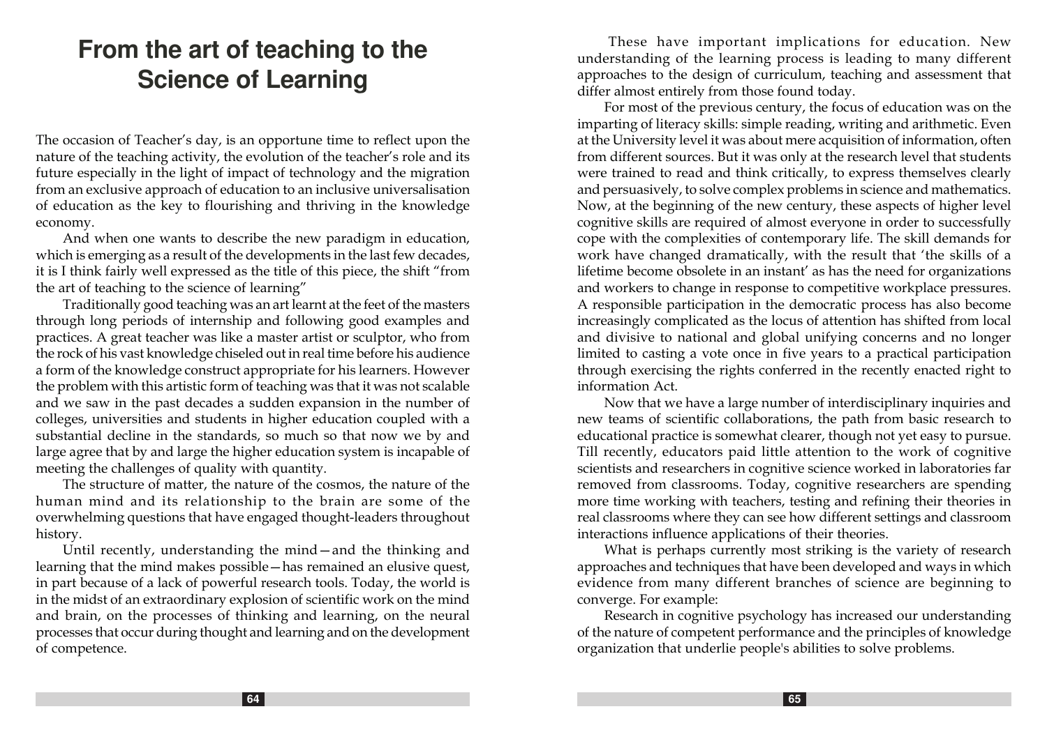# From the art of teaching to the Science of Learning

The occasion of Teacher's day, is an opportune time to reflect upon the nature of the teaching activity, the evolution of the teacher's role and its future especially in the light of impact of technology and the migration from an exclusive approach of education to an inclusive universalisation of education as the key to flourishing and thriving in the knowledge economy.

And when one wants to describe the new paradigm in education, which is emerging as a result of the developments in the last few decades, it is I think fairly well expressed as the title of this piece, the shift "from the art of teaching to the science of learning"

Traditionally good teaching was an art learnt at the feet of the masters through long periods of internship and following good examples and practices. A great teacher was like a master artist or sculptor, who from the rock of his vast knowledge chiseled out in real time before his audience a form of the knowledge construct appropriate for his learners. However the problem with this artistic form of teaching was that it was not scalable and we saw in the past decades a sudden expansion in the number of colleges, universities and students in higher education coupled with a substantial decline in the standards, so much so that now we by and large agree that by and large the higher education system is incapable of meeting the challenges of quality with quantity.

The structure of matter, the nature of the cosmos, the nature of the human mind and its relationship to the brain are some of the overwhelming questions that have engaged thought-leaders throughout history.

Until recently, understanding the mind—and the thinking and learning that the mind makes possible—has remained an elusive quest, in part because of a lack of powerful research tools. Today, the world is in the midst of an extraordinary explosion of scientific work on the mind and brain, on the processes of thinking and learning, on the neural processes that occur during thought and learning and on the development of competence.

These have important implications for education. New understanding of the learning process is leading to many different approaches to the design of curriculum, teaching and assessment that differ almost entirely from those found today.

For most of the previous century, the focus of education was on the imparting of literacy skills: simple reading, writing and arithmetic. Even at the University level it was about mere acquisition of information, often from different sources. But it was only at the research level that students were trained to read and think critically, to express themselves clearly and persuasively, to solve complex problems in science and mathematics. Now, at the beginning of the new century, these aspects of higher level cognitive skills are required of almost everyone in order to successfully cope with the complexities of contemporary life. The skill demands for work have changed dramatically, with the result that 'the skills of a lifetime become obsolete in an instant' as has the need for organizations and workers to change in response to competitive workplace pressures. A responsible participation in the democratic process has also become increasingly complicated as the locus of attention has shifted from local and divisive to national and global unifying concerns and no longer limited to casting a vote once in five years to a practical participation through exercising the rights conferred in the recently enacted right to information Act.

Now that we have a large number of interdisciplinary inquiries and new teams of scientific collaborations, the path from basic research to educational practice is somewhat clearer, though not yet easy to pursue. Till recently, educators paid little attention to the work of cognitive scientists and researchers in cognitive science worked in laboratories far removed from classrooms. Today, cognitive researchers are spending more time working with teachers, testing and refining their theories in real classrooms where they can see how different settings and classroom interactions influence applications of their theories.

What is perhaps currently most striking is the variety of research approaches and techniques that have been developed and ways in which evidence from many different branches of science are beginning to converge. For example:

Research in cognitive psychology has increased our understanding of the nature of competent performance and the principles of knowledge organization that underlie people's abilities to solve problems.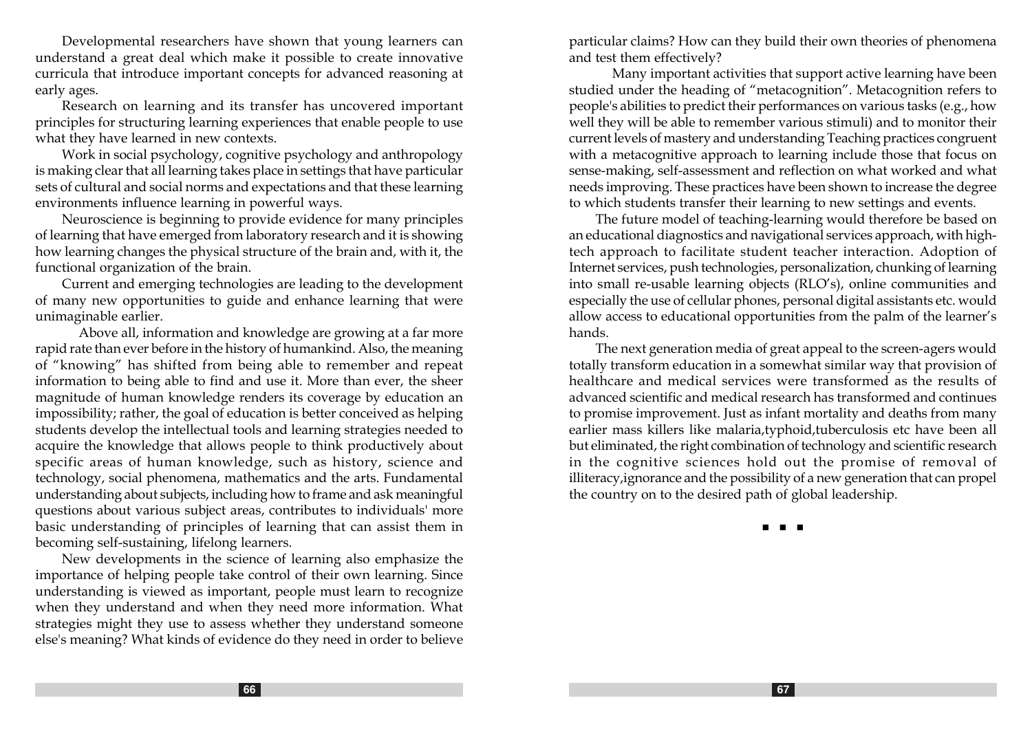Developmental researchers have shown that young learners can understand a great deal which make it possible to create innovative curricula that introduce important concepts for advanced reasoning at early ages.

Research on learning and its transfer has uncovered important principles for structuring learning experiences that enable people to use what they have learned in new contexts.

Work in social psychology, cognitive psychology and anthropology is making clear that all learning takes place in settings that have particular sets of cultural and social norms and expectations and that these learning environments influence learning in powerful ways.

Neuroscience is beginning to provide evidence for many principles of learning that have emerged from laboratory research and it is showing how learning changes the physical structure of the brain and, with it, the functional organization of the brain.

Current and emerging technologies are leading to the development of many new opportunities to guide and enhance learning that were unimaginable earlier.

Above all, information and knowledge are growing at a far more rapid rate than ever before in the history of humankind. Also, the meaning of "knowing" has shifted from being able to remember and repeat information to being able to find and use it. More than ever, the sheer magnitude of human knowledge renders its coverage by education an impossibility; rather, the goal of education is better conceived as helping students develop the intellectual tools and learning strategies needed to acquire the knowledge that allows people to think productively about specific areas of human knowledge, such as history, science and technology, social phenomena, mathematics and the arts. Fundamental understanding about subjects, including how to frame and ask meaningful questions about various subject areas, contributes to individuals' more basic understanding of principles of learning that can assist them in becoming self-sustaining, lifelong learners.

New developments in the science of learning also emphasize the importance of helping people take control of their own learning. Since understanding is viewed as important, people must learn to recognize when they understand and when they need more information. What strategies might they use to assess whether they understand someone else's meaning? What kinds of evidence do they need in order to believe particular claims? How can they build their own theories of phenomena and test them effectively?

Many important activities that support active learning have been studied under the heading of "metacognition". Metacognition refers to people's abilities to predict their performances on various tasks (e.g., how well they will be able to remember various stimuli) and to monitor their current levels of mastery and understanding Teaching practices congruent with a metacognitive approach to learning include those that focus on sense-making, self-assessment and reflection on what worked and what needs improving. These practices have been shown to increase the degree to which students transfer their learning to new settings and events.

The future model of teaching-learning would therefore be based on an educational diagnostics and navigational services approach, with high-tech approach to facilitate student teacher interaction. Adoption of Internet services, push technologies, personalization, chunking of learning into small re-usable learning objects (RLO's), online communities and especially the use of cellular phones, personal digital assistants etc. would allow access to educational opportunities from the palm of the learner's hands.

The next generation media of great appeal to the screen-agers would totally transform education in a somewhat similar way that provision of healthcare and medical services were transformed as the results of advanced scientific and medical research has transformed and continues to promise improvement. Just as infant mortality and deaths from many earlier mass killers like malaria,typhoid,tuberculosis etc have been all but eliminated, the right combination of technology and scientific research in the cognitive sciences hold out the promise of removal of illiteracy,ignorance and the possibility of a new generation that can propel the country on to the desired path of global leadership.

■ ■ ■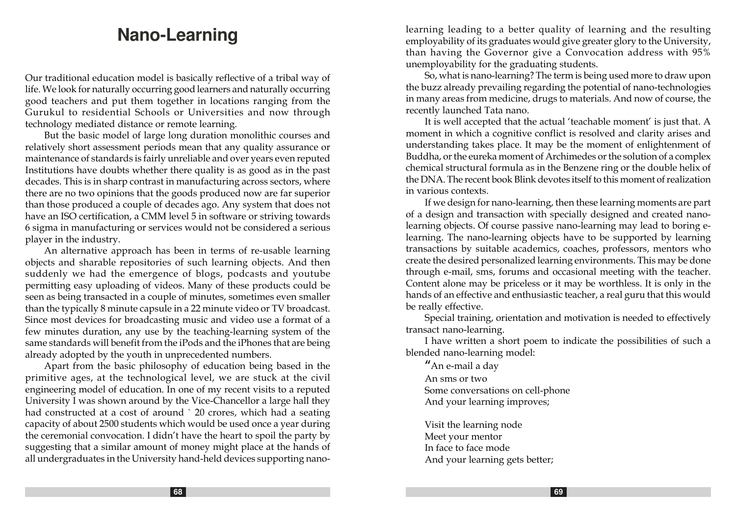# Nano-Learning

Our traditional education model is basically reflective of a tribal way of life. We look for naturally occurring good learners and naturally occurring good teachers and put them together in locations ranging from the Gurukul to residential Schools or Universities and now through technology mediated distance or remote learning.

But the basic model of large long duration monolithic courses and relatively short assessment periods mean that any quality assurance or maintenance of standards is fairly unreliable and over years even reputed Institutions have doubts whether there quality is as good as in the past decades. This is in sharp contrast in manufacturing across sectors, where there are no two opinions that the goods produced now are far superior than those produced a couple of decades ago. Any system that does not have an ISO certification, a CMM level 5 in software or striving towards 6 sigma in manufacturing or services would not be considered a serious player in the industry.

An alternative approach has been in terms of re-usable learning objects and sharable repositories of such learning objects. And then suddenly we had the emergence of blogs, podcasts and youtube permitting easy uploading of videos. Many of these products could be seen as being transacted in a couple of minutes, sometimes even smaller than the typically 8 minute capsule in a 22 minute video or TV broadcast. Since most devices for broadcasting music and video use a format of a few minutes duration, any use by the teaching-learning system of the same standards will benefit from the iPods and the iPhones that are being already adopted by the youth in unprecedented numbers.

Apart from the basic philosophy of education being based in the primitive ages, at the technological level, we are stuck at the civil engineering model of education. In one of my recent visits to a reputed University I was shown around by the Vice-Chancellor a large hall they had constructed at a cost of around ` 20 crores, which had a seating capacity of about 2500 students which would be used once a year during the ceremonial convocation. I didn't have the heart to spoil the party by suggesting that a similar amount of money might place at the hands of all undergraduates in the University hand-held devices supporting nano-learning leading to a better quality of learning and the resulting employability of its graduates would give greater glory to the University, than having the Governor give a Convocation address with 95% unemployability for the graduating students.

So, what is nano-learning? The term is being used more to draw upon the buzz already prevailing regarding the potential of nano-technologies in many areas from medicine, drugs to materials. And now of course, the recently launched Tata nano.

It is well accepted that the actual 'teachable moment' is just that. A moment in which a cognitive conflict is resolved and clarity arises and understanding takes place. It may be the moment of enlightenment of Buddha, or the eureka moment of Archimedes or the solution of a complex chemical structural formula as in the Benzene ring or the double helix of the DNA. The recent book Blink devotes itself to this moment of realization in various contexts.

If we design for nano-learning, then these learning moments are part of a design and transaction with specially designed and created nano-learning objects. Of course passive nano-learning may lead to boring e-learning. The nano-learning objects have to be supported by learning transactions by suitable academics, coaches, professors, mentors who create the desired personalized learning environments. This may be done through e-mail, sms, forums and occasional meeting with the teacher. Content alone may be priceless or it may be worthless. It is only in the hands of an effective and enthusiastic teacher, a real guru that this would be really effective.

Special training, orientation and motivation is needed to effectively transact nano-learning.

I have written a short poem to indicate the possibilities of such a blended nano-learning model:

"An e-mail a day
An sms or two
Some conversations on cell-phone
And your learning improves;

Visit the learning node
Meet your mentor
In face to face mode
And your learning gets better;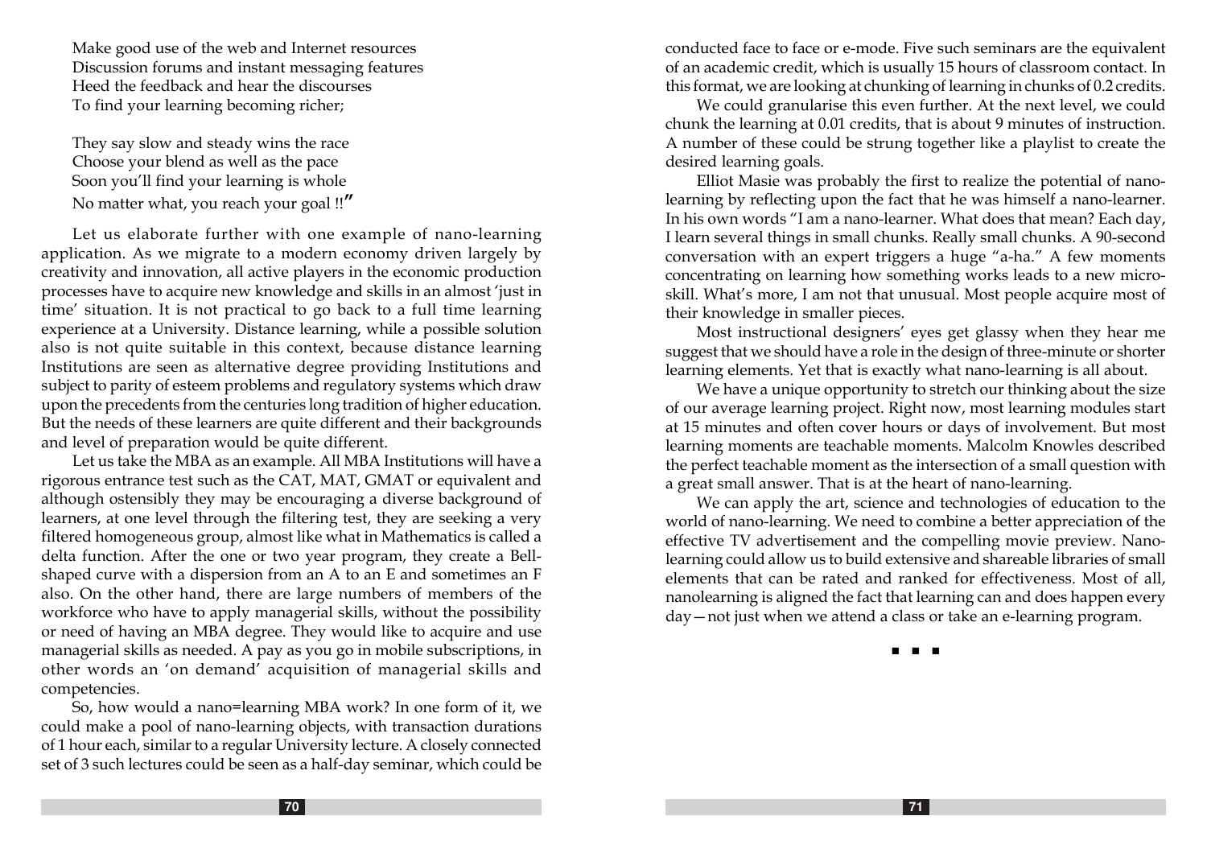Make good use of the web and Internet resources
Discussion forums and instant messaging features
Heed the feedback and hear the discourses
To find your learning becoming richer;

They say slow and steady wins the race
Choose your blend as well as the pace
Soon you'll find your learning is whole
No matter what, you reach your goal !!"

Let us elaborate further with one example of nano-learning application. As we migrate to a modern economy driven largely by creativity and innovation, all active players in the economic production processes have to acquire new knowledge and skills in an almost 'just in time' situation. It is not practical to go back to a full time learning experience at a University. Distance learning, while a possible solution also is not quite suitable in this context, because distance learning Institutions are seen as alternative degree providing Institutions and subject to parity of esteem problems and regulatory systems which draw upon the precedents from the centuries long tradition of higher education. But the needs of these learners are quite different and their backgrounds and level of preparation would be quite different.

Let us take the MBA as an example. All MBA Institutions will have a rigorous entrance test such as the CAT, MAT, GMAT or equivalent and although ostensibly they may be encouraging a diverse background of learners, at one level through the filtering test, they are seeking a very filtered homogeneous group, almost like what in Mathematics is called a delta function. After the one or two year program, they create a Bell-shaped curve with a dispersion from an A to an E and sometimes an F also. On the other hand, there are large numbers of members of the workforce who have to apply managerial skills, without the possibility or need of having an MBA degree. They would like to acquire and use managerial skills as needed. A pay as you go in mobile subscriptions, in other words an 'on demand' acquisition of managerial skills and competencies.

So, how would a nano=learning MBA work? In one form of it, we could make a pool of nano-learning objects, with transaction durations of 1 hour each, similar to a regular University lecture. A closely connected set of 3 such lectures could be seen as a half-day seminar, which could be conducted face to face or e-mode. Five such seminars are the equivalent of an academic credit, which is usually 15 hours of classroom contact. In this format, we are looking at chunking of learning in chunks of 0.2 credits.

We could granularise this even further. At the next level, we could chunk the learning at 0.01 credits, that is about 9 minutes of instruction. A number of these could be strung together like a playlist to create the desired learning goals.

Elliot Masie was probably the first to realize the potential of nano-learning by reflecting upon the fact that he was himself a nano-learner. In his own words "I am a nano-learner. What does that mean? Each day, I learn several things in small chunks. Really small chunks. A 90-second conversation with an expert triggers a huge "a-ha." A few moments concentrating on learning how something works leads to a new micro-skill. What's more, I am not that unusual. Most people acquire most of their knowledge in smaller pieces.

Most instructional designers' eyes get glassy when they hear me suggest that we should have a role in the design of three-minute or shorter learning elements. Yet that is exactly what nano-learning is all about.

We have a unique opportunity to stretch our thinking about the size of our average learning project. Right now, most learning modules start at 15 minutes and often cover hours or days of involvement. But most learning moments are teachable moments. Malcolm Knowles described the perfect teachable moment as the intersection of a small question with a great small answer. That is at the heart of nano-learning.

We can apply the art, science and technologies of education to the world of nano-learning. We need to combine a better appreciation of the effective TV advertisement and the compelling movie preview. Nano-learning could allow us to build extensive and shareable libraries of small elements that can be rated and ranked for effectiveness. Most of all, nanolearning is aligned the fact that learning can and does happen every day—not just when we attend a class or take an e-learning program.

■ ■ ■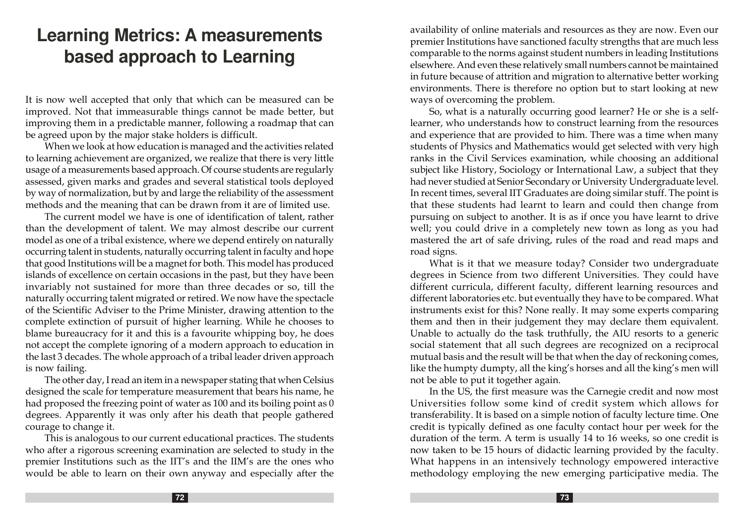# Learning Metrics: A measurements based approach to Learning

It is now well accepted that only that which can be measured can be improved. Not that immeasurable things cannot be made better, but improving them in a predictable manner, following a roadmap that can be agreed upon by the major stake holders is difficult.

When we look at how education is managed and the activities related to learning achievement are organized, we realize that there is very little usage of a measurements based approach. Of course students are regularly assessed, given marks and grades and several statistical tools deployed by way of normalization, but by and large the reliability of the assessment methods and the meaning that can be drawn from it are of limited use.

The current model we have is one of identification of talent, rather than the development of talent. We may almost describe our current model as one of a tribal existence, where we depend entirely on naturally occurring talent in students, naturally occurring talent in faculty and hope that good Institutions will be a magnet for both. This model has produced islands of excellence on certain occasions in the past, but they have been invariably not sustained for more than three decades or so, till the naturally occurring talent migrated or retired. We now have the spectacle of the Scientific Adviser to the Prime Minister, drawing attention to the complete extinction of pursuit of higher learning. While he chooses to blame bureaucracy for it and this is a favourite whipping boy, he does not accept the complete ignoring of a modern approach to education in the last 3 decades. The whole approach of a tribal leader driven approach is now failing.

The other day, I read an item in a newspaper stating that when Celsius designed the scale for temperature measurement that bears his name, he had proposed the freezing point of water as 100 and its boiling point as 0 degrees. Apparently it was only after his death that people gathered courage to change it.

This is analogous to our current educational practices. The students who after a rigorous screening examination are selected to study in the premier Institutions such as the IIT's and the IIM's are the ones who would be able to learn on their own anyway and especially after the availability of online materials and resources as they are now. Even our premier Institutions have sanctioned faculty strengths that are much less comparable to the norms against student numbers in leading Institutions elsewhere. And even these relatively small numbers cannot be maintained in future because of attrition and migration to alternative better working environments. There is therefore no option but to start looking at new ways of overcoming the problem.

So, what is a naturally occurring good learner? He or she is a self-learner, who understands how to construct learning from the resources and experience that are provided to him. There was a time when many students of Physics and Mathematics would get selected with very high ranks in the Civil Services examination, while choosing an additional subject like History, Sociology or International Law, a subject that they had never studied at Senior Secondary or University Undergraduate level. In recent times, several IIT Graduates are doing similar stuff. The point is that these students had learnt to learn and could then change from pursuing on subject to another. It is as if once you have learnt to drive well; you could drive in a completely new town as long as you had mastered the art of safe driving, rules of the road and read maps and road signs.

What is it that we measure today? Consider two undergraduate degrees in Science from two different Universities. They could have different curricula, different faculty, different learning resources and different laboratories etc. but eventually they have to be compared. What instruments exist for this? None really. It may some experts comparing them and then in their judgement they may declare them equivalent. Unable to actually do the task truthfully, the AIU resorts to a generic social statement that all such degrees are recognized on a reciprocal mutual basis and the result will be that when the day of reckoning comes, like the humpty dumpty, all the king's horses and all the king's men will not be able to put it together again.

In the US, the first measure was the Carnegie credit and now most Universities follow some kind of credit system which allows for transferability. It is based on a simple notion of faculty lecture time. One credit is typically defined as one faculty contact hour per week for the duration of the term. A term is usually 14 to 16 weeks, so one credit is now taken to be 15 hours of didactic learning provided by the faculty. What happens in an intensively technology empowered interactive methodology employing the new emerging participative media. The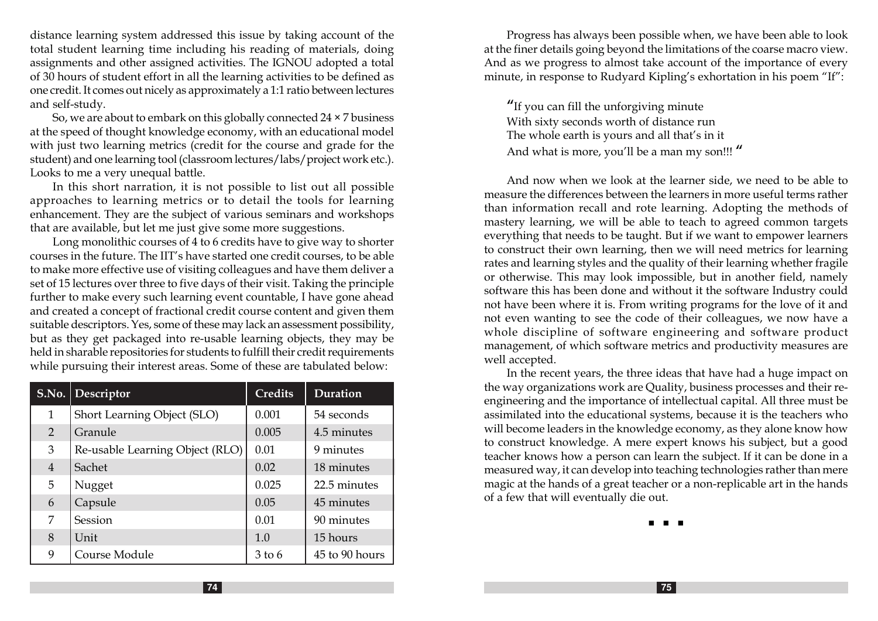distance learning system addressed this issue by taking account of the total student learning time including his reading of materials, doing assignments and other assigned activities. The IGNOU adopted a total of 30 hours of student effort in all the learning activities to be defined as one credit. It comes out nicely as approximately a 1:1 ratio between lectures and self-study.

So, we are about to embark on this globally connected 24 × 7 business at the speed of thought knowledge economy, with an educational model with just two learning metrics (credit for the course and grade for the student) and one learning tool (classroom lectures/labs/project work etc.). Looks to me a very unequal battle.

In this short narration, it is not possible to list out all possible approaches to learning metrics or to detail the tools for learning enhancement. They are the subject of various seminars and workshops that are available, but let me just give some more suggestions.

Long monolithic courses of 4 to 6 credits have to give way to shorter courses in the future. The IIT's have started one credit courses, to be able to make more effective use of visiting colleagues and have them deliver a set of 15 lectures over three to five days of their visit. Taking the principle further to make every such learning event countable, I have gone ahead and created a concept of fractional credit course content and given them suitable descriptors. Yes, some of these may lack an assessment possibility, but as they get packaged into re-usable learning objects, they may be held in sharable repositories for students to fulfill their credit requirements while pursuing their interest areas. Some of these are tabulated below:

| S.No. | Descriptor | Credits | Duration |
|---|---|---|---|
| 1 | Short Learning Object (SLO) | 0.001 | 54 seconds |
| 2 | Granule | 0.005 | 4.5 minutes |
| 3 | Re-usable Learning Object (RLO) | 0.01 | 9 minutes |
| 4 | Sachet | 0.02 | 18 minutes |
| 5 | Nugget | 0.025 | 22.5 minutes |
| 6 | Capsule | 0.05 | 45 minutes |
| 7 | Session | 0.01 | 90 minutes |
| 8 | Unit | 1.0 | 15 hours |
| 9 | Course Module | 3 to 6 | 45 to 90 hours |

Progress has always been possible when, we have been able to look at the finer details going beyond the limitations of the coarse macro view. And as we progress to almost take account of the importance of every minute, in response to Rudyard Kipling's exhortation in his poem "If":

> "If you can fill the unforgiving minute
> With sixty seconds worth of distance run
> The whole earth is yours and all that's in it
> And what is more, you'll be a man my son!!! "

And now when we look at the learner side, we need to be able to measure the differences between the learners in more useful terms rather than information recall and rote learning. Adopting the methods of mastery learning, we will be able to teach to agreed common targets everything that needs to be taught. But if we want to empower learners to construct their own learning, then we will need metrics for learning rates and learning styles and the quality of their learning whether fragile or otherwise. This may look impossible, but in another field, namely software this has been done and without it the software Industry could not have been where it is. From writing programs for the love of it and not even wanting to see the code of their colleagues, we now have a whole discipline of software engineering and software product management, of which software metrics and productivity measures are well accepted.

In the recent years, the three ideas that have had a huge impact on the way organizations work are Quality, business processes and their re-engineering and the importance of intellectual capital. All three must be assimilated into the educational systems, because it is the teachers who will become leaders in the knowledge economy, as they alone know how to construct knowledge. A mere expert knows his subject, but a good teacher knows how a person can learn the subject. If it can be done in a measured way, it can develop into teaching technologies rather than mere magic at the hands of a great teacher or a non-replicable art in the hands of a few that will eventually die out.

■ ■ ■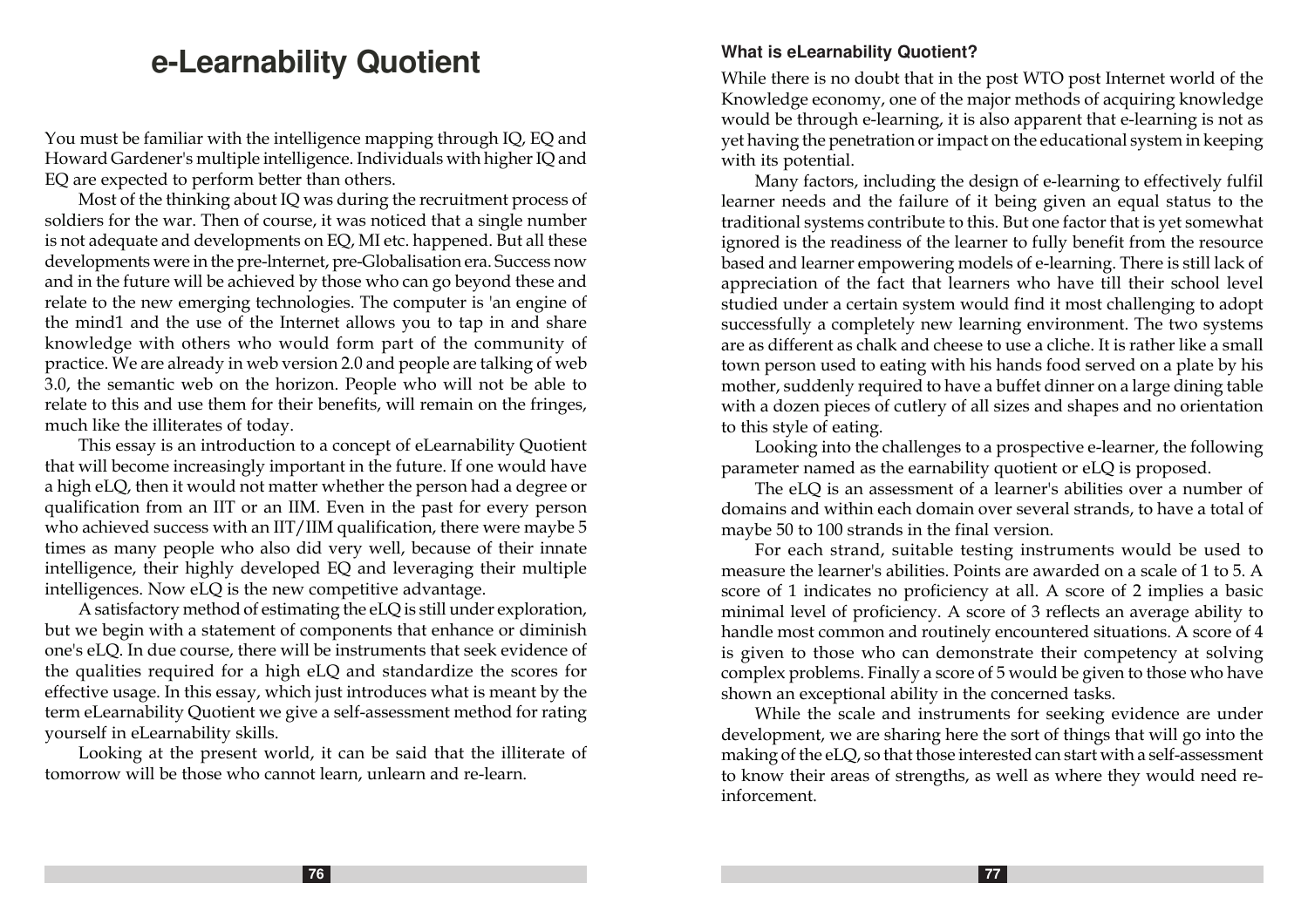# e-Learnability Quotient

You must be familiar with the intelligence mapping through IQ, EQ and Howard Gardener's multiple intelligence. Individuals with higher IQ and EQ are expected to perform better than others.

Most of the thinking about IQ was during the recruitment process of soldiers for the war. Then of course, it was noticed that a single number is not adequate and developments on EQ, MI etc. happened. But all these developments were in the pre-lnternet, pre-Globalisation era. Success now and in the future will be achieved by those who can go beyond these and relate to the new emerging technologies. The computer is 'an engine of the mind1 and the use of the Internet allows you to tap in and share knowledge with others who would form part of the community of practice. We are already in web version 2.0 and people are talking of web 3.0, the semantic web on the horizon. People who will not be able to relate to this and use them for their benefits, will remain on the fringes, much like the illiterates of today.

This essay is an introduction to a concept of eLearnability Quotient that will become increasingly important in the future. If one would have a high eLQ, then it would not matter whether the person had a degree or qualification from an IIT or an IIM. Even in the past for every person who achieved success with an IIT/IIM qualification, there were maybe 5 times as many people who also did very well, because of their innate intelligence, their highly developed EQ and leveraging their multiple intelligences. Now eLQ is the new competitive advantage.

A satisfactory method of estimating the eLQ is still under exploration, but we begin with a statement of components that enhance or diminish one's eLQ. In due course, there will be instruments that seek evidence of the qualities required for a high eLQ and standardize the scores for effective usage. In this essay, which just introduces what is meant by the term eLearnability Quotient we give a self-assessment method for rating yourself in eLearnability skills.

Looking at the present world, it can be said that the illiterate of tomorrow will be those who cannot learn, unlearn and re-learn.

### What is eLearnability Quotient?

While there is no doubt that in the post WTO post Internet world of the Knowledge economy, one of the major methods of acquiring knowledge would be through e-learning, it is also apparent that e-learning is not as yet having the penetration or impact on the educational system in keeping with its potential.

Many factors, including the design of e-learning to effectively fulfil learner needs and the failure of it being given an equal status to the traditional systems contribute to this. But one factor that is yet somewhat ignored is the readiness of the learner to fully benefit from the resource based and learner empowering models of e-learning. There is still lack of appreciation of the fact that learners who have till their school level studied under a certain system would find it most challenging to adopt successfully a completely new learning environment. The two systems are as different as chalk and cheese to use a cliche. It is rather like a small town person used to eating with his hands food served on a plate by his mother, suddenly required to have a buffet dinner on a large dining table with a dozen pieces of cutlery of all sizes and shapes and no orientation to this style of eating.

Looking into the challenges to a prospective e-learner, the following parameter named as the earnability quotient or eLQ is proposed.

The eLQ is an assessment of a learner's abilities over a number of domains and within each domain over several strands, to have a total of maybe 50 to 100 strands in the final version.

For each strand, suitable testing instruments would be used to measure the learner's abilities. Points are awarded on a scale of 1 to 5. A score of 1 indicates no proficiency at all. A score of 2 implies a basic minimal level of proficiency. A score of 3 reflects an average ability to handle most common and routinely encountered situations. A score of 4 is given to those who can demonstrate their competency at solving complex problems. Finally a score of 5 would be given to those who have shown an exceptional ability in the concerned tasks.

While the scale and instruments for seeking evidence are under development, we are sharing here the sort of things that will go into the making of the eLQ, so that those interested can start with a self-assessment to know their areas of strengths, as well as where they would need re-inforcement.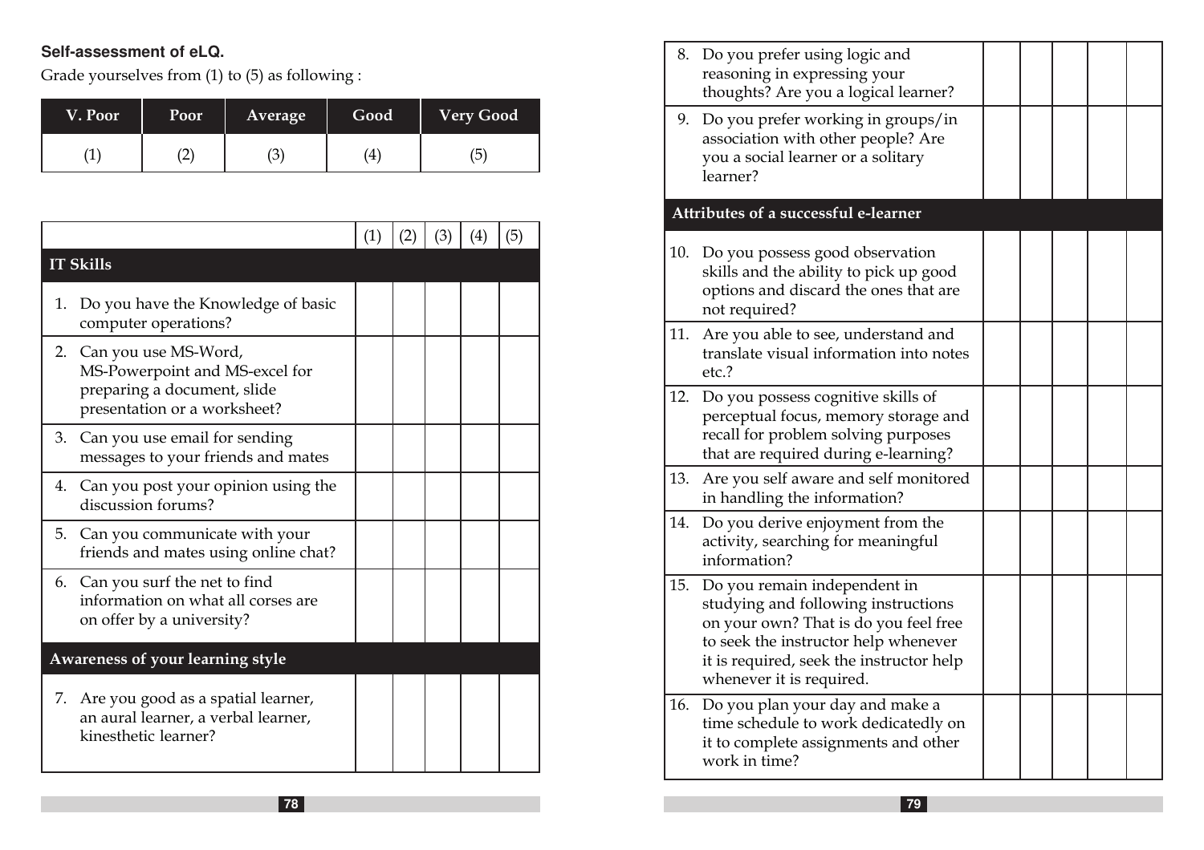**Self-assessment of eLQ.**

Grade yourselves from (1) to (5) as following :

| V. Poor | Poor | Average | Good | Very Good |
|---|---|---|---|---|
| (1) | (2) | (3) | (4) | (5) |

| | (1) | (2) | (3) | (4) | (5) |
|---|---|---|---|---|---|
| **IT Skills** | | | | | |
| 1. Do you have the Knowledge of basic computer operations? | | | | | |
| 2. Can you use MS-Word, MS-Powerpoint and MS-excel for preparing a document, slide presentation or a worksheet? | | | | | |
| 3. Can you use email for sending messages to your friends and mates | | | | | |
| 4. Can you post your opinion using the discussion forums? | | | | | |
| 5. Can you communicate with your friends and mates using online chat? | | | | | |
| 6. Can you surf the net to find information on what all corses are on offer by a university? | | | | | |
| **Awareness of your learning style** | | | | | |
| 7. Are you good as a spatial learner, an aural learner, a verbal learner, kinesthetic learner? | | | | | |
| 8. Do you prefer using logic and reasoning in expressing your thoughts? Are you a logical learner? | | | | | |
| 9. Do you prefer working in groups/in association with other people? Are you a social learner or a solitary learner? | | | | | |
| **Attributes of a successful e-learner** | | | | | |
| 10. Do you possess good observation skills and the ability to pick up good options and discard the ones that are not required? | | | | | |
| 11. Are you able to see, understand and translate visual information into notes etc.? | | | | | |
| 12. Do you possess cognitive skills of perceptual focus, memory storage and recall for problem solving purposes that are required during e-learning? | | | | | |
| 13. Are you self aware and self monitored in handling the information? | | | | | |
| 14. Do you derive enjoyment from the activity, searching for meaningful information? | | | | | |
| 15. Do you remain independent in studying and following instructions on your own? That is do you feel free to seek the instructor help whenever it is required, seek the instructor help whenever it is required. | | | | | |
| 16. Do you plan your day and make a time schedule to work dedicatedly on it to complete assignments and other work in time? | | | | | |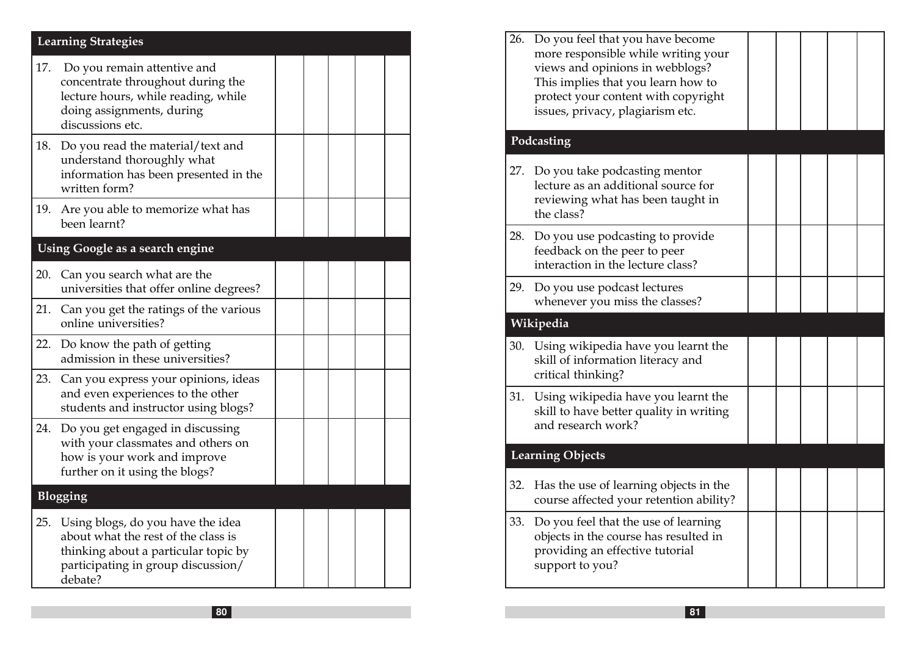| Learning Strategies | | | | | |
|---|---|---|---|---|---|
| 17. Do you remain attentive and concentrate throughout during the lecture hours, while reading, while doing assignments, during discussions etc. | | | | | |
| 18. Do you read the material/text and understand thoroughly what information has been presented in the written form? | | | | | |
| 19. Are you able to memorize what has been learnt? | | | | | |
| **Using Google as a search engine** | | | | | |
| 20. Can you search what are the universities that offer online degrees? | | | | | |
| 21. Can you get the ratings of the various online universities? | | | | | |
| 22. Do know the path of getting admission in these universities? | | | | | |
| 23. Can you express your opinions, ideas and even experiences to the other students and instructor using blogs? | | | | | |
| 24. Do you get engaged in discussing with your classmates and others on how is your work and improve further on it using the blogs? | | | | | |
| **Blogging** | | | | | |
| 25. Using blogs, do you have the idea about what the rest of the class is thinking about a particular topic by participating in group discussion/ debate? | | | | | |
| 26. Do you feel that you have become more responsible while writing your views and opinions in webblogs? This implies that you learn how to protect your content with copyright issues, privacy, plagiarism etc. | | | | | |
| **Podcasting** | | | | | |
| 27. Do you take podcasting mentor lecture as an additional source for reviewing what has been taught in the class? | | | | | |
| 28. Do you use podcasting to provide feedback on the peer to peer interaction in the lecture class? | | | | | |
| 29. Do you use podcast lectures whenever you miss the classes? | | | | | |
| **Wikipedia** | | | | | |
| 30. Using wikipedia have you learnt the skill of information literacy and critical thinking? | | | | | |
| 31. Using wikipedia have you learnt the skill to have better quality in writing and research work? | | | | | |
| **Learning Objects** | | | | | |
| 32. Has the use of learning objects in the course affected your retention ability? | | | | | |
| 33. Do you feel that the use of learning objects in the course has resulted in providing an effective tutorial support to you? | | | | | |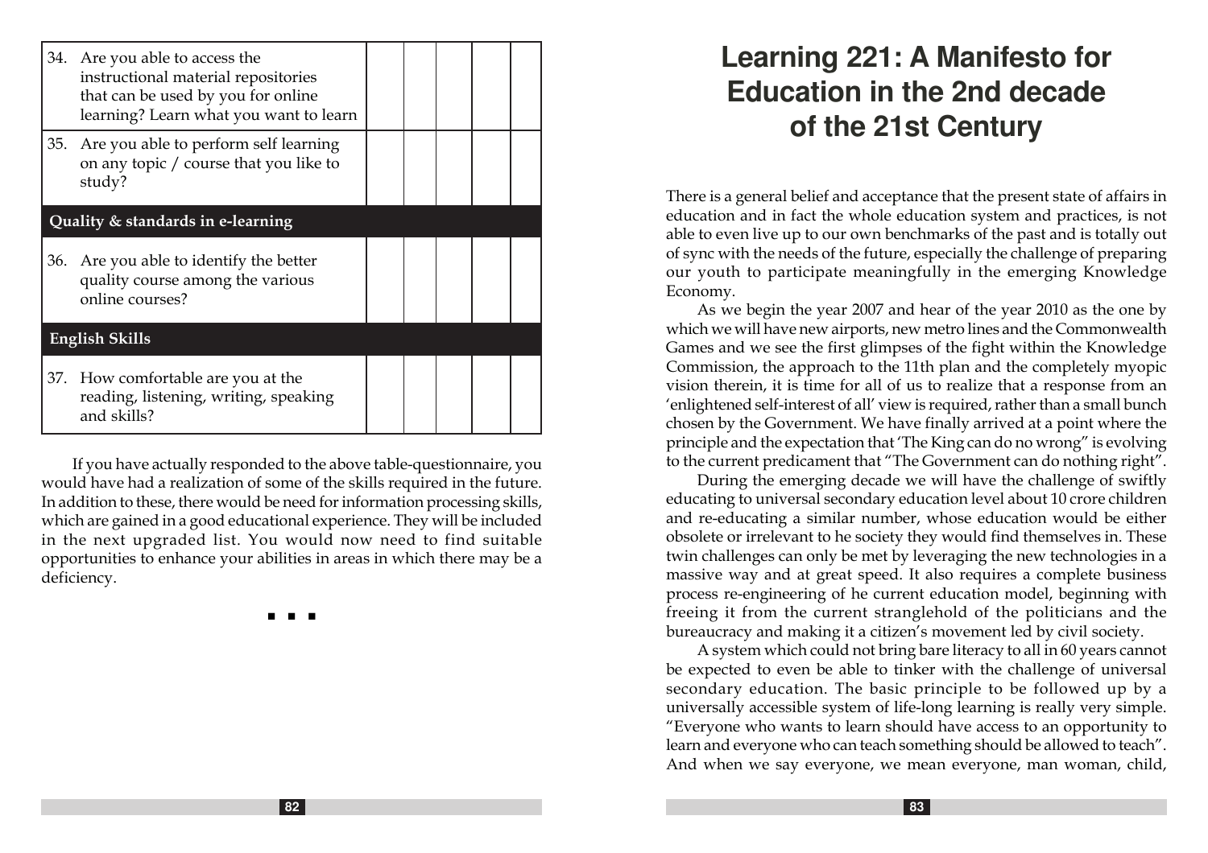| | | | | | |
|---|---|---|---|---|---|
| 34. Are you able to access the instructional material repositories that can be used by you for online learning? Learn what you want to learn | | | | | |
| 35. Are you able to perform self learning on any topic / course that you like to study? | | | | | |
| **Quality & standards in e-learning** | | | | | |
| 36. Are you able to identify the better quality course among the various online courses? | | | | | |
| **English Skills** | | | | | |
| 37. How comfortable are you at the reading, listening, writing, speaking and skills? | | | | | |

If you have actually responded to the above table-questionnaire, you would have had a realization of some of the skills required in the future. In addition to these, there would be need for information processing skills, which are gained in a good educational experience. They will be included in the next upgraded list. You would now need to find suitable opportunities to enhance your abilities in areas in which there may be a deficiency.

■ ■ ■

# Learning 221: A Manifesto for Education in the 2nd decade of the 21st Century

There is a general belief and acceptance that the present state of affairs in education and in fact the whole education system and practices, is not able to even live up to our own benchmarks of the past and is totally out of sync with the needs of the future, especially the challenge of preparing our youth to participate meaningfully in the emerging Knowledge Economy.

As we begin the year 2007 and hear of the year 2010 as the one by which we will have new airports, new metro lines and the Commonwealth Games and we see the first glimpses of the fight within the Knowledge Commission, the approach to the 11th plan and the completely myopic vision therein, it is time for all of us to realize that a response from an 'enlightened self-interest of all' view is required, rather than a small bunch chosen by the Government. We have finally arrived at a point where the principle and the expectation that 'The King can do no wrong" is evolving to the current predicament that "The Government can do nothing right".

During the emerging decade we will have the challenge of swiftly educating to universal secondary education level about 10 crore children and re-educating a similar number, whose education would be either obsolete or irrelevant to he society they would find themselves in. These twin challenges can only be met by leveraging the new technologies in a massive way and at great speed. It also requires a complete business process re-engineering of he current education model, beginning with freeing it from the current stranglehold of the politicians and the bureaucracy and making it a citizen's movement led by civil society.

A system which could not bring bare literacy to all in 60 years cannot be expected to even be able to tinker with the challenge of universal secondary education. The basic principle to be followed up by a universally accessible system of life-long learning is really very simple. "Everyone who wants to learn should have access to an opportunity to learn and everyone who can teach something should be allowed to teach". And when we say everyone, we mean everyone, man woman, child,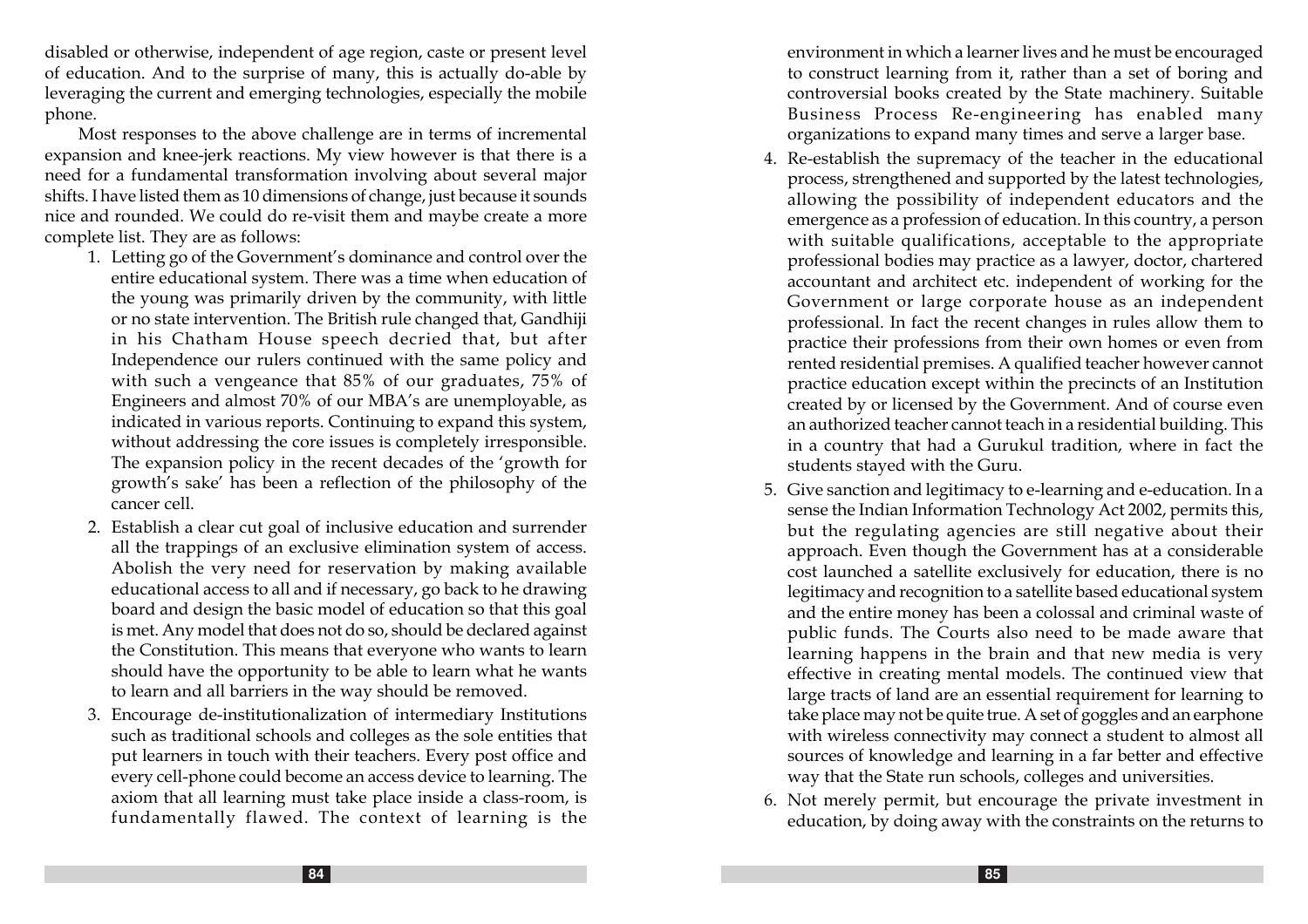disabled or otherwise, independent of age region, caste or present level of education. And to the surprise of many, this is actually do-able by leveraging the current and emerging technologies, especially the mobile phone.

Most responses to the above challenge are in terms of incremental expansion and knee-jerk reactions. My view however is that there is a need for a fundamental transformation involving about several major shifts. I have listed them as 10 dimensions of change, just because it sounds nice and rounded. We could do re-visit them and maybe create a more complete list. They are as follows:

1. Letting go of the Government's dominance and control over the entire educational system. There was a time when education of the young was primarily driven by the community, with little or no state intervention. The British rule changed that, Gandhiji in his Chatham House speech decried that, but after Independence our rulers continued with the same policy and with such a vengeance that 85% of our graduates, 75% of Engineers and almost 70% of our MBA's are unemployable, as indicated in various reports. Continuing to expand this system, without addressing the core issues is completely irresponsible. The expansion policy in the recent decades of the 'growth for growth's sake' has been a reflection of the philosophy of the cancer cell.
2. Establish a clear cut goal of inclusive education and surrender all the trappings of an exclusive elimination system of access. Abolish the very need for reservation by making available educational access to all and if necessary, go back to he drawing board and design the basic model of education so that this goal is met. Any model that does not do so, should be declared against the Constitution. This means that everyone who wants to learn should have the opportunity to be able to learn what he wants to learn and all barriers in the way should be removed.
3. Encourage de-institutionalization of intermediary Institutions such as traditional schools and colleges as the sole entities that put learners in touch with their teachers. Every post office and every cell-phone could become an access device to learning. The axiom that all learning must take place inside a class-room, is fundamentally flawed. The context of learning is the environment in which a learner lives and he must be encouraged to construct learning from it, rather than a set of boring and controversial books created by the State machinery. Suitable Business Process Re-engineering has enabled many organizations to expand many times and serve a larger base.
4. Re-establish the supremacy of the teacher in the educational process, strengthened and supported by the latest technologies, allowing the possibility of independent educators and the emergence as a profession of education. In this country, a person with suitable qualifications, acceptable to the appropriate professional bodies may practice as a lawyer, doctor, chartered accountant and architect etc. independent of working for the Government or large corporate house as an independent professional. In fact the recent changes in rules allow them to practice their professions from their own homes or even from rented residential premises. A qualified teacher however cannot practice education except within the precincts of an Institution created by or licensed by the Government. And of course even an authorized teacher cannot teach in a residential building. This in a country that had a Gurukul tradition, where in fact the students stayed with the Guru.
5. Give sanction and legitimacy to e-learning and e-education. In a sense the Indian Information Technology Act 2002, permits this, but the regulating agencies are still negative about their approach. Even though the Government has at a considerable cost launched a satellite exclusively for education, there is no legitimacy and recognition to a satellite based educational system and the entire money has been a colossal and criminal waste of public funds. The Courts also need to be made aware that learning happens in the brain and that new media is very effective in creating mental models. The continued view that large tracts of land are an essential requirement for learning to take place may not be quite true. A set of goggles and an earphone with wireless connectivity may connect a student to almost all sources of knowledge and learning in a far better and effective way that the State run schools, colleges and universities.
6. Not merely permit, but encourage the private investment in education, by doing away with the constraints on the returns to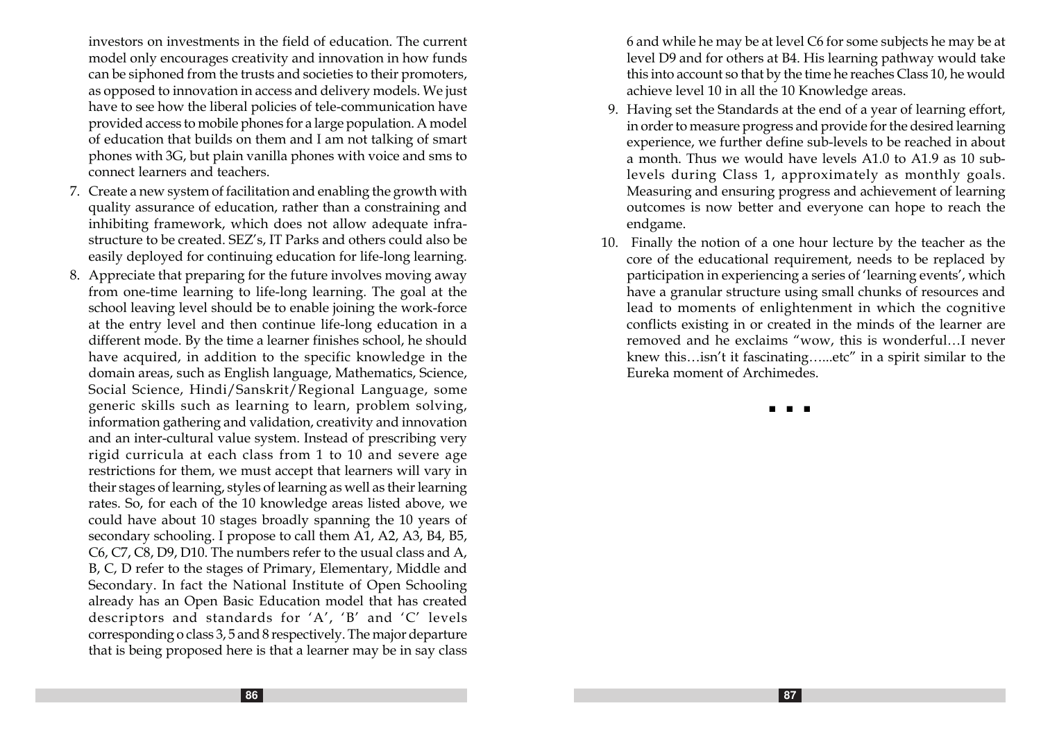investors on investments in the field of education. The current model only encourages creativity and innovation in how funds can be siphoned from the trusts and societies to their promoters, as opposed to innovation in access and delivery models. We just have to see how the liberal policies of tele-communication have provided access to mobile phones for a large population. A model of education that builds on them and I am not talking of smart phones with 3G, but plain vanilla phones with voice and sms to connect learners and teachers.

7. Create a new system of facilitation and enabling the growth with quality assurance of education, rather than a constraining and inhibiting framework, which does not allow adequate infrastructure to be created. SEZ's, IT Parks and others could also be easily deployed for continuing education for life-long learning.
8. Appreciate that preparing for the future involves moving away from one-time learning to life-long learning. The goal at the school leaving level should be to enable joining the work-force at the entry level and then continue life-long education in a different mode. By the time a learner finishes school, he should have acquired, in addition to the specific knowledge in the domain areas, such as English language, Mathematics, Science, Social Science, Hindi/Sanskrit/Regional Language, some generic skills such as learning to learn, problem solving, information gathering and validation, creativity and innovation and an inter-cultural value system. Instead of prescribing very rigid curricula at each class from 1 to 10 and severe age restrictions for them, we must accept that learners will vary in their stages of learning, styles of learning as well as their learning rates. So, for each of the 10 knowledge areas listed above, we could have about 10 stages broadly spanning the 10 years of secondary schooling. I propose to call them A1, A2, A3, B4, B5, C6, C7, C8, D9, D10. The numbers refer to the usual class and A, B, C, D refer to the stages of Primary, Elementary, Middle and Secondary. In fact the National Institute of Open Schooling already has an Open Basic Education model that has created descriptors and standards for 'A', 'B' and 'C' levels corresponding o class 3, 5 and 8 respectively. The major departure that is being proposed here is that a learner may be in say class 6 and while he may be at level C6 for some subjects he may be at level D9 and for others at B4. His learning pathway would take this into account so that by the time he reaches Class 10, he would achieve level 10 in all the 10 Knowledge areas.
9. Having set the Standards at the end of a year of learning effort, in order to measure progress and provide for the desired learning experience, we further define sub-levels to be reached in about a month. Thus we would have levels A1.0 to A1.9 as 10 sub-levels during Class 1, approximately as monthly goals. Measuring and ensuring progress and achievement of learning outcomes is now better and everyone can hope to reach the endgame.
10. Finally the notion of a one hour lecture by the teacher as the core of the educational requirement, needs to be replaced by participation in experiencing a series of 'learning events', which have a granular structure using small chunks of resources and lead to moments of enlightenment in which the cognitive conflicts existing in or created in the minds of the learner are removed and he exclaims "wow, this is wonderful…I never knew this…isn't it fascinating…...etc" in a spirit similar to the Eureka moment of Archimedes.

■ ■ ■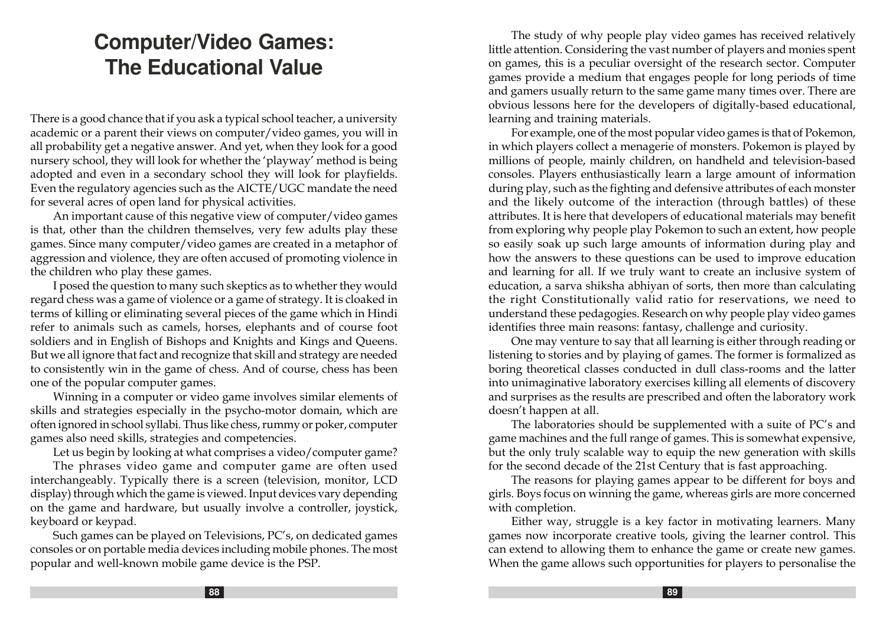# Computer/Video Games: The Educational Value

There is a good chance that if you ask a typical school teacher, a university academic or a parent their views on computer/video games, you will in all probability get a negative answer. And yet, when they look for a good nursery school, they will look for whether the 'playway' method is being adopted and even in a secondary school they will look for playfields. Even the regulatory agencies such as the AICTE/UGC mandate the need for several acres of open land for physical activities.

An important cause of this negative view of computer/video games is that, other than the children themselves, very few adults play these games. Since many computer/video games are created in a metaphor of aggression and violence, they are often accused of promoting violence in the children who play these games.

I posed the question to many such skeptics as to whether they would regard chess was a game of violence or a game of strategy. It is cloaked in terms of killing or eliminating several pieces of the game which in Hindi refer to animals such as camels, horses, elephants and of course foot soldiers and in English of Bishops and Knights and Kings and Queens. But we all ignore that fact and recognize that skill and strategy are needed to consistently win in the game of chess. And of course, chess has been one of the popular computer games.

Winning in a computer or video game involves similar elements of skills and strategies especially in the psycho-motor domain, which are often ignored in school syllabi. Thus like chess, rummy or poker, computer games also need skills, strategies and competencies.

Let us begin by looking at what comprises a video/computer game?

The phrases video game and computer game are often used interchangeably. Typically there is a screen (television, monitor, LCD display) through which the game is viewed. Input devices vary depending on the game and hardware, but usually involve a controller, joystick, keyboard or keypad.

Such games can be played on Televisions, PC's, on dedicated games consoles or on portable media devices including mobile phones. The most popular and well-known mobile game device is the PSP.

The study of why people play video games has received relatively little attention. Considering the vast number of players and monies spent on games, this is a peculiar oversight of the research sector. Computer games provide a medium that engages people for long periods of time and gamers usually return to the same game many times over. There are obvious lessons here for the developers of digitally-based educational, learning and training materials.

For example, one of the most popular video games is that of Pokemon, in which players collect a menagerie of monsters. Pokemon is played by millions of people, mainly children, on handheld and television-based consoles. Players enthusiastically learn a large amount of information during play, such as the fighting and defensive attributes of each monster and the likely outcome of the interaction (through battles) of these attributes. It is here that developers of educational materials may benefit from exploring why people play Pokemon to such an extent, how people so easily soak up such large amounts of information during play and how the answers to these questions can be used to improve education and learning for all. If we truly want to create an inclusive system of education, a sarva shiksha abhiyan of sorts, then more than calculating the right Constitutionally valid ratio for reservations, we need to understand these pedagogies. Research on why people play video games identifies three main reasons: fantasy, challenge and curiosity.

One may venture to say that all learning is either through reading or listening to stories and by playing of games. The former is formalized as boring theoretical classes conducted in dull class-rooms and the latter into unimaginative laboratory exercises killing all elements of discovery and surprises as the results are prescribed and often the laboratory work doesn't happen at all.

The laboratories should be supplemented with a suite of PC's and game machines and the full range of games. This is somewhat expensive, but the only truly scalable way to equip the new generation with skills for the second decade of the 21st Century that is fast approaching.

The reasons for playing games appear to be different for boys and girls. Boys focus on winning the game, whereas girls are more concerned with completion.

Either way, struggle is a key factor in motivating learners. Many games now incorporate creative tools, giving the learner control. This can extend to allowing them to enhance the game or create new games. When the game allows such opportunities for players to personalise the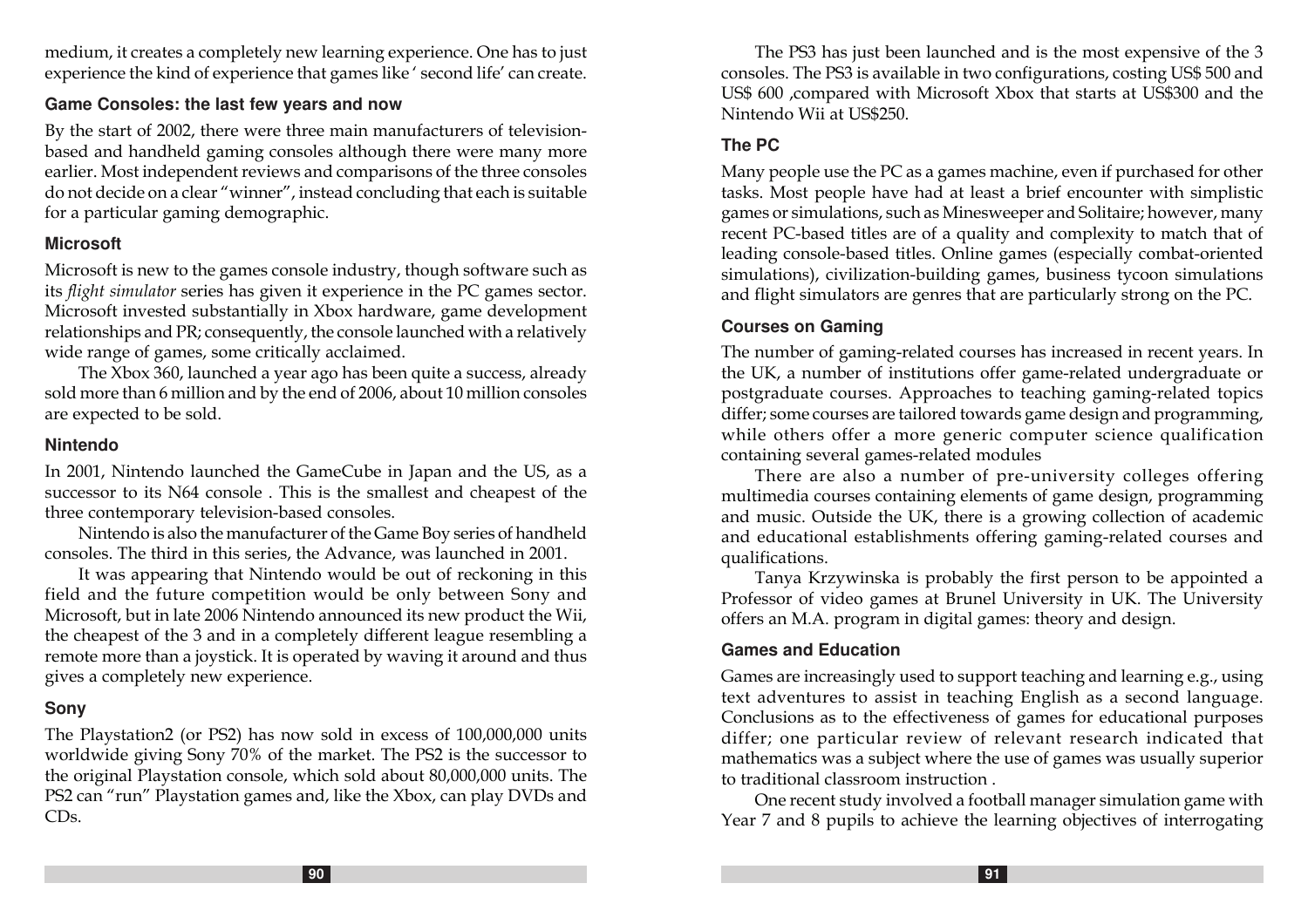medium, it creates a completely new learning experience. One has to just experience the kind of experience that games like ' second life' can create.

### Game Consoles: the last few years and now

By the start of 2002, there were three main manufacturers of television-based and handheld gaming consoles although there were many more earlier. Most independent reviews and comparisons of the three consoles do not decide on a clear "winner", instead concluding that each is suitable for a particular gaming demographic.

### Microsoft

Microsoft is new to the games console industry, though software such as its *flight simulator* series has given it experience in the PC games sector. Microsoft invested substantially in Xbox hardware, game development relationships and PR; consequently, the console launched with a relatively wide range of games, some critically acclaimed.

The Xbox 360, launched a year ago has been quite a success, already sold more than 6 million and by the end of 2006, about 10 million consoles are expected to be sold.

### Nintendo

In 2001, Nintendo launched the GameCube in Japan and the US, as a successor to its N64 console . This is the smallest and cheapest of the three contemporary television-based consoles.

Nintendo is also the manufacturer of the Game Boy series of handheld consoles. The third in this series, the Advance, was launched in 2001.

It was appearing that Nintendo would be out of reckoning in this field and the future competition would be only between Sony and Microsoft, but in late 2006 Nintendo announced its new product the Wii, the cheapest of the 3 and in a completely different league resembling a remote more than a joystick. It is operated by waving it around and thus gives a completely new experience.

### Sony

The Playstation2 (or PS2) has now sold in excess of 100,000,000 units worldwide giving Sony 70% of the market. The PS2 is the successor to the original Playstation console, which sold about 80,000,000 units. The PS2 can "run" Playstation games and, like the Xbox, can play DVDs and CDs.

The PS3 has just been launched and is the most expensive of the 3 consoles. The PS3 is available in two configurations, costing US$ 500 and US$ 600 ,compared with Microsoft Xbox that starts at US$300 and the Nintendo Wii at US$250.

### The PC

Many people use the PC as a games machine, even if purchased for other tasks. Most people have had at least a brief encounter with simplistic games or simulations, such as Minesweeper and Solitaire; however, many recent PC-based titles are of a quality and complexity to match that of leading console-based titles. Online games (especially combat-oriented simulations), civilization-building games, business tycoon simulations and flight simulators are genres that are particularly strong on the PC.

### Courses on Gaming

The number of gaming-related courses has increased in recent years. In the UK, a number of institutions offer game-related undergraduate or postgraduate courses. Approaches to teaching gaming-related topics differ; some courses are tailored towards game design and programming, while others offer a more generic computer science qualification containing several games-related modules

There are also a number of pre-university colleges offering multimedia courses containing elements of game design, programming and music. Outside the UK, there is a growing collection of academic and educational establishments offering gaming-related courses and qualifications.

Tanya Krzywinska is probably the first person to be appointed a Professor of video games at Brunel University in UK. The University offers an M.A. program in digital games: theory and design.

### Games and Education

Games are increasingly used to support teaching and learning e.g., using text adventures to assist in teaching English as a second language. Conclusions as to the effectiveness of games for educational purposes differ; one particular review of relevant research indicated that mathematics was a subject where the use of games was usually superior to traditional classroom instruction .

One recent study involved a football manager simulation game with Year 7 and 8 pupils to achieve the learning objectives of interrogating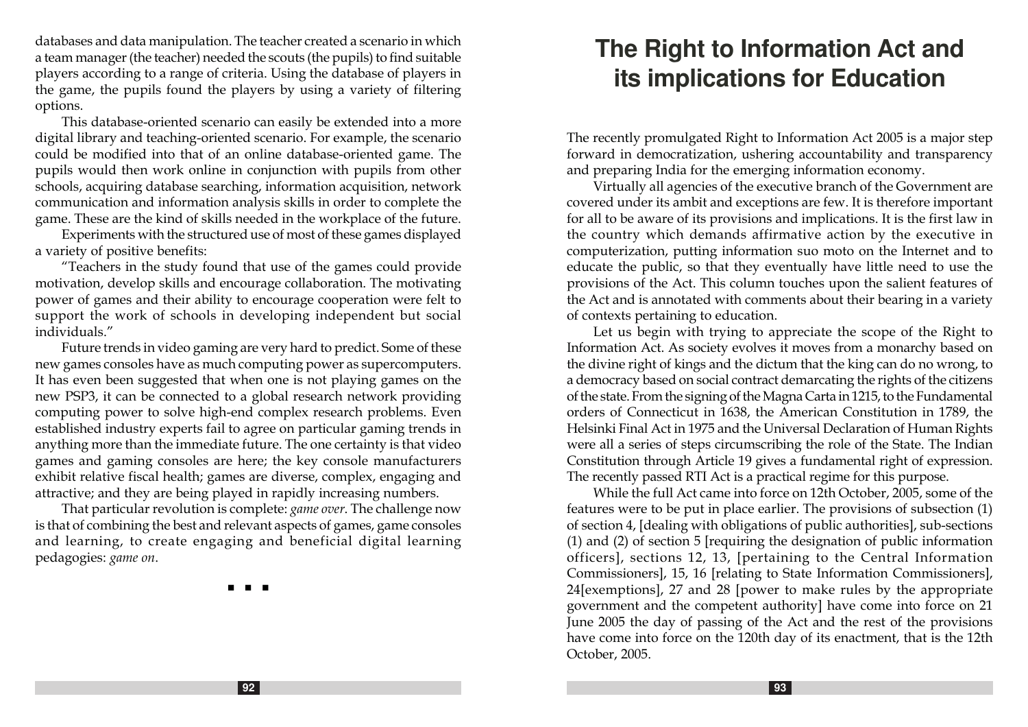databases and data manipulation. The teacher created a scenario in which a team manager (the teacher) needed the scouts (the pupils) to find suitable players according to a range of criteria. Using the database of players in the game, the pupils found the players by using a variety of filtering options.

This database-oriented scenario can easily be extended into a more digital library and teaching-oriented scenario. For example, the scenario could be modified into that of an online database-oriented game. The pupils would then work online in conjunction with pupils from other schools, acquiring database searching, information acquisition, network communication and information analysis skills in order to complete the game. These are the kind of skills needed in the workplace of the future.

Experiments with the structured use of most of these games displayed a variety of positive benefits:

"Teachers in the study found that use of the games could provide motivation, develop skills and encourage collaboration. The motivating power of games and their ability to encourage cooperation were felt to support the work of schools in developing independent but social individuals."

Future trends in video gaming are very hard to predict. Some of these new games consoles have as much computing power as supercomputers. It has even been suggested that when one is not playing games on the new PSP3, it can be connected to a global research network providing computing power to solve high-end complex research problems. Even established industry experts fail to agree on particular gaming trends in anything more than the immediate future. The one certainty is that video games and gaming consoles are here; the key console manufacturers exhibit relative fiscal health; games are diverse, complex, engaging and attractive; and they are being played in rapidly increasing numbers.

That particular revolution is complete: *game over*. The challenge now is that of combining the best and relevant aspects of games, game consoles and learning, to create engaging and beneficial digital learning pedagogies: *game on*.

■ ■ ■

# The Right to Information Act and its implications for Education

The recently promulgated Right to Information Act 2005 is a major step forward in democratization, ushering accountability and transparency and preparing India for the emerging information economy.

Virtually all agencies of the executive branch of the Government are covered under its ambit and exceptions are few. It is therefore important for all to be aware of its provisions and implications. It is the first law in the country which demands affirmative action by the executive in computerization, putting information suo moto on the Internet and to educate the public, so that they eventually have little need to use the provisions of the Act. This column touches upon the salient features of the Act and is annotated with comments about their bearing in a variety of contexts pertaining to education.

Let us begin with trying to appreciate the scope of the Right to Information Act. As society evolves it moves from a monarchy based on the divine right of kings and the dictum that the king can do no wrong, to a democracy based on social contract demarcating the rights of the citizens of the state. From the signing of the Magna Carta in 1215, to the Fundamental orders of Connecticut in 1638, the American Constitution in 1789, the Helsinki Final Act in 1975 and the Universal Declaration of Human Rights were all a series of steps circumscribing the role of the State. The Indian Constitution through Article 19 gives a fundamental right of expression. The recently passed RTI Act is a practical regime for this purpose.

While the full Act came into force on 12th October, 2005, some of the features were to be put in place earlier. The provisions of subsection (1) of section 4, [dealing with obligations of public authorities], sub-sections (1) and (2) of section 5 [requiring the designation of public information officers], sections 12, 13, [pertaining to the Central Information Commissioners], 15, 16 [relating to State Information Commissioners], 24[exemptions], 27 and 28 [power to make rules by the appropriate government and the competent authority] have come into force on 21 June 2005 the day of passing of the Act and the rest of the provisions have come into force on the 120th day of its enactment, that is the 12th October, 2005.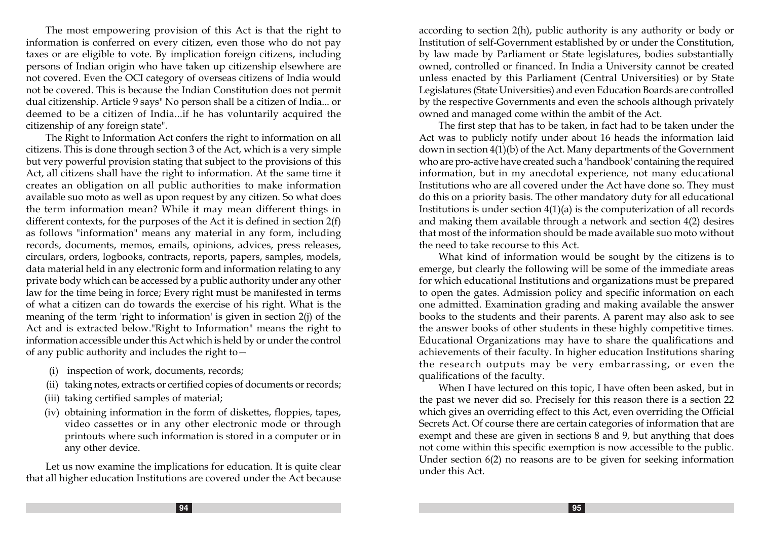The most empowering provision of this Act is that the right to information is conferred on every citizen, even those who do not pay taxes or are eligible to vote. By implication foreign citizens, including persons of Indian origin who have taken up citizenship elsewhere are not covered. Even the OCI category of overseas citizens of India would not be covered. This is because the Indian Constitution does not permit dual citizenship. Article 9 says" No person shall be a citizen of India... or deemed to be a citizen of India...if he has voluntarily acquired the citizenship of any foreign state".

The Right to Information Act confers the right to information on all citizens. This is done through section 3 of the Act, which is a very simple but very powerful provision stating that subject to the provisions of this Act, all citizens shall have the right to information. At the same time it creates an obligation on all public authorities to make information available suo moto as well as upon request by any citizen. So what does the term information mean? While it may mean different things in different contexts, for the purposes of the Act it is defined in section 2(f) as follows "information" means any material in any form, including records, documents, memos, emails, opinions, advices, press releases, circulars, orders, logbooks, contracts, reports, papers, samples, models, data material held in any electronic form and information relating to any private body which can be accessed by a public authority under any other law for the time being in force; Every right must be manifested in terms of what a citizen can do towards the exercise of his right. What is the meaning of the term 'right to information' is given in section 2(j) of the Act and is extracted below."Right to Information" means the right to information accessible under this Act which is held by or under the control of any public authority and includes the right to—

(i) inspection of work, documents, records;
(ii) taking notes, extracts or certified copies of documents or records;
(iii) taking certified samples of material;
(iv) obtaining information in the form of diskettes, floppies, tapes, video cassettes or in any other electronic mode or through printouts where such information is stored in a computer or in any other device.

Let us now examine the implications for education. It is quite clear that all higher education Institutions are covered under the Act because according to section 2(h), public authority is any authority or body or Institution of self-Government established by or under the Constitution, by law made by Parliament or State legislatures, bodies substantially owned, controlled or financed. In India a University cannot be created unless enacted by this Parliament (Central Universities) or by State Legislatures (State Universities) and even Education Boards are controlled by the respective Governments and even the schools although privately owned and managed come within the ambit of the Act.

The first step that has to be taken, in fact had to be taken under the Act was to publicly notify under about 16 heads the information laid down in section 4(1)(b) of the Act. Many departments of the Government who are pro-active have created such a 'handbook' containing the required information, but in my anecdotal experience, not many educational Institutions who are all covered under the Act have done so. They must do this on a priority basis. The other mandatory duty for all educational Institutions is under section 4(1)(a) is the computerization of all records and making them available through a network and section 4(2) desires that most of the information should be made available suo moto without the need to take recourse to this Act.

What kind of information would be sought by the citizens is to emerge, but clearly the following will be some of the immediate areas for which educational Institutions and organizations must be prepared to open the gates. Admission policy and specific information on each one admitted. Examination grading and making available the answer books to the students and their parents. A parent may also ask to see the answer books of other students in these highly competitive times. Educational Organizations may have to share the qualifications and achievements of their faculty. In higher education Institutions sharing the research outputs may be very embarrassing, or even the qualifications of the faculty.

When I have lectured on this topic, I have often been asked, but in the past we never did so. Precisely for this reason there is a section 22 which gives an overriding effect to this Act, even overriding the Official Secrets Act. Of course there are certain categories of information that are exempt and these are given in sections 8 and 9, but anything that does not come within this specific exemption is now accessible to the public. Under section 6(2) no reasons are to be given for seeking information under this Act.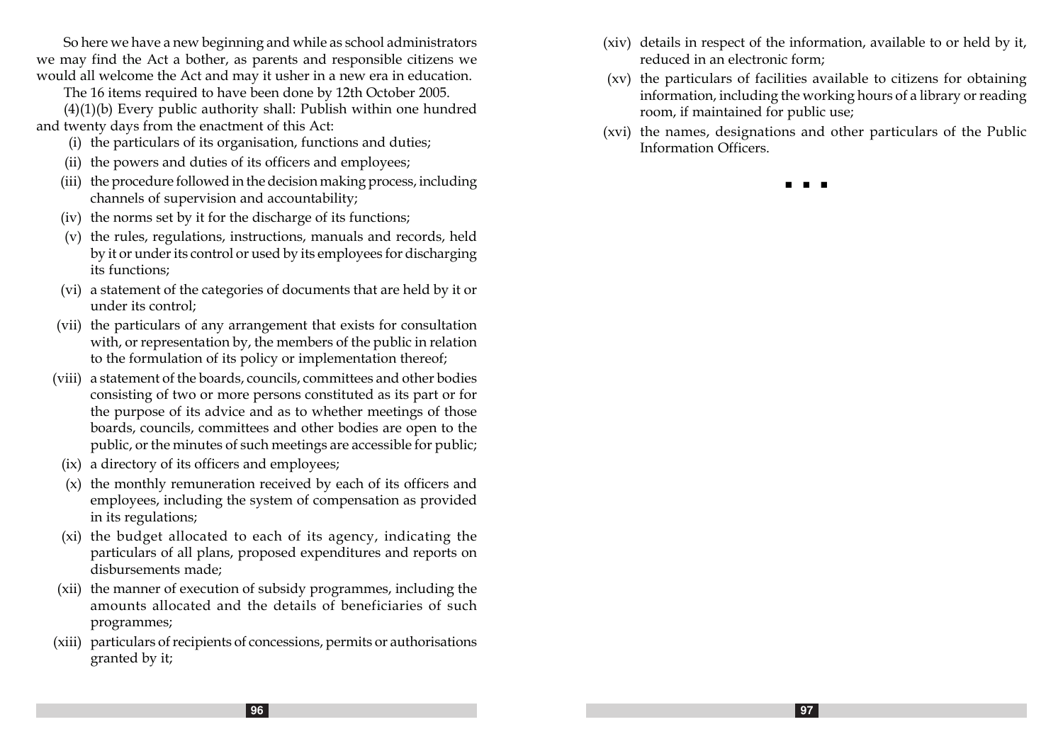So here we have a new beginning and while as school administrators we may find the Act a bother, as parents and responsible citizens we would all welcome the Act and may it usher in a new era in education.

The 16 items required to have been done by 12th October 2005.

(4)(1)(b) Every public authority shall: Publish within one hundred and twenty days from the enactment of this Act:

(i) the particulars of its organisation, functions and duties;

(ii) the powers and duties of its officers and employees;

(iii) the procedure followed in the decision making process, including channels of supervision and accountability;

(iv) the norms set by it for the discharge of its functions;

(v) the rules, regulations, instructions, manuals and records, held by it or under its control or used by its employees for discharging its functions;

(vi) a statement of the categories of documents that are held by it or under its control;

(vii) the particulars of any arrangement that exists for consultation with, or representation by, the members of the public in relation to the formulation of its policy or implementation thereof;

(viii) a statement of the boards, councils, committees and other bodies consisting of two or more persons constituted as its part or for the purpose of its advice and as to whether meetings of those boards, councils, committees and other bodies are open to the public, or the minutes of such meetings are accessible for public;

(ix) a directory of its officers and employees;

(x) the monthly remuneration received by each of its officers and employees, including the system of compensation as provided in its regulations;

(xi) the budget allocated to each of its agency, indicating the particulars of all plans, proposed expenditures and reports on disbursements made;

(xii) the manner of execution of subsidy programmes, including the amounts allocated and the details of beneficiaries of such programmes;

(xiii) particulars of recipients of concessions, permits or authorisations granted by it;

(xiv) details in respect of the information, available to or held by it, reduced in an electronic form;

(xv) the particulars of facilities available to citizens for obtaining information, including the working hours of a library or reading room, if maintained for public use;

(xvi) the names, designations and other particulars of the Public Information Officers.

▪ ▪ ▪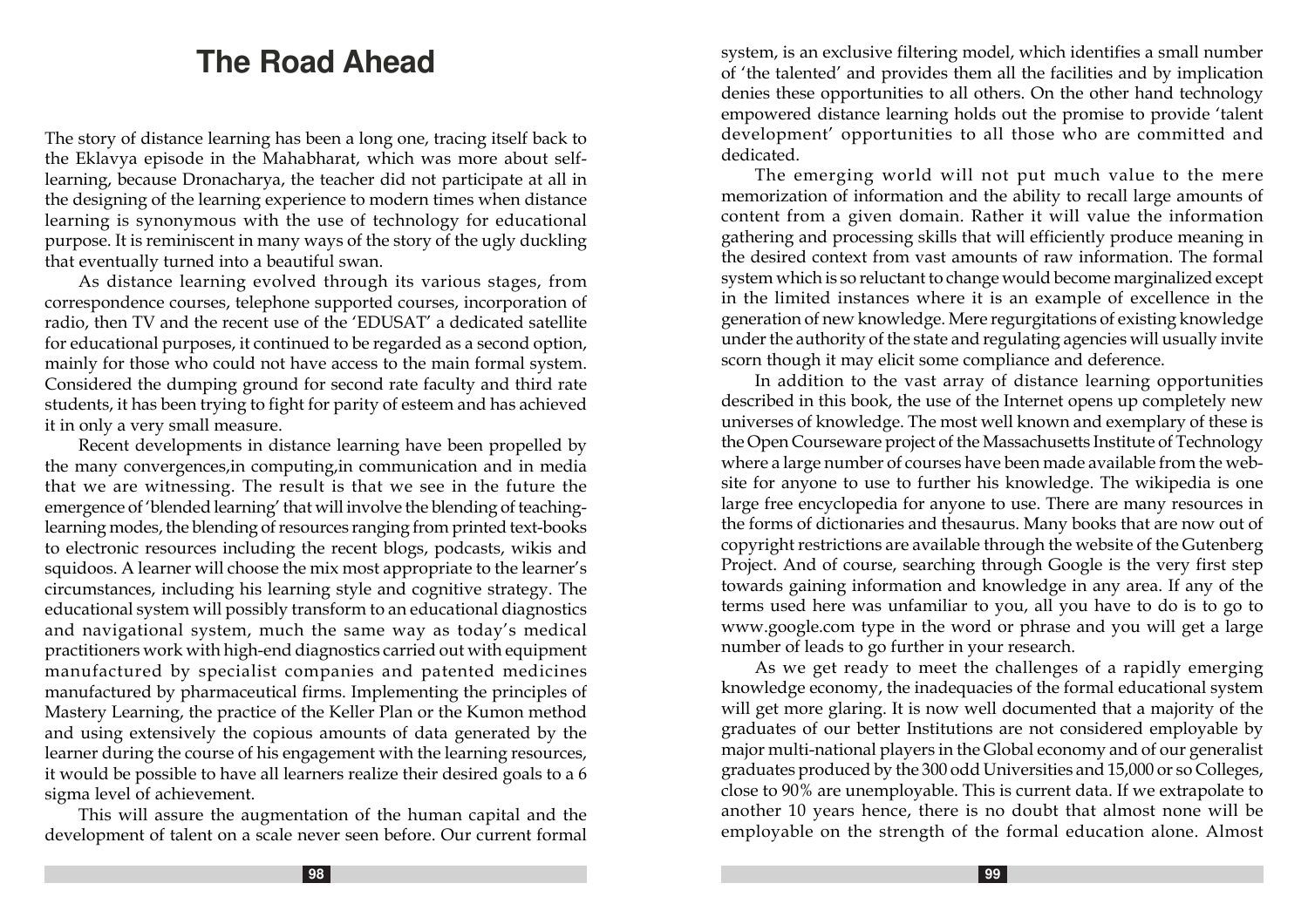# The Road Ahead

The story of distance learning has been a long one, tracing itself back to the Eklavya episode in the Mahabharat, which was more about self-learning, because Dronacharya, the teacher did not participate at all in the designing of the learning experience to modern times when distance learning is synonymous with the use of technology for educational purpose. It is reminiscent in many ways of the story of the ugly duckling that eventually turned into a beautiful swan.

As distance learning evolved through its various stages, from correspondence courses, telephone supported courses, incorporation of radio, then TV and the recent use of the 'EDUSAT' a dedicated satellite for educational purposes, it continued to be regarded as a second option, mainly for those who could not have access to the main formal system. Considered the dumping ground for second rate faculty and third rate students, it has been trying to fight for parity of esteem and has achieved it in only a very small measure.

Recent developments in distance learning have been propelled by the many convergences,in computing,in communication and in media that we are witnessing. The result is that we see in the future the emergence of 'blended learning' that will involve the blending of teaching-learning modes, the blending of resources ranging from printed text-books to electronic resources including the recent blogs, podcasts, wikis and squidoos. A learner will choose the mix most appropriate to the learner's circumstances, including his learning style and cognitive strategy. The educational system will possibly transform to an educational diagnostics and navigational system, much the same way as today's medical practitioners work with high-end diagnostics carried out with equipment manufactured by specialist companies and patented medicines manufactured by pharmaceutical firms. Implementing the principles of Mastery Learning, the practice of the Keller Plan or the Kumon method and using extensively the copious amounts of data generated by the learner during the course of his engagement with the learning resources, it would be possible to have all learners realize their desired goals to a 6 sigma level of achievement.

This will assure the augmentation of the human capital and the development of talent on a scale never seen before. Our current formal system, is an exclusive filtering model, which identifies a small number of 'the talented' and provides them all the facilities and by implication denies these opportunities to all others. On the other hand technology empowered distance learning holds out the promise to provide 'talent development' opportunities to all those who are committed and dedicated.

The emerging world will not put much value to the mere memorization of information and the ability to recall large amounts of content from a given domain. Rather it will value the information gathering and processing skills that will efficiently produce meaning in the desired context from vast amounts of raw information. The formal system which is so reluctant to change would become marginalized except in the limited instances where it is an example of excellence in the generation of new knowledge. Mere regurgitations of existing knowledge under the authority of the state and regulating agencies will usually invite scorn though it may elicit some compliance and deference.

In addition to the vast array of distance learning opportunities described in this book, the use of the Internet opens up completely new universes of knowledge. The most well known and exemplary of these is the Open Courseware project of the Massachusetts Institute of Technology where a large number of courses have been made available from the web-site for anyone to use to further his knowledge. The wikipedia is one large free encyclopedia for anyone to use. There are many resources in the forms of dictionaries and thesaurus. Many books that are now out of copyright restrictions are available through the website of the Gutenberg Project. And of course, searching through Google is the very first step towards gaining information and knowledge in any area. If any of the terms used here was unfamiliar to you, all you have to do is to go to www.google.com type in the word or phrase and you will get a large number of leads to go further in your research.

As we get ready to meet the challenges of a rapidly emerging knowledge economy, the inadequacies of the formal educational system will get more glaring. It is now well documented that a majority of the graduates of our better Institutions are not considered employable by major multi-national players in the Global economy and of our generalist graduates produced by the 300 odd Universities and 15,000 or so Colleges, close to 90% are unemployable. This is current data. If we extrapolate to another 10 years hence, there is no doubt that almost none will be employable on the strength of the formal education alone. Almost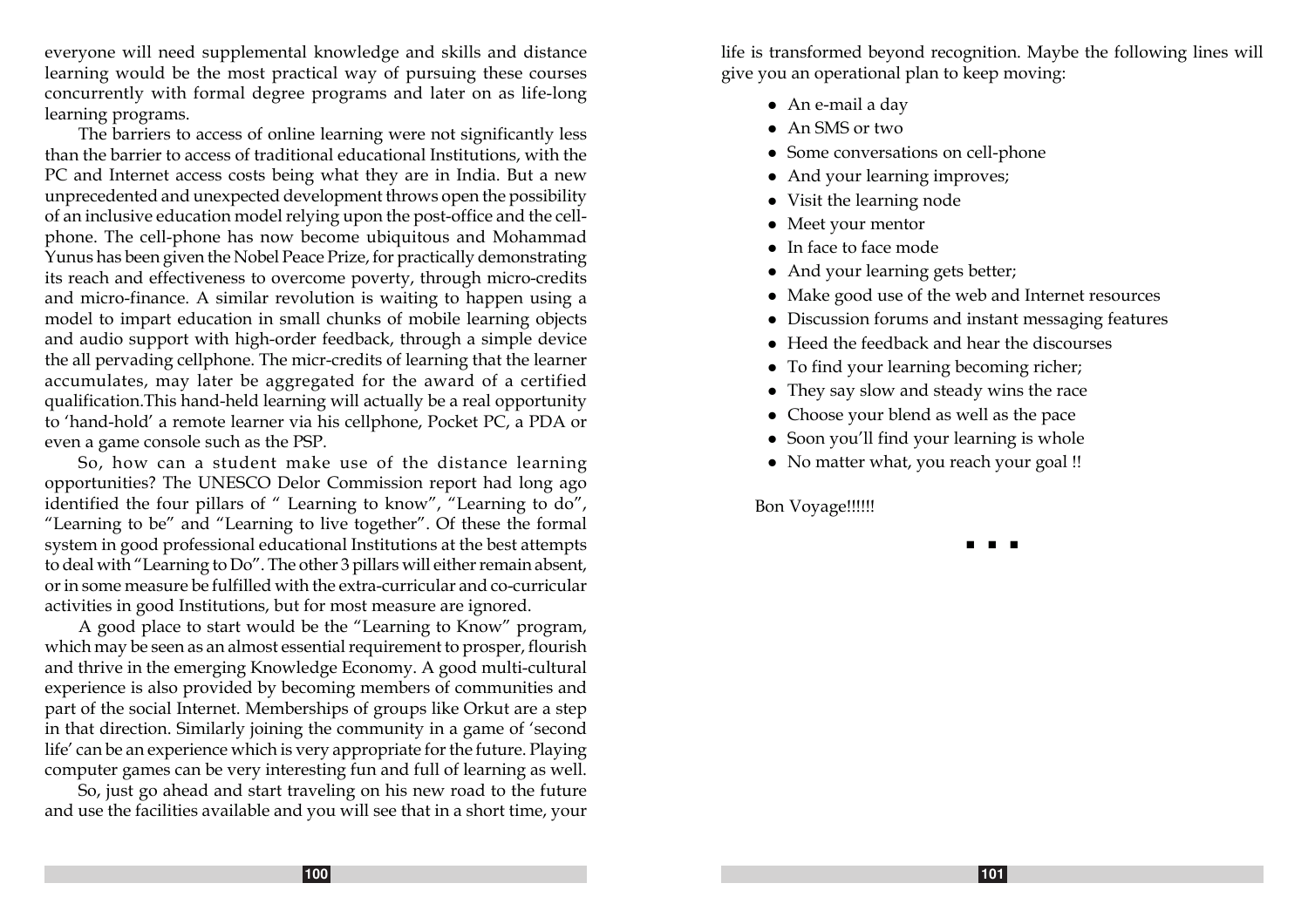everyone will need supplemental knowledge and skills and distance learning would be the most practical way of pursuing these courses concurrently with formal degree programs and later on as life-long learning programs.

The barriers to access of online learning were not significantly less than the barrier to access of traditional educational Institutions, with the PC and Internet access costs being what they are in India. But a new unprecedented and unexpected development throws open the possibility of an inclusive education model relying upon the post-office and the cell-phone. The cell-phone has now become ubiquitous and Mohammad Yunus has been given the Nobel Peace Prize, for practically demonstrating its reach and effectiveness to overcome poverty, through micro-credits and micro-finance. A similar revolution is waiting to happen using a model to impart education in small chunks of mobile learning objects and audio support with high-order feedback, through a simple device the all pervading cellphone. The micr-credits of learning that the learner accumulates, may later be aggregated for the award of a certified qualification.This hand-held learning will actually be a real opportunity to 'hand-hold' a remote learner via his cellphone, Pocket PC, a PDA or even a game console such as the PSP.

So, how can a student make use of the distance learning opportunities? The UNESCO Delor Commission report had long ago identified the four pillars of " Learning to know", "Learning to do", "Learning to be" and "Learning to live together". Of these the formal system in good professional educational Institutions at the best attempts to deal with "Learning to Do". The other 3 pillars will either remain absent, or in some measure be fulfilled with the extra-curricular and co-curricular activities in good Institutions, but for most measure are ignored.

A good place to start would be the "Learning to Know" program, which may be seen as an almost essential requirement to prosper, flourish and thrive in the emerging Knowledge Economy. A good multi-cultural experience is also provided by becoming members of communities and part of the social Internet. Memberships of groups like Orkut are a step in that direction. Similarly joining the community in a game of 'second life' can be an experience which is very appropriate for the future. Playing computer games can be very interesting fun and full of learning as well.

So, just go ahead and start traveling on his new road to the future and use the facilities available and you will see that in a short time, your life is transformed beyond recognition. Maybe the following lines will give you an operational plan to keep moving:

- An e-mail a day
- An SMS or two
- Some conversations on cell-phone
- And your learning improves;
- Visit the learning node
- Meet your mentor
- In face to face mode
- And your learning gets better;
- Make good use of the web and Internet resources
- Discussion forums and instant messaging features
- Heed the feedback and hear the discourses
- To find your learning becoming richer;
- They say slow and steady wins the race
- Choose your blend as well as the pace
- Soon you'll find your learning is whole
- No matter what, you reach your goal !!

Bon Voyage!!!!!!

■ ■ ■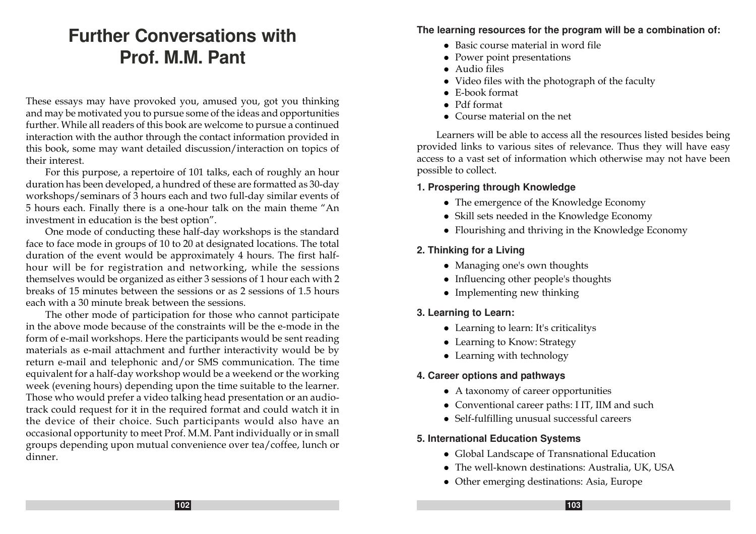# Further Conversations with Prof. M.M. Pant

These essays may have provoked you, amused you, got you thinking and may be motivated you to pursue some of the ideas and opportunities further. While all readers of this book are welcome to pursue a continued interaction with the author through the contact information provided in this book, some may want detailed discussion/interaction on topics of their interest.

For this purpose, a repertoire of 101 talks, each of roughly an hour duration has been developed, a hundred of these are formatted as 30-day workshops/seminars of 3 hours each and two full-day similar events of 5 hours each. Finally there is a one-hour talk on the main theme "An investment in education is the best option".

One mode of conducting these half-day workshops is the standard face to face mode in groups of 10 to 20 at designated locations. The total duration of the event would be approximately 4 hours. The first half-hour will be for registration and networking, while the sessions themselves would be organized as either 3 sessions of 1 hour each with 2 breaks of 15 minutes between the sessions or as 2 sessions of 1.5 hours each with a 30 minute break between the sessions.

The other mode of participation for those who cannot participate in the above mode because of the constraints will be the e-mode in the form of e-mail workshops. Here the participants would be sent reading materials as e-mail attachment and further interactivity would be by return e-mail and telephonic and/or SMS communication. The time equivalent for a half-day workshop would be a weekend or the working week (evening hours) depending upon the time suitable to the learner. Those who would prefer a video talking head presentation or an audio-track could request for it in the required format and could watch it in the device of their choice. Such participants would also have an occasional opportunity to meet Prof. M.M. Pant individually or in small groups depending upon mutual convenience over tea/coffee, lunch or dinner.

**The learning resources for the program will be a combination of:**

- Basic course material in word file
- Power point presentations
- Audio files
- Video files with the photograph of the faculty
- E-book format
- Pdf format
- Course material on the net

Learners will be able to access all the resources listed besides being provided links to various sites of relevance. Thus they will have easy access to a vast set of information which otherwise may not have been possible to collect.

### 1. Prospering through Knowledge

- The emergence of the Knowledge Economy
- Skill sets needed in the Knowledge Economy
- Flourishing and thriving in the Knowledge Economy

### 2. Thinking for a Living

- Managing one's own thoughts
- Influencing other people's thoughts
- Implementing new thinking

### 3. Learning to Learn:

- Learning to learn: It's criticalitys
- Learning to Know: Strategy
- Learning with technology

### 4. Career options and pathways

- A taxonomy of career opportunities
- Conventional career paths: I IT, IIM and such
- Self-fulfilling unusual successful careers

### 5. International Education Systems

- Global Landscape of Transnational Education
- The well-known destinations: Australia, UK, USA
- Other emerging destinations: Asia, Europe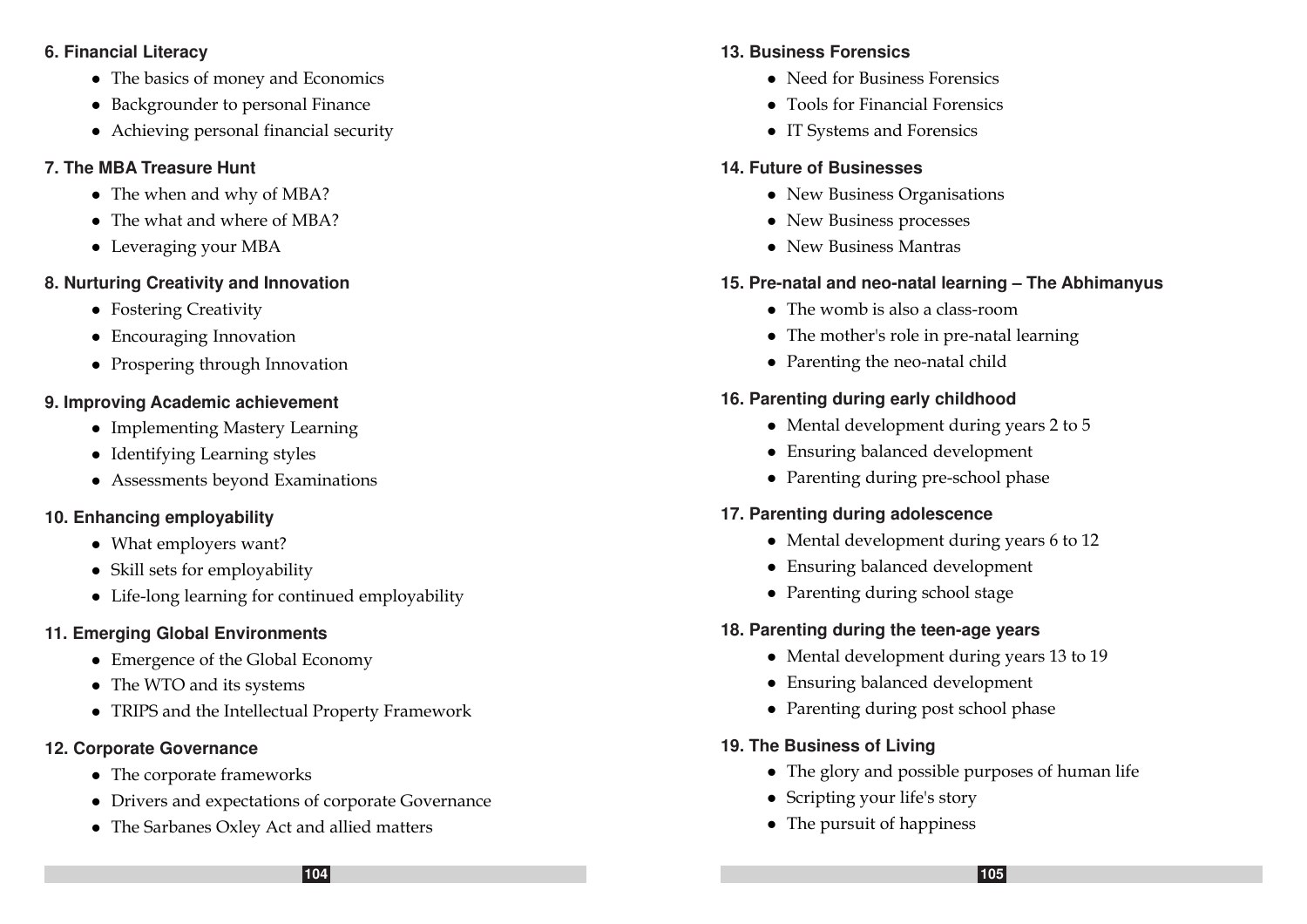**6. Financial Literacy**

- The basics of money and Economics
- Backgrounder to personal Finance
- Achieving personal financial security

**7. The MBA Treasure Hunt**

- The when and why of MBA?
- The what and where of MBA?
- Leveraging your MBA

**8. Nurturing Creativity and Innovation**

- Fostering Creativity
- Encouraging Innovation
- Prospering through Innovation

**9. Improving Academic achievement**

- Implementing Mastery Learning
- Identifying Learning styles
- Assessments beyond Examinations

**10. Enhancing employability**

- What employers want?
- Skill sets for employability
- Life-long learning for continued employability

**11. Emerging Global Environments**

- Emergence of the Global Economy
- The WTO and its systems
- TRIPS and the Intellectual Property Framework

**12. Corporate Governance**

- The corporate frameworks
- Drivers and expectations of corporate Governance
- The Sarbanes Oxley Act and allied matters

**13. Business Forensics**

- Need for Business Forensics
- Tools for Financial Forensics
- IT Systems and Forensics

**14. Future of Businesses**

- New Business Organisations
- New Business processes
- New Business Mantras

**15. Pre-natal and neo-natal learning – The Abhimanyus**

- The womb is also a class-room
- The mother's role in pre-natal learning
- Parenting the neo-natal child

**16. Parenting during early childhood**

- Mental development during years 2 to 5
- Ensuring balanced development
- Parenting during pre-school phase

**17. Parenting during adolescence**

- Mental development during years 6 to 12
- Ensuring balanced development
- Parenting during school stage

**18. Parenting during the teen-age years**

- Mental development during years 13 to 19
- Ensuring balanced development
- Parenting during post school phase

**19. The Business of Living**

- The glory and possible purposes of human life
- Scripting your life's story
- The pursuit of happiness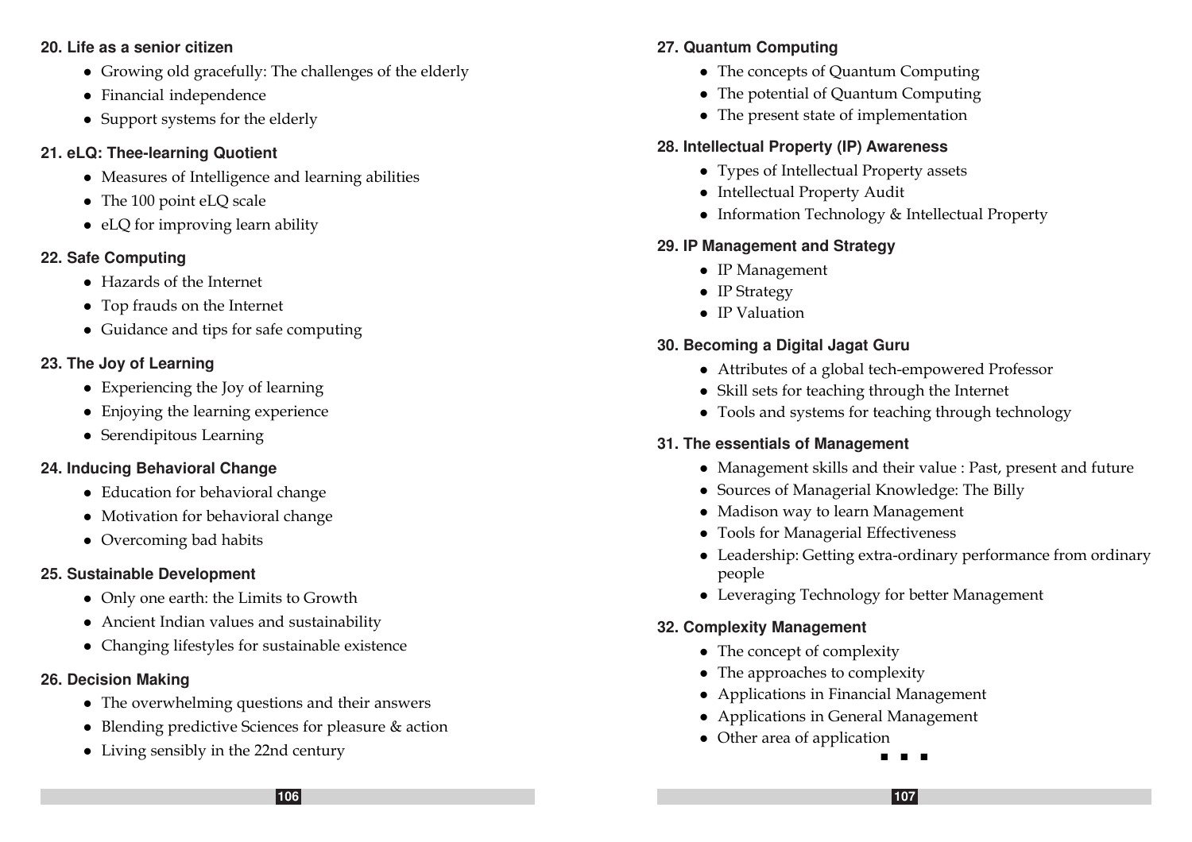### 20. Life as a senior citizen

- Growing old gracefully: The challenges of the elderly
- Financial independence
- Support systems for the elderly

### 21. eLQ: Thee-learning Quotient

- Measures of Intelligence and learning abilities
- The 100 point eLQ scale
- eLQ for improving learn ability

### 22. Safe Computing

- Hazards of the Internet
- Top frauds on the Internet
- Guidance and tips for safe computing

### 23. The Joy of Learning

- Experiencing the Joy of learning
- Enjoying the learning experience
- Serendipitous Learning

### 24. Inducing Behavioral Change

- Education for behavioral change
- Motivation for behavioral change
- Overcoming bad habits

### 25. Sustainable Development

- Only one earth: the Limits to Growth
- Ancient Indian values and sustainability
- Changing lifestyles for sustainable existence

### 26. Decision Making

- The overwhelming questions and their answers
- Blending predictive Sciences for pleasure & action
- Living sensibly in the 22nd century

### 27. Quantum Computing

- The concepts of Quantum Computing
- The potential of Quantum Computing
- The present state of implementation

### 28. Intellectual Property (IP) Awareness

- Types of Intellectual Property assets
- Intellectual Property Audit
- Information Technology & Intellectual Property

### 29. IP Management and Strategy

- IP Management
- IP Strategy
- IP Valuation

### 30. Becoming a Digital Jagat Guru

- Attributes of a global tech-empowered Professor
- Skill sets for teaching through the Internet
- Tools and systems for teaching through technology

### 31. The essentials of Management

- Management skills and their value : Past, present and future
- Sources of Managerial Knowledge: The Billy
- Madison way to learn Management
- Tools for Managerial Effectiveness
- Leadership: Getting extra-ordinary performance from ordinary people
- Leveraging Technology for better Management

### 32. Complexity Management

- The concept of complexity
- The approaches to complexity
- Applications in Financial Management
- Applications in General Management
- Other area of application

■ ■ ■